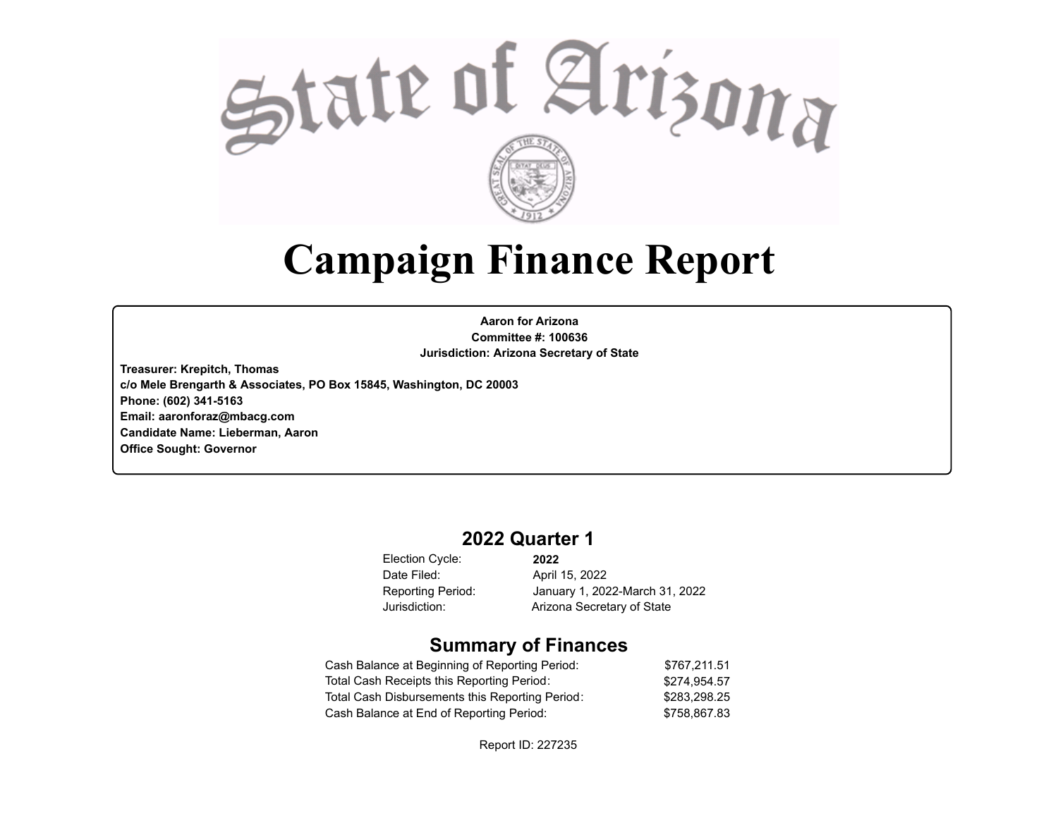# State of Arizona

# Campaign Finance Report

**Aaron for Arizona**
**Committee #: 100636**
**Jurisdiction: Arizona Secretary of State**

**Treasurer: Krepitch, Thomas**
**c/o Mele Brengarth & Associates, PO Box 15845, Washington, DC 20003**
**Phone: (602) 341-5163**
**Email: aaronforaz@mbacg.com**
**Candidate Name: Lieberman, Aaron**
**Office Sought: Governor**

## 2022 Quarter 1

| | |
|---|---|
| Election Cycle: | **2022** |
| Date Filed: | April 15, 2022 |
| Reporting Period: | January 1, 2022-March 31, 2022 |
| Jurisdiction: | Arizona Secretary of State |

## Summary of Finances

| | |
|---|---|
| Cash Balance at Beginning of Reporting Period: | $767,211.51 |
| Total Cash Receipts this Reporting Period: | $274,954.57 |
| Total Cash Disbursements this Reporting Period: | $283,298.25 |
| Cash Balance at End of Reporting Period: | $758,867.83 |

Report ID: 227235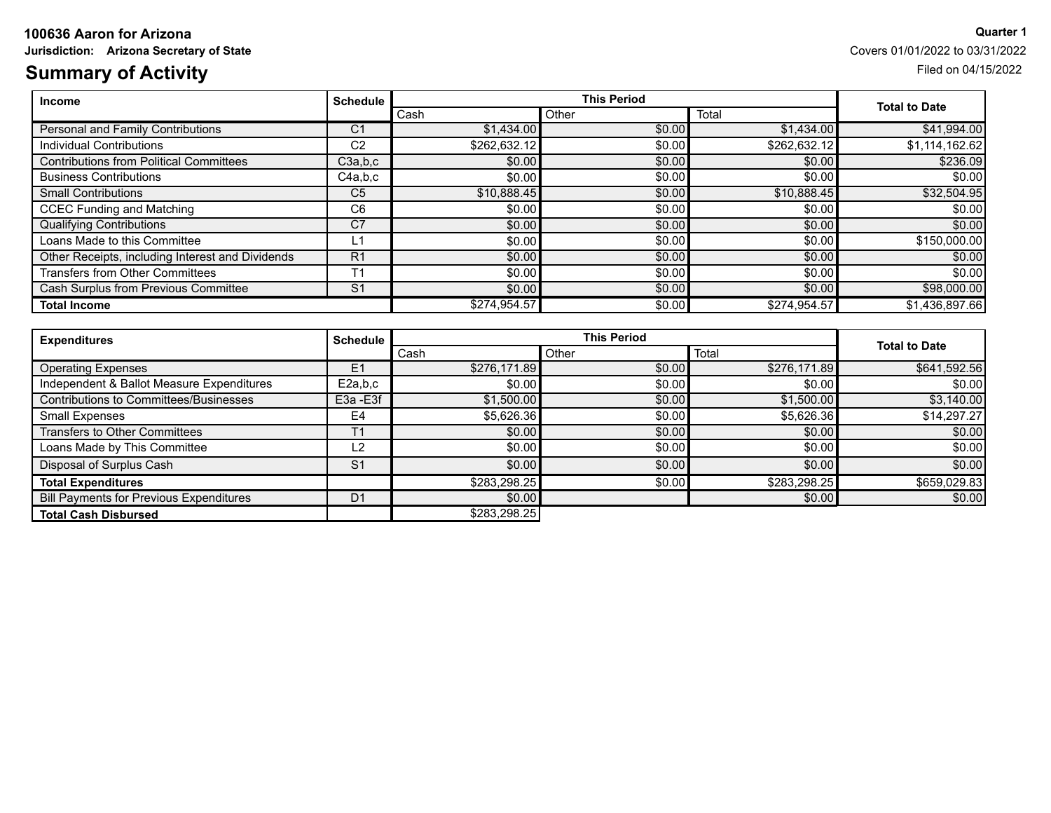**100636 Aaron for Arizona**

**Jurisdiction: Arizona Secretary of State**

**Quarter 1**

Covers 01/01/2022 to 03/31/2022

Filed on 04/15/2022

# Summary of Activity

| Income | Schedule | This Period | | | Total to Date |
|---|---|---|---|---|---|
| | | Cash | Other | Total | |
| Personal and Family Contributions | C1 | $1,434.00 | $0.00 | $1,434.00 | $41,994.00 |
| Individual Contributions | C2 | $262,632.12 | $0.00 | $262,632.12 | $1,114,162.62 |
| Contributions from Political Committees | C3a,b,c | $0.00 | $0.00 | $0.00 | $236.09 |
| Business Contributions | C4a,b,c | $0.00 | $0.00 | $0.00 | $0.00 |
| Small Contributions | C5 | $10,888.45 | $0.00 | $10,888.45 | $32,504.95 |
| CCEC Funding and Matching | C6 | $0.00 | $0.00 | $0.00 | $0.00 |
| Qualifying Contributions | C7 | $0.00 | $0.00 | $0.00 | $0.00 |
| Loans Made to this Committee | L1 | $0.00 | $0.00 | $0.00 | $150,000.00 |
| Other Receipts, including Interest and Dividends | R1 | $0.00 | $0.00 | $0.00 | $0.00 |
| Transfers from Other Committees | T1 | $0.00 | $0.00 | $0.00 | $0.00 |
| Cash Surplus from Previous Committee | S1 | $0.00 | $0.00 | $0.00 | $98,000.00 |
| **Total Income** | | $274,954.57 | $0.00 | $274,954.57 | $1,436,897.66 |

| Expenditures | Schedule | This Period | | | Total to Date |
|---|---|---|---|---|---|
| | | Cash | Other | Total | |
| Operating Expenses | E1 | $276,171.89 | $0.00 | $276,171.89 | $641,592.56 |
| Independent & Ballot Measure Expenditures | E2a,b,c | $0.00 | $0.00 | $0.00 | $0.00 |
| Contributions to Committees/Businesses | E3a -E3f | $1,500.00 | $0.00 | $1,500.00 | $3,140.00 |
| Small Expenses | E4 | $5,626.36 | $0.00 | $5,626.36 | $14,297.27 |
| Transfers to Other Committees | T1 | $0.00 | $0.00 | $0.00 | $0.00 |
| Loans Made by This Committee | L2 | $0.00 | $0.00 | $0.00 | $0.00 |
| Disposal of Surplus Cash | S1 | $0.00 | $0.00 | $0.00 | $0.00 |
| **Total Expenditures** | | $283,298.25 | $0.00 | $283,298.25 | $659,029.83 |
| Bill Payments for Previous Expenditures | D1 | $0.00 | | $0.00 | $0.00 |
| **Total Cash Disbursed** | | $283,298.25 | | | |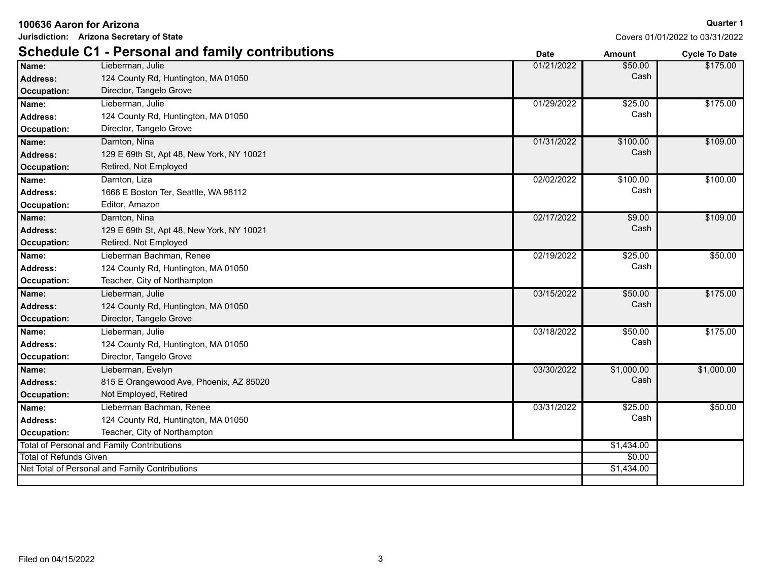**100636 Aaron for Arizona**

**Quarter 1**

**Jurisdiction: Arizona Secretary of State**

Covers 01/01/2022 to 03/31/2022

## Schedule C1 - Personal and family contributions

| | | Date | Amount | Cycle To Date |
|---|---|---|---|---|
| **Name:** | Lieberman, Julie | 01/21/2022 | $50.00 | $175.00 |
| **Address:** | 124 County Rd, Huntington, MA 01050 | | Cash | |
| **Occupation:** | Director, Tangelo Grove | | | |
| **Name:** | Lieberman, Julie | 01/29/2022 | $25.00 | $175.00 |
| **Address:** | 124 County Rd, Huntington, MA 01050 | | Cash | |
| **Occupation:** | Director, Tangelo Grove | | | |
| **Name:** | Darnton, Nina | 01/31/2022 | $100.00 | $109.00 |
| **Address:** | 129 E 69th St, Apt 48, New York, NY 10021 | | Cash | |
| **Occupation:** | Retired, Not Employed | | | |
| **Name:** | Darnton, Liza | 02/02/2022 | $100.00 | $100.00 |
| **Address:** | 1668 E Boston Ter, Seattle, WA 98112 | | Cash | |
| **Occupation:** | Editor, Amazon | | | |
| **Name:** | Darnton, Nina | 02/17/2022 | $9.00 | $109.00 |
| **Address:** | 129 E 69th St, Apt 48, New York, NY 10021 | | Cash | |
| **Occupation:** | Retired, Not Employed | | | |
| **Name:** | Lieberman Bachman, Renee | 02/19/2022 | $25.00 | $50.00 |
| **Address:** | 124 County Rd, Huntington, MA 01050 | | Cash | |
| **Occupation:** | Teacher, City of Northampton | | | |
| **Name:** | Lieberman, Julie | 03/15/2022 | $50.00 | $175.00 |
| **Address:** | 124 County Rd, Huntington, MA 01050 | | Cash | |
| **Occupation:** | Director, Tangelo Grove | | | |
| **Name:** | Lieberman, Julie | 03/18/2022 | $50.00 | $175.00 |
| **Address:** | 124 County Rd, Huntington, MA 01050 | | Cash | |
| **Occupation:** | Director, Tangelo Grove | | | |
| **Name:** | Lieberman, Evelyn | 03/30/2022 | $1,000.00 | $1,000.00 |
| **Address:** | 815 E Orangewood Ave, Phoenix, AZ 85020 | | Cash | |
| **Occupation:** | Not Employed, Retired | | | |
| **Name:** | Lieberman Bachman, Renee | 03/31/2022 | $25.00 | $50.00 |
| **Address:** | 124 County Rd, Huntington, MA 01050 | | Cash | |
| **Occupation:** | Teacher, City of Northampton | | | |
| Total of Personal and Family Contributions | | | $1,434.00 | |
| Total of Refunds Given | | | $0.00 | |
| Net Total of Personal and Family Contributions | | | $1,434.00 | |

Filed on 04/15/2022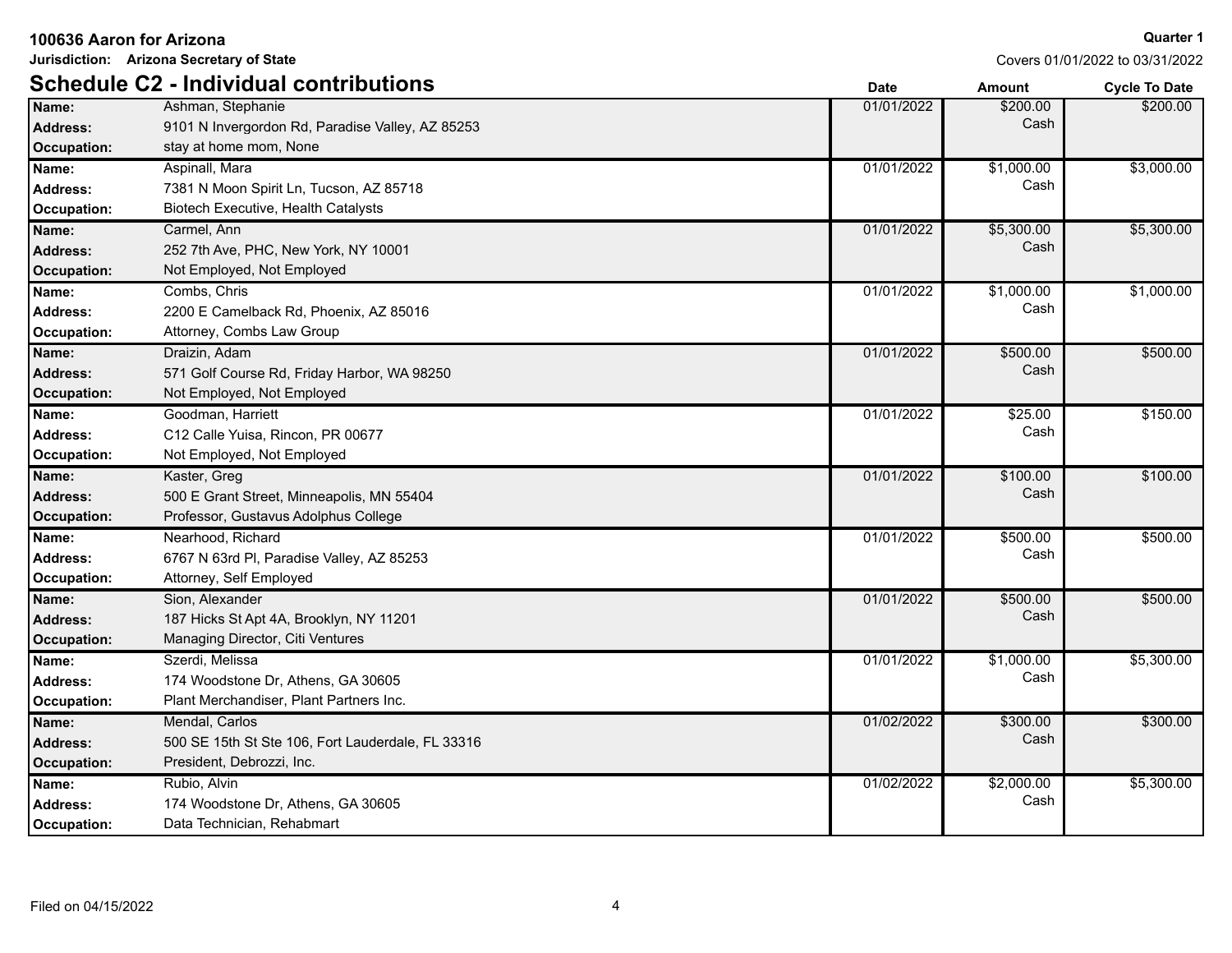**100636 Aaron for Arizona**

**Jurisdiction: Arizona Secretary of State**

**Quarter 1**

Covers 01/01/2022 to 03/31/2022

## Schedule C2 - Individual contributions

| Name / Address / Occupation | | Date | Amount | Cycle To Date |
|---|---|---|---|---|
| **Name:** | Ashman, Stephanie | 01/01/2022 | $200.00 Cash | $200.00 |
| **Address:** | 9101 N Invergordon Rd, Paradise Valley, AZ 85253 | | | |
| **Occupation:** | stay at home mom, None | | | |
| **Name:** | Aspinall, Mara | 01/01/2022 | $1,000.00 Cash | $3,000.00 |
| **Address:** | 7381 N Moon Spirit Ln, Tucson, AZ 85718 | | | |
| **Occupation:** | Biotech Executive, Health Catalysts | | | |
| **Name:** | Carmel, Ann | 01/01/2022 | $5,300.00 Cash | $5,300.00 |
| **Address:** | 252 7th Ave, PHC, New York, NY 10001 | | | |
| **Occupation:** | Not Employed, Not Employed | | | |
| **Name:** | Combs, Chris | 01/01/2022 | $1,000.00 Cash | $1,000.00 |
| **Address:** | 2200 E Camelback Rd, Phoenix, AZ 85016 | | | |
| **Occupation:** | Attorney, Combs Law Group | | | |
| **Name:** | Draizin, Adam | 01/01/2022 | $500.00 Cash | $500.00 |
| **Address:** | 571 Golf Course Rd, Friday Harbor, WA 98250 | | | |
| **Occupation:** | Not Employed, Not Employed | | | |
| **Name:** | Goodman, Harriett | 01/01/2022 | $25.00 Cash | $150.00 |
| **Address:** | C12 Calle Yuisa, Rincon, PR 00677 | | | |
| **Occupation:** | Not Employed, Not Employed | | | |
| **Name:** | Kaster, Greg | 01/01/2022 | $100.00 Cash | $100.00 |
| **Address:** | 500 E Grant Street, Minneapolis, MN 55404 | | | |
| **Occupation:** | Professor, Gustavus Adolphus College | | | |
| **Name:** | Nearhood, Richard | 01/01/2022 | $500.00 Cash | $500.00 |
| **Address:** | 6767 N 63rd Pl, Paradise Valley, AZ 85253 | | | |
| **Occupation:** | Attorney, Self Employed | | | |
| **Name:** | Sion, Alexander | 01/01/2022 | $500.00 Cash | $500.00 |
| **Address:** | 187 Hicks St Apt 4A, Brooklyn, NY 11201 | | | |
| **Occupation:** | Managing Director, Citi Ventures | | | |
| **Name:** | Szerdi, Melissa | 01/01/2022 | $1,000.00 Cash | $5,300.00 |
| **Address:** | 174 Woodstone Dr, Athens, GA 30605 | | | |
| **Occupation:** | Plant Merchandiser, Plant Partners Inc. | | | |
| **Name:** | Mendal, Carlos | 01/02/2022 | $300.00 Cash | $300.00 |
| **Address:** | 500 SE 15th St Ste 106, Fort Lauderdale, FL 33316 | | | |
| **Occupation:** | President, Debrozzi, Inc. | | | |
| **Name:** | Rubio, Alvin | 01/02/2022 | $2,000.00 Cash | $5,300.00 |
| **Address:** | 174 Woodstone Dr, Athens, GA 30605 | | | |
| **Occupation:** | Data Technician, Rehabmart | | | |

Filed on 04/15/2022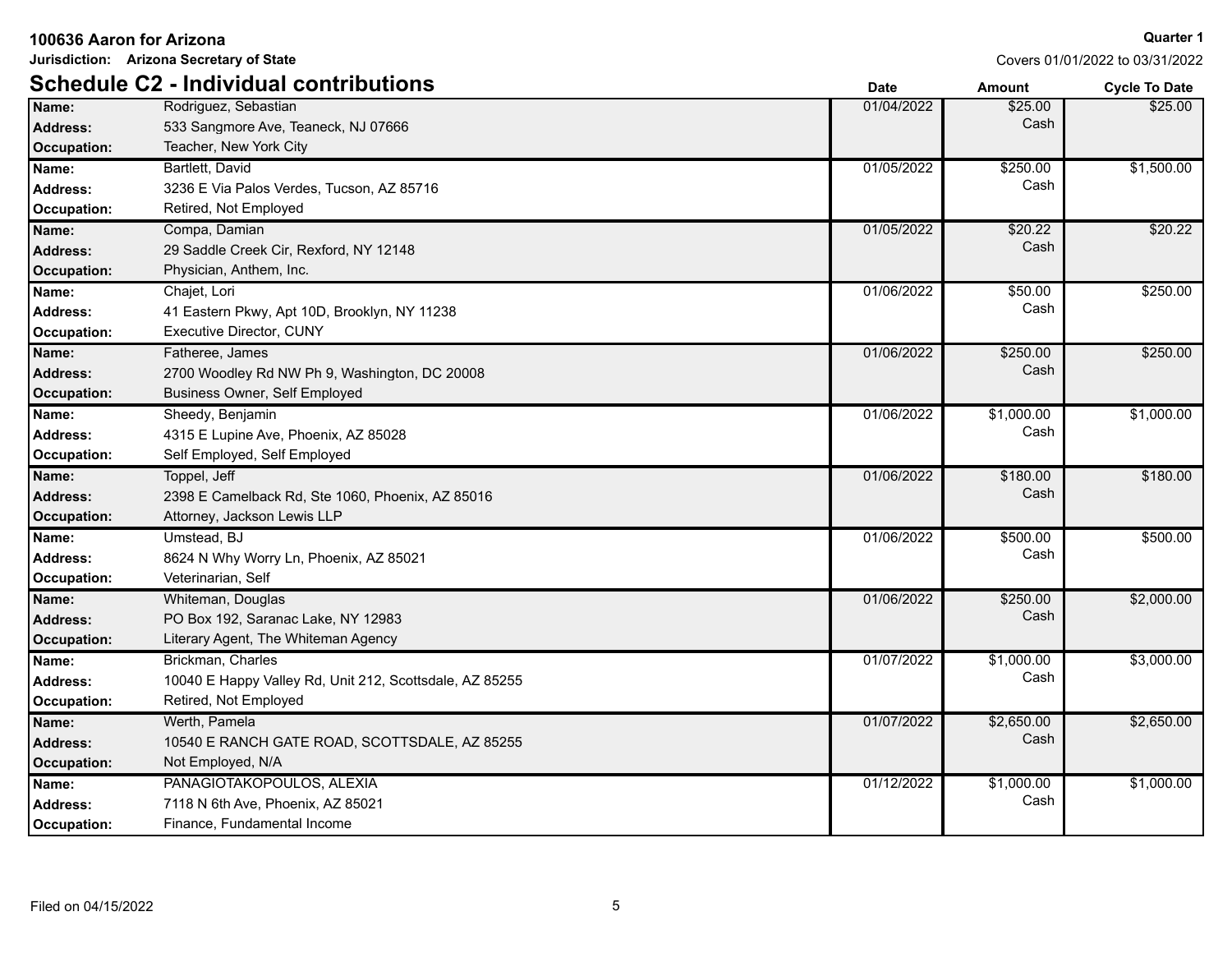**100636 Aaron for Arizona** **Quarter 1**

**Jurisdiction: Arizona Secretary of State** Covers 01/01/2022 to 03/31/2022

## Schedule C2 - Individual contributions

| | | Date | Amount | Cycle To Date |
|---|---|---|---|---|
| **Name:** | Rodriguez, Sebastian | 01/04/2022 | $25.00 | $25.00 |
| **Address:** | 533 Sangmore Ave, Teaneck, NJ 07666 | | Cash | |
| **Occupation:** | Teacher, New York City | | | |
| **Name:** | Bartlett, David | 01/05/2022 | $250.00 | $1,500.00 |
| **Address:** | 3236 E Via Palos Verdes, Tucson, AZ 85716 | | Cash | |
| **Occupation:** | Retired, Not Employed | | | |
| **Name:** | Compa, Damian | 01/05/2022 | $20.22 | $20.22 |
| **Address:** | 29 Saddle Creek Cir, Rexford, NY 12148 | | Cash | |
| **Occupation:** | Physician, Anthem, Inc. | | | |
| **Name:** | Chajet, Lori | 01/06/2022 | $50.00 | $250.00 |
| **Address:** | 41 Eastern Pkwy, Apt 10D, Brooklyn, NY 11238 | | Cash | |
| **Occupation:** | Executive Director, CUNY | | | |
| **Name:** | Fatheree, James | 01/06/2022 | $250.00 | $250.00 |
| **Address:** | 2700 Woodley Rd NW Ph 9, Washington, DC 20008 | | Cash | |
| **Occupation:** | Business Owner, Self Employed | | | |
| **Name:** | Sheedy, Benjamin | 01/06/2022 | $1,000.00 | $1,000.00 |
| **Address:** | 4315 E Lupine Ave, Phoenix, AZ 85028 | | Cash | |
| **Occupation:** | Self Employed, Self Employed | | | |
| **Name:** | Toppel, Jeff | 01/06/2022 | $180.00 | $180.00 |
| **Address:** | 2398 E Camelback Rd, Ste 1060, Phoenix, AZ 85016 | | Cash | |
| **Occupation:** | Attorney, Jackson Lewis LLP | | | |
| **Name:** | Umstead, BJ | 01/06/2022 | $500.00 | $500.00 |
| **Address:** | 8624 N Why Worry Ln, Phoenix, AZ 85021 | | Cash | |
| **Occupation:** | Veterinarian, Self | | | |
| **Name:** | Whiteman, Douglas | 01/06/2022 | $250.00 | $2,000.00 |
| **Address:** | PO Box 192, Saranac Lake, NY 12983 | | Cash | |
| **Occupation:** | Literary Agent, The Whiteman Agency | | | |
| **Name:** | Brickman, Charles | 01/07/2022 | $1,000.00 | $3,000.00 |
| **Address:** | 10040 E Happy Valley Rd, Unit 212, Scottsdale, AZ 85255 | | Cash | |
| **Occupation:** | Retired, Not Employed | | | |
| **Name:** | Werth, Pamela | 01/07/2022 | $2,650.00 | $2,650.00 |
| **Address:** | 10540 E RANCH GATE ROAD, SCOTTSDALE, AZ 85255 | | Cash | |
| **Occupation:** | Not Employed, N/A | | | |
| **Name:** | PANAGIOTAKOPOULOS, ALEXIA | 01/12/2022 | $1,000.00 | $1,000.00 |
| **Address:** | 7118 N 6th Ave, Phoenix, AZ 85021 | | Cash | |
| **Occupation:** | Finance, Fundamental Income | | | |

Filed on 04/15/2022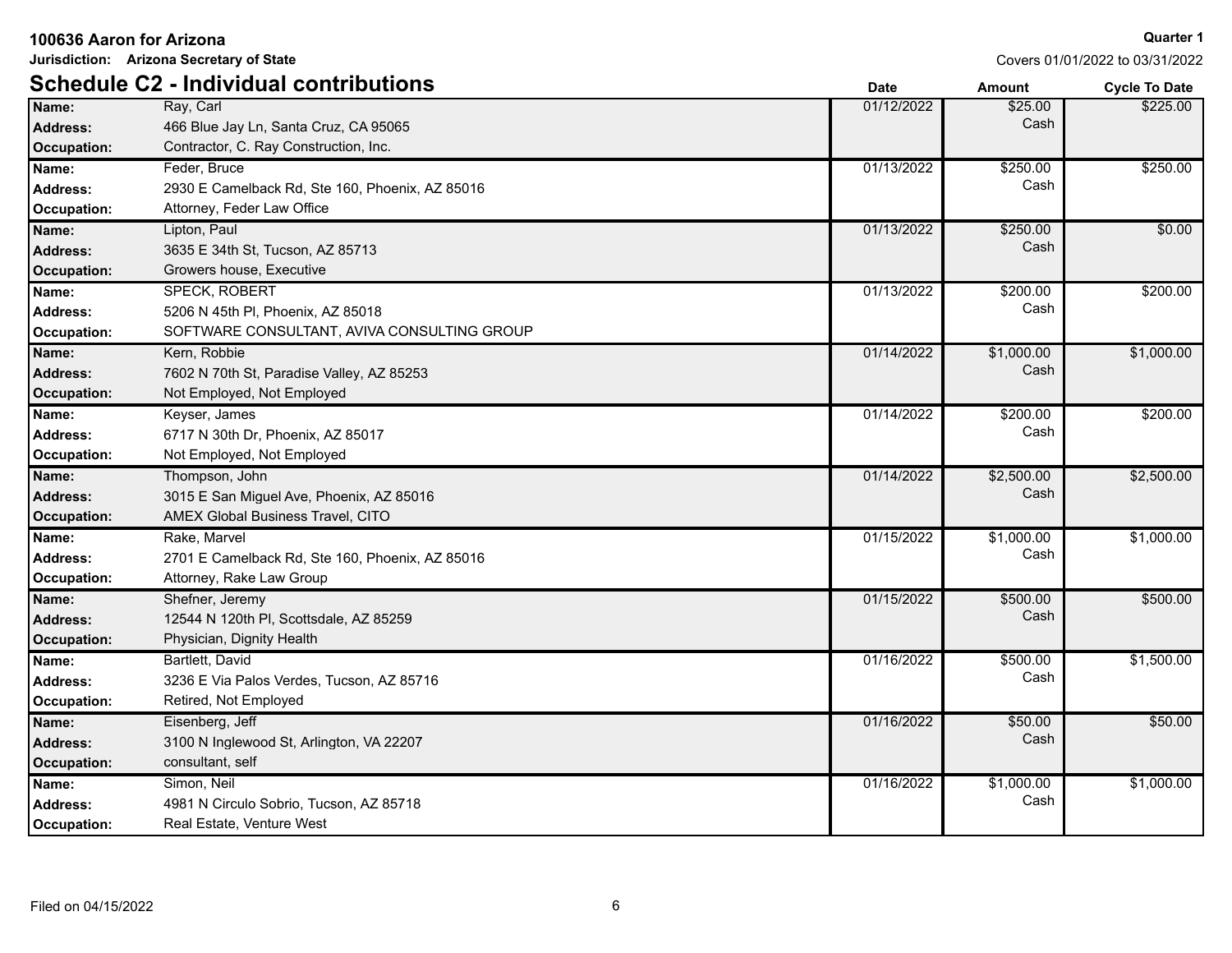**100636 Aaron for Arizona**

**Jurisdiction: Arizona Secretary of State**

**Quarter 1**

Covers 01/01/2022 to 03/31/2022

## Schedule C2 - Individual contributions

| | | Date | Amount | Cycle To Date |
|---|---|---|---|---|
| **Name:** | Ray, Carl | 01/12/2022 | $25.00 Cash | $225.00 |
| **Address:** | 466 Blue Jay Ln, Santa Cruz, CA 95065 | | | |
| **Occupation:** | Contractor, C. Ray Construction, Inc. | | | |
| **Name:** | Feder, Bruce | 01/13/2022 | $250.00 Cash | $250.00 |
| **Address:** | 2930 E Camelback Rd, Ste 160, Phoenix, AZ 85016 | | | |
| **Occupation:** | Attorney, Feder Law Office | | | |
| **Name:** | Lipton, Paul | 01/13/2022 | $250.00 Cash | $0.00 |
| **Address:** | 3635 E 34th St, Tucson, AZ 85713 | | | |
| **Occupation:** | Growers house, Executive | | | |
| **Name:** | SPECK, ROBERT | 01/13/2022 | $200.00 Cash | $200.00 |
| **Address:** | 5206 N 45th Pl, Phoenix, AZ 85018 | | | |
| **Occupation:** | SOFTWARE CONSULTANT, AVIVA CONSULTING GROUP | | | |
| **Name:** | Kern, Robbie | 01/14/2022 | $1,000.00 Cash | $1,000.00 |
| **Address:** | 7602 N 70th St, Paradise Valley, AZ 85253 | | | |
| **Occupation:** | Not Employed, Not Employed | | | |
| **Name:** | Keyser, James | 01/14/2022 | $200.00 Cash | $200.00 |
| **Address:** | 6717 N 30th Dr, Phoenix, AZ 85017 | | | |
| **Occupation:** | Not Employed, Not Employed | | | |
| **Name:** | Thompson, John | 01/14/2022 | $2,500.00 Cash | $2,500.00 |
| **Address:** | 3015 E San Miguel Ave, Phoenix, AZ 85016 | | | |
| **Occupation:** | AMEX Global Business Travel, CITO | | | |
| **Name:** | Rake, Marvel | 01/15/2022 | $1,000.00 Cash | $1,000.00 |
| **Address:** | 2701 E Camelback Rd, Ste 160, Phoenix, AZ 85016 | | | |
| **Occupation:** | Attorney, Rake Law Group | | | |
| **Name:** | Shefner, Jeremy | 01/15/2022 | $500.00 Cash | $500.00 |
| **Address:** | 12544 N 120th Pl, Scottsdale, AZ 85259 | | | |
| **Occupation:** | Physician, Dignity Health | | | |
| **Name:** | Bartlett, David | 01/16/2022 | $500.00 Cash | $1,500.00 |
| **Address:** | 3236 E Via Palos Verdes, Tucson, AZ 85716 | | | |
| **Occupation:** | Retired, Not Employed | | | |
| **Name:** | Eisenberg, Jeff | 01/16/2022 | $50.00 Cash | $50.00 |
| **Address:** | 3100 N Inglewood St, Arlington, VA 22207 | | | |
| **Occupation:** | consultant, self | | | |
| **Name:** | Simon, Neil | 01/16/2022 | $1,000.00 Cash | $1,000.00 |
| **Address:** | 4981 N Circulo Sobrio, Tucson, AZ 85718 | | | |
| **Occupation:** | Real Estate, Venture West | | | |

Filed on 04/15/2022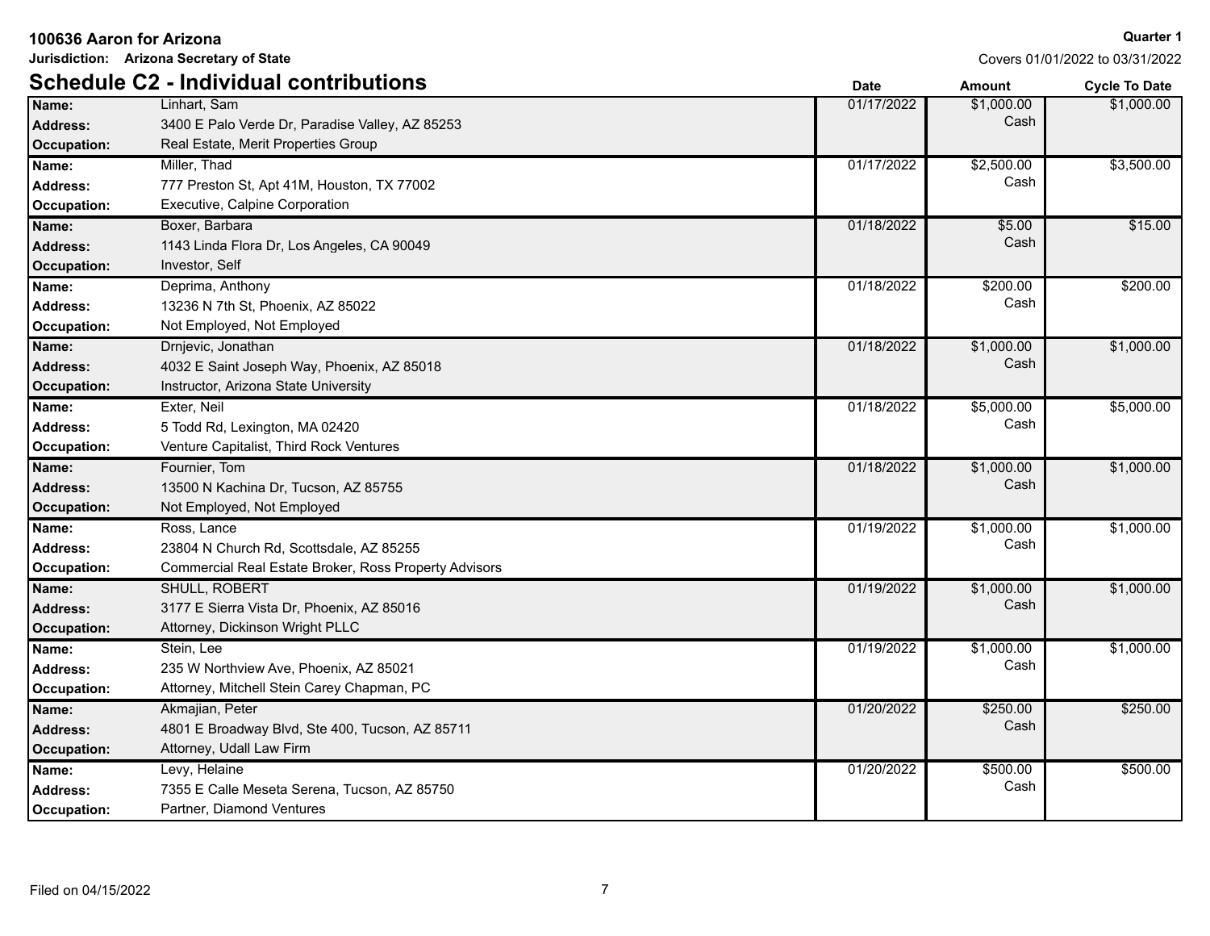**100636 Aaron for Arizona**

**Jurisdiction: Arizona Secretary of State**

**Quarter 1**

Covers 01/01/2022 to 03/31/2022

## Schedule C2 - Individual contributions

| | | Date | Amount | Cycle To Date |
|---|---|---|---|---|
| **Name:** | Linhart, Sam | 01/17/2022 | $1,000.00 | $1,000.00 |
| **Address:** | 3400 E Palo Verde Dr, Paradise Valley, AZ 85253 | | Cash | |
| **Occupation:** | Real Estate, Merit Properties Group | | | |
| **Name:** | Miller, Thad | 01/17/2022 | $2,500.00 | $3,500.00 |
| **Address:** | 777 Preston St, Apt 41M, Houston, TX 77002 | | Cash | |
| **Occupation:** | Executive, Calpine Corporation | | | |
| **Name:** | Boxer, Barbara | 01/18/2022 | $5.00 | $15.00 |
| **Address:** | 1143 Linda Flora Dr, Los Angeles, CA 90049 | | Cash | |
| **Occupation:** | Investor, Self | | | |
| **Name:** | Deprima, Anthony | 01/18/2022 | $200.00 | $200.00 |
| **Address:** | 13236 N 7th St, Phoenix, AZ 85022 | | Cash | |
| **Occupation:** | Not Employed, Not Employed | | | |
| **Name:** | Drnjevic, Jonathan | 01/18/2022 | $1,000.00 | $1,000.00 |
| **Address:** | 4032 E Saint Joseph Way, Phoenix, AZ 85018 | | Cash | |
| **Occupation:** | Instructor, Arizona State University | | | |
| **Name:** | Exter, Neil | 01/18/2022 | $5,000.00 | $5,000.00 |
| **Address:** | 5 Todd Rd, Lexington, MA 02420 | | Cash | |
| **Occupation:** | Venture Capitalist, Third Rock Ventures | | | |
| **Name:** | Fournier, Tom | 01/18/2022 | $1,000.00 | $1,000.00 |
| **Address:** | 13500 N Kachina Dr, Tucson, AZ 85755 | | Cash | |
| **Occupation:** | Not Employed, Not Employed | | | |
| **Name:** | Ross, Lance | 01/19/2022 | $1,000.00 | $1,000.00 |
| **Address:** | 23804 N Church Rd, Scottsdale, AZ 85255 | | Cash | |
| **Occupation:** | Commercial Real Estate Broker, Ross Property Advisors | | | |
| **Name:** | SHULL, ROBERT | 01/19/2022 | $1,000.00 | $1,000.00 |
| **Address:** | 3177 E Sierra Vista Dr, Phoenix, AZ 85016 | | Cash | |
| **Occupation:** | Attorney, Dickinson Wright PLLC | | | |
| **Name:** | Stein, Lee | 01/19/2022 | $1,000.00 | $1,000.00 |
| **Address:** | 235 W Northview Ave, Phoenix, AZ 85021 | | Cash | |
| **Occupation:** | Attorney, Mitchell Stein Carey Chapman, PC | | | |
| **Name:** | Akmajian, Peter | 01/20/2022 | $250.00 | $250.00 |
| **Address:** | 4801 E Broadway Blvd, Ste 400, Tucson, AZ 85711 | | Cash | |
| **Occupation:** | Attorney, Udall Law Firm | | | |
| **Name:** | Levy, Helaine | 01/20/2022 | $500.00 | $500.00 |
| **Address:** | 7355 E Calle Meseta Serena, Tucson, AZ 85750 | | Cash | |
| **Occupation:** | Partner, Diamond Ventures | | | |

Filed on 04/15/2022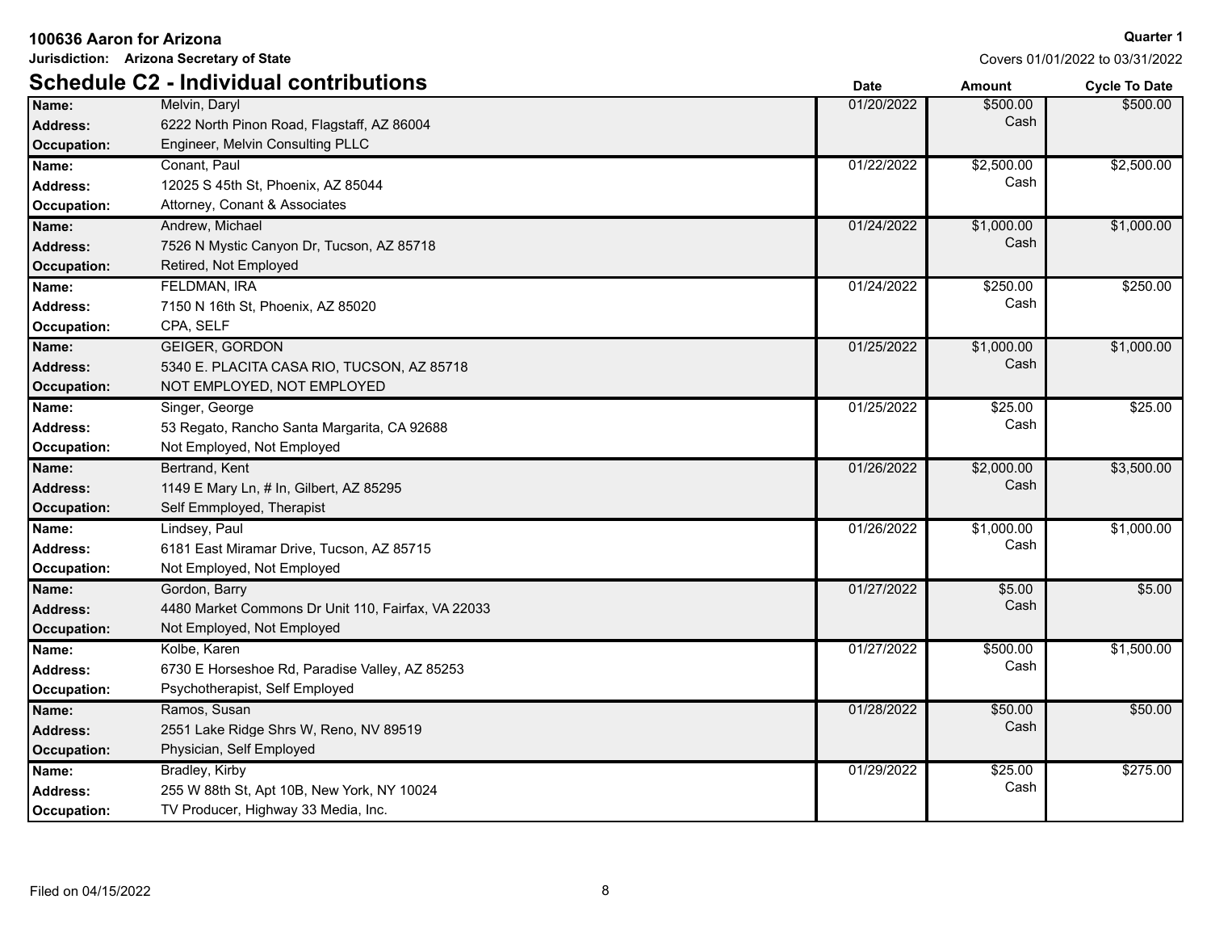**100636 Aaron for Arizona**

**Jurisdiction: Arizona Secretary of State**

**Quarter 1**

Covers 01/01/2022 to 03/31/2022

## Schedule C2 - Individual contributions

| | | Date | Amount | Cycle To Date |
|---|---|---|---|---|
| **Name:** | Melvin, Daryl | 01/20/2022 | $500.00 | $500.00 |
| **Address:** | 6222 North Pinon Road, Flagstaff, AZ 86004 | | Cash | |
| **Occupation:** | Engineer, Melvin Consulting PLLC | | | |
| **Name:** | Conant, Paul | 01/22/2022 | $2,500.00 | $2,500.00 |
| **Address:** | 12025 S 45th St, Phoenix, AZ 85044 | | Cash | |
| **Occupation:** | Attorney, Conant & Associates | | | |
| **Name:** | Andrew, Michael | 01/24/2022 | $1,000.00 | $1,000.00 |
| **Address:** | 7526 N Mystic Canyon Dr, Tucson, AZ 85718 | | Cash | |
| **Occupation:** | Retired, Not Employed | | | |
| **Name:** | FELDMAN, IRA | 01/24/2022 | $250.00 | $250.00 |
| **Address:** | 7150 N 16th St, Phoenix, AZ 85020 | | Cash | |
| **Occupation:** | CPA, SELF | | | |
| **Name:** | GEIGER, GORDON | 01/25/2022 | $1,000.00 | $1,000.00 |
| **Address:** | 5340 E. PLACITA CASA RIO, TUCSON, AZ 85718 | | Cash | |
| **Occupation:** | NOT EMPLOYED, NOT EMPLOYED | | | |
| **Name:** | Singer, George | 01/25/2022 | $25.00 | $25.00 |
| **Address:** | 53 Regato, Rancho Santa Margarita, CA 92688 | | Cash | |
| **Occupation:** | Not Employed, Not Employed | | | |
| **Name:** | Bertrand, Kent | 01/26/2022 | $2,000.00 | $3,500.00 |
| **Address:** | 1149 E Mary Ln, # In, Gilbert, AZ 85295 | | Cash | |
| **Occupation:** | Self Emmployed, Therapist | | | |
| **Name:** | Lindsey, Paul | 01/26/2022 | $1,000.00 | $1,000.00 |
| **Address:** | 6181 East Miramar Drive, Tucson, AZ 85715 | | Cash | |
| **Occupation:** | Not Employed, Not Employed | | | |
| **Name:** | Gordon, Barry | 01/27/2022 | $5.00 | $5.00 |
| **Address:** | 4480 Market Commons Dr Unit 110, Fairfax, VA 22033 | | Cash | |
| **Occupation:** | Not Employed, Not Employed | | | |
| **Name:** | Kolbe, Karen | 01/27/2022 | $500.00 | $1,500.00 |
| **Address:** | 6730 E Horseshoe Rd, Paradise Valley, AZ 85253 | | Cash | |
| **Occupation:** | Psychotherapist, Self Employed | | | |
| **Name:** | Ramos, Susan | 01/28/2022 | $50.00 | $50.00 |
| **Address:** | 2551 Lake Ridge Shrs W, Reno, NV 89519 | | Cash | |
| **Occupation:** | Physician, Self Employed | | | |
| **Name:** | Bradley, Kirby | 01/29/2022 | $25.00 | $275.00 |
| **Address:** | 255 W 88th St, Apt 10B, New York, NY 10024 | | Cash | |
| **Occupation:** | TV Producer, Highway 33 Media, Inc. | | | |

Filed on 04/15/2022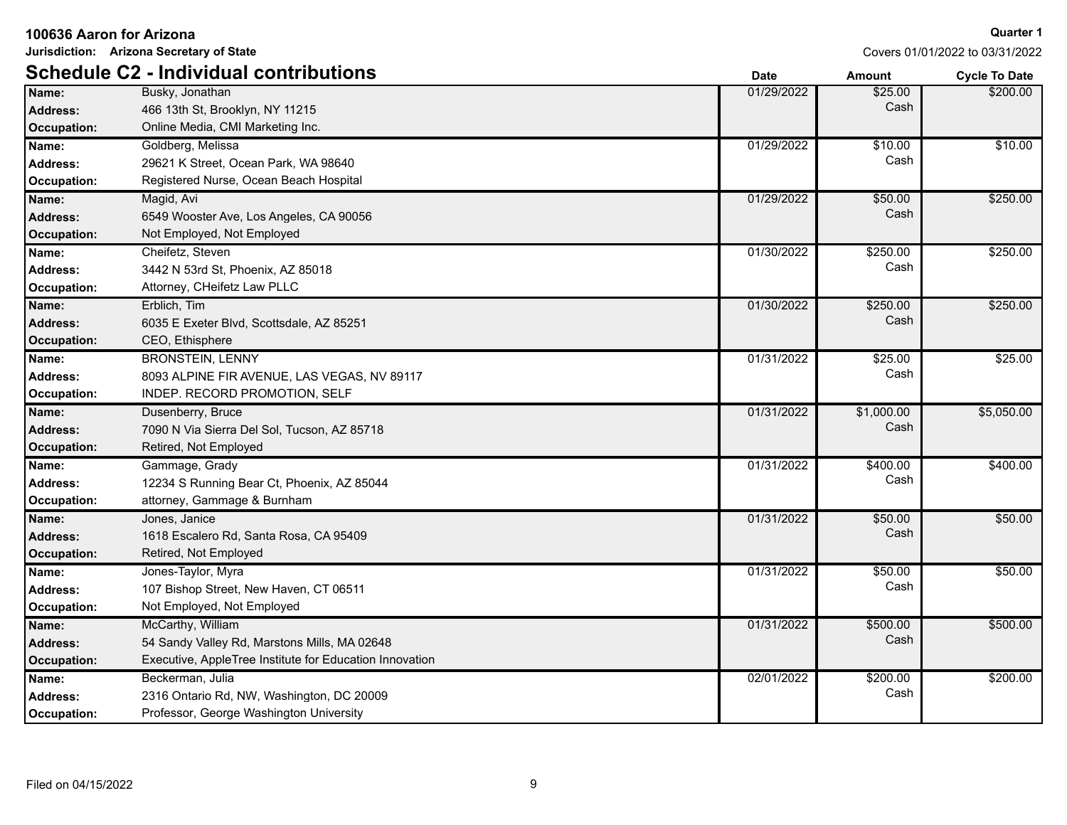**100636 Aaron for Arizona**

**Jurisdiction: Arizona Secretary of State**

**Quarter 1**

Covers 01/01/2022 to 03/31/2022

## Schedule C2 - Individual contributions

| Field | Value | Date | Amount | Cycle To Date |
|---|---|---|---|---|
| **Name:** | Busky, Jonathan | 01/29/2022 | $25.00 Cash | $200.00 |
| **Address:** | 466 13th St, Brooklyn, NY 11215 | | | |
| **Occupation:** | Online Media, CMI Marketing Inc. | | | |
| **Name:** | Goldberg, Melissa | 01/29/2022 | $10.00 Cash | $10.00 |
| **Address:** | 29621 K Street, Ocean Park, WA 98640 | | | |
| **Occupation:** | Registered Nurse, Ocean Beach Hospital | | | |
| **Name:** | Magid, Avi | 01/29/2022 | $50.00 Cash | $250.00 |
| **Address:** | 6549 Wooster Ave, Los Angeles, CA 90056 | | | |
| **Occupation:** | Not Employed, Not Employed | | | |
| **Name:** | Cheifetz, Steven | 01/30/2022 | $250.00 Cash | $250.00 |
| **Address:** | 3442 N 53rd St, Phoenix, AZ 85018 | | | |
| **Occupation:** | Attorney, CHeifetz Law PLLC | | | |
| **Name:** | Erblich, Tim | 01/30/2022 | $250.00 Cash | $250.00 |
| **Address:** | 6035 E Exeter Blvd, Scottsdale, AZ 85251 | | | |
| **Occupation:** | CEO, Ethisphere | | | |
| **Name:** | BRONSTEIN, LENNY | 01/31/2022 | $25.00 Cash | $25.00 |
| **Address:** | 8093 ALPINE FIR AVENUE, LAS VEGAS, NV 89117 | | | |
| **Occupation:** | INDEP. RECORD PROMOTION, SELF | | | |
| **Name:** | Dusenberry, Bruce | 01/31/2022 | $1,000.00 Cash | $5,050.00 |
| **Address:** | 7090 N Via Sierra Del Sol, Tucson, AZ 85718 | | | |
| **Occupation:** | Retired, Not Employed | | | |
| **Name:** | Gammage, Grady | 01/31/2022 | $400.00 Cash | $400.00 |
| **Address:** | 12234 S Running Bear Ct, Phoenix, AZ 85044 | | | |
| **Occupation:** | attorney, Gammage & Burnham | | | |
| **Name:** | Jones, Janice | 01/31/2022 | $50.00 Cash | $50.00 |
| **Address:** | 1618 Escalero Rd, Santa Rosa, CA 95409 | | | |
| **Occupation:** | Retired, Not Employed | | | |
| **Name:** | Jones-Taylor, Myra | 01/31/2022 | $50.00 Cash | $50.00 |
| **Address:** | 107 Bishop Street, New Haven, CT 06511 | | | |
| **Occupation:** | Not Employed, Not Employed | | | |
| **Name:** | McCarthy, William | 01/31/2022 | $500.00 Cash | $500.00 |
| **Address:** | 54 Sandy Valley Rd, Marstons Mills, MA 02648 | | | |
| **Occupation:** | Executive, AppleTree Institute for Education Innovation | | | |
| **Name:** | Beckerman, Julia | 02/01/2022 | $200.00 Cash | $200.00 |
| **Address:** | 2316 Ontario Rd, NW, Washington, DC 20009 | | | |
| **Occupation:** | Professor, George Washington University | | | |

Filed on 04/15/2022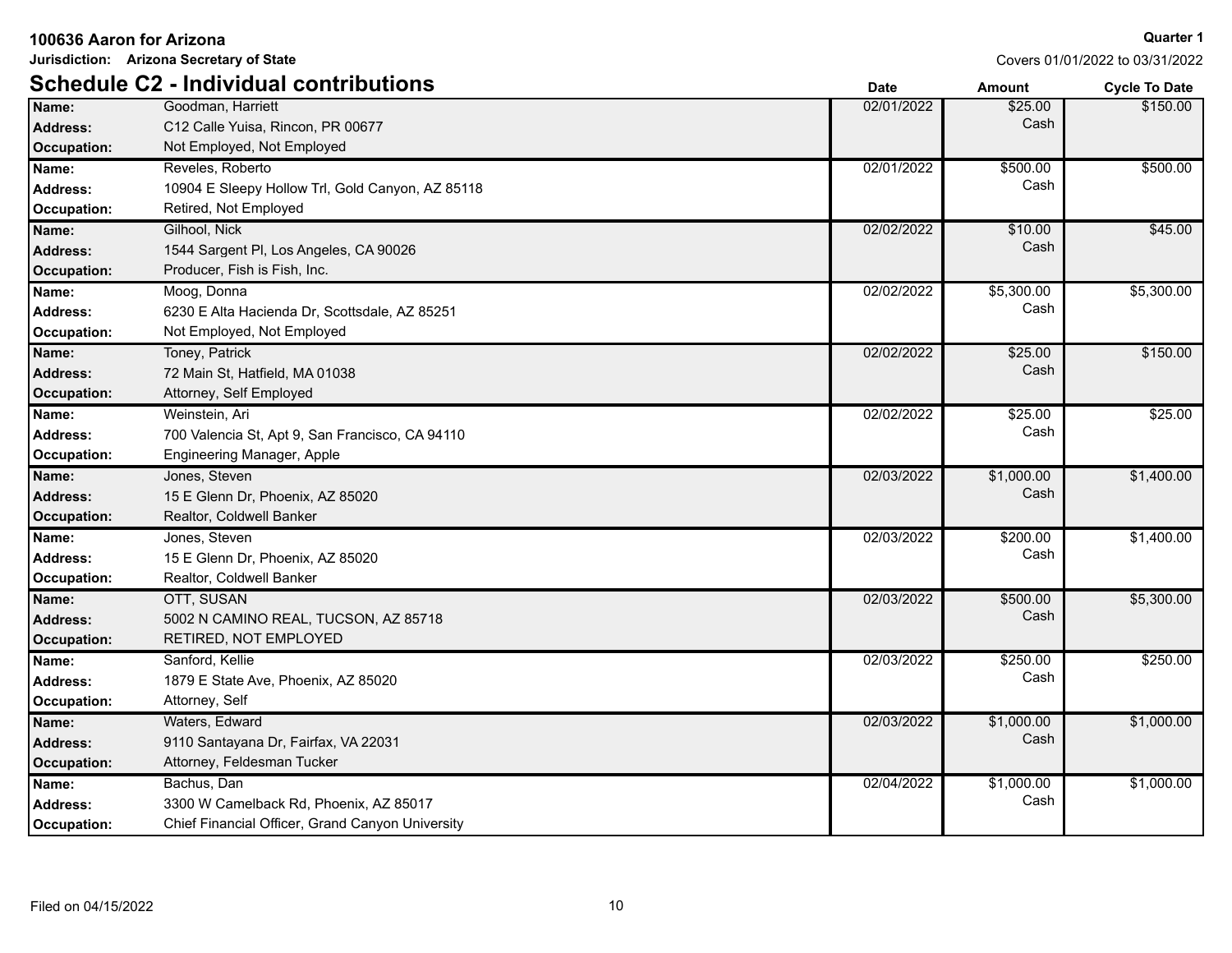**100636 Aaron for Arizona**

**Jurisdiction: Arizona Secretary of State**

**Quarter 1**

Covers 01/01/2022 to 03/31/2022

## Schedule C2 - Individual contributions

| | | Date | Amount | Cycle To Date |
|---|---|---|---|---|
| **Name:** | Goodman, Harriett | 02/01/2022 | $25.00 | $150.00 |
| **Address:** | C12 Calle Yuisa, Rincon, PR 00677 | | Cash | |
| **Occupation:** | Not Employed, Not Employed | | | |
| **Name:** | Reveles, Roberto | 02/01/2022 | $500.00 | $500.00 |
| **Address:** | 10904 E Sleepy Hollow Trl, Gold Canyon, AZ 85118 | | Cash | |
| **Occupation:** | Retired, Not Employed | | | |
| **Name:** | Gilhool, Nick | 02/02/2022 | $10.00 | $45.00 |
| **Address:** | 1544 Sargent Pl, Los Angeles, CA 90026 | | Cash | |
| **Occupation:** | Producer, Fish is Fish, Inc. | | | |
| **Name:** | Moog, Donna | 02/02/2022 | $5,300.00 | $5,300.00 |
| **Address:** | 6230 E Alta Hacienda Dr, Scottsdale, AZ 85251 | | Cash | |
| **Occupation:** | Not Employed, Not Employed | | | |
| **Name:** | Toney, Patrick | 02/02/2022 | $25.00 | $150.00 |
| **Address:** | 72 Main St, Hatfield, MA 01038 | | Cash | |
| **Occupation:** | Attorney, Self Employed | | | |
| **Name:** | Weinstein, Ari | 02/02/2022 | $25.00 | $25.00 |
| **Address:** | 700 Valencia St, Apt 9, San Francisco, CA 94110 | | Cash | |
| **Occupation:** | Engineering Manager, Apple | | | |
| **Name:** | Jones, Steven | 02/03/2022 | $1,000.00 | $1,400.00 |
| **Address:** | 15 E Glenn Dr, Phoenix, AZ 85020 | | Cash | |
| **Occupation:** | Realtor, Coldwell Banker | | | |
| **Name:** | Jones, Steven | 02/03/2022 | $200.00 | $1,400.00 |
| **Address:** | 15 E Glenn Dr, Phoenix, AZ 85020 | | Cash | |
| **Occupation:** | Realtor, Coldwell Banker | | | |
| **Name:** | OTT, SUSAN | 02/03/2022 | $500.00 | $5,300.00 |
| **Address:** | 5002 N CAMINO REAL, TUCSON, AZ 85718 | | Cash | |
| **Occupation:** | RETIRED, NOT EMPLOYED | | | |
| **Name:** | Sanford, Kellie | 02/03/2022 | $250.00 | $250.00 |
| **Address:** | 1879 E State Ave, Phoenix, AZ 85020 | | Cash | |
| **Occupation:** | Attorney, Self | | | |
| **Name:** | Waters, Edward | 02/03/2022 | $1,000.00 | $1,000.00 |
| **Address:** | 9110 Santayana Dr, Fairfax, VA 22031 | | Cash | |
| **Occupation:** | Attorney, Feldesman Tucker | | | |
| **Name:** | Bachus, Dan | 02/04/2022 | $1,000.00 | $1,000.00 |
| **Address:** | 3300 W Camelback Rd, Phoenix, AZ 85017 | | Cash | |
| **Occupation:** | Chief Financial Officer, Grand Canyon University | | | |

Filed on 04/15/2022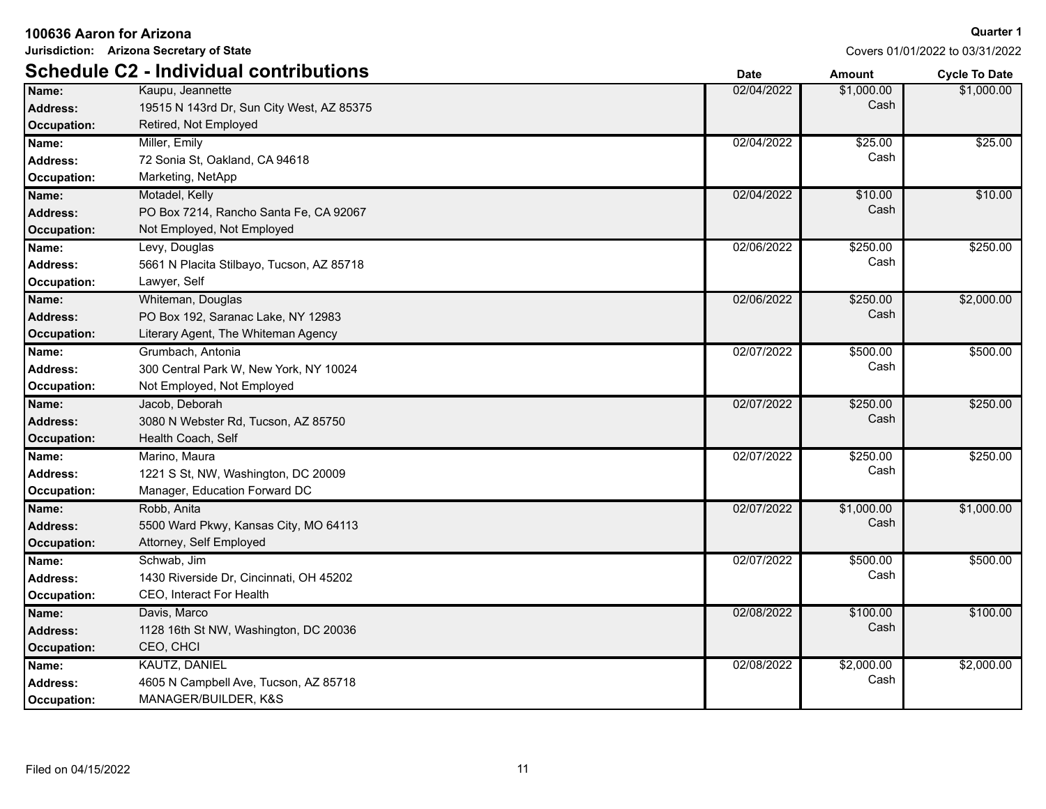**100636 Aaron for Arizona**

**Jurisdiction: Arizona Secretary of State**

**Quarter 1**

Covers 01/01/2022 to 03/31/2022

## Schedule C2 - Individual contributions

| | | Date | Amount | Cycle To Date |
|---|---|---|---|---|
| **Name:** | Kaupu, Jeannette | 02/04/2022 | $1,000.00 Cash | $1,000.00 |
| **Address:** | 19515 N 143rd Dr, Sun City West, AZ 85375 | | | |
| **Occupation:** | Retired, Not Employed | | | |
| **Name:** | Miller, Emily | 02/04/2022 | $25.00 Cash | $25.00 |
| **Address:** | 72 Sonia St, Oakland, CA 94618 | | | |
| **Occupation:** | Marketing, NetApp | | | |
| **Name:** | Motadel, Kelly | 02/04/2022 | $10.00 Cash | $10.00 |
| **Address:** | PO Box 7214, Rancho Santa Fe, CA 92067 | | | |
| **Occupation:** | Not Employed, Not Employed | | | |
| **Name:** | Levy, Douglas | 02/06/2022 | $250.00 Cash | $250.00 |
| **Address:** | 5661 N Placita Stilbayo, Tucson, AZ 85718 | | | |
| **Occupation:** | Lawyer, Self | | | |
| **Name:** | Whiteman, Douglas | 02/06/2022 | $250.00 Cash | $2,000.00 |
| **Address:** | PO Box 192, Saranac Lake, NY 12983 | | | |
| **Occupation:** | Literary Agent, The Whiteman Agency | | | |
| **Name:** | Grumbach, Antonia | 02/07/2022 | $500.00 Cash | $500.00 |
| **Address:** | 300 Central Park W, New York, NY 10024 | | | |
| **Occupation:** | Not Employed, Not Employed | | | |
| **Name:** | Jacob, Deborah | 02/07/2022 | $250.00 Cash | $250.00 |
| **Address:** | 3080 N Webster Rd, Tucson, AZ 85750 | | | |
| **Occupation:** | Health Coach, Self | | | |
| **Name:** | Marino, Maura | 02/07/2022 | $250.00 Cash | $250.00 |
| **Address:** | 1221 S St, NW, Washington, DC 20009 | | | |
| **Occupation:** | Manager, Education Forward DC | | | |
| **Name:** | Robb, Anita | 02/07/2022 | $1,000.00 Cash | $1,000.00 |
| **Address:** | 5500 Ward Pkwy, Kansas City, MO 64113 | | | |
| **Occupation:** | Attorney, Self Employed | | | |
| **Name:** | Schwab, Jim | 02/07/2022 | $500.00 Cash | $500.00 |
| **Address:** | 1430 Riverside Dr, Cincinnati, OH 45202 | | | |
| **Occupation:** | CEO, Interact For Health | | | |
| **Name:** | Davis, Marco | 02/08/2022 | $100.00 Cash | $100.00 |
| **Address:** | 1128 16th St NW, Washington, DC 20036 | | | |
| **Occupation:** | CEO, CHCI | | | |
| **Name:** | KAUTZ, DANIEL | 02/08/2022 | $2,000.00 Cash | $2,000.00 |
| **Address:** | 4605 N Campbell Ave, Tucson, AZ 85718 | | | |
| **Occupation:** | MANAGER/BUILDER, K&S | | | |

Filed on 04/15/2022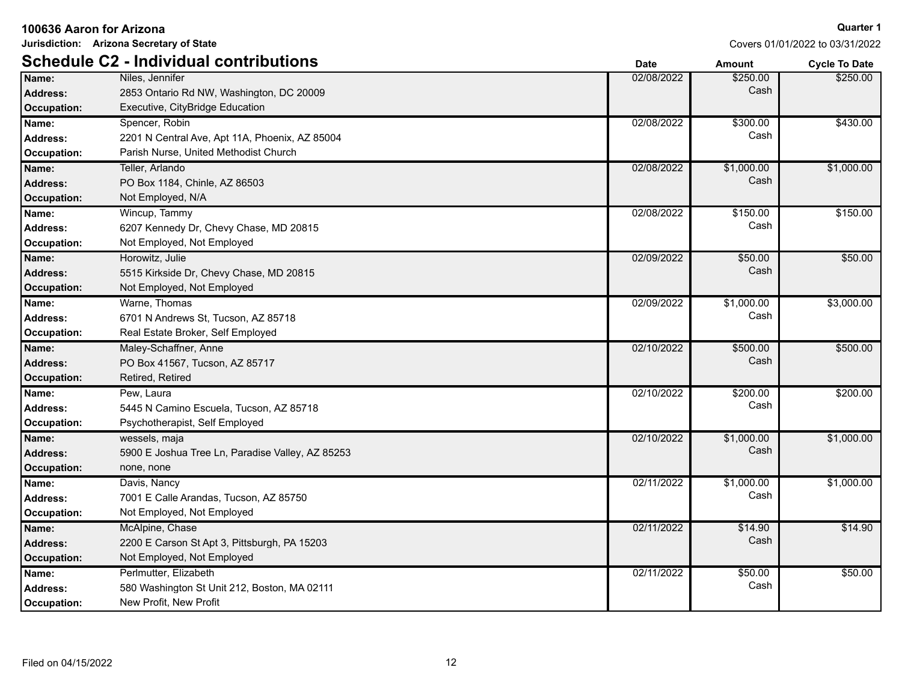**100636 Aaron for Arizona**

**Jurisdiction: Arizona Secretary of State**

**Quarter 1**

Covers 01/01/2022 to 03/31/2022

## Schedule C2 - Individual contributions

| | | Date | Amount | Cycle To Date |
|---|---|---|---|---|
| **Name:** | Niles, Jennifer | 02/08/2022 | $250.00 Cash | $250.00 |
| **Address:** | 2853 Ontario Rd NW, Washington, DC 20009 | | | |
| **Occupation:** | Executive, CityBridge Education | | | |
| **Name:** | Spencer, Robin | 02/08/2022 | $300.00 Cash | $430.00 |
| **Address:** | 2201 N Central Ave, Apt 11A, Phoenix, AZ 85004 | | | |
| **Occupation:** | Parish Nurse, United Methodist Church | | | |
| **Name:** | Teller, Arlando | 02/08/2022 | $1,000.00 Cash | $1,000.00 |
| **Address:** | PO Box 1184, Chinle, AZ 86503 | | | |
| **Occupation:** | Not Employed, N/A | | | |
| **Name:** | Wincup, Tammy | 02/08/2022 | $150.00 Cash | $150.00 |
| **Address:** | 6207 Kennedy Dr, Chevy Chase, MD 20815 | | | |
| **Occupation:** | Not Employed, Not Employed | | | |
| **Name:** | Horowitz, Julie | 02/09/2022 | $50.00 Cash | $50.00 |
| **Address:** | 5515 Kirkside Dr, Chevy Chase, MD 20815 | | | |
| **Occupation:** | Not Employed, Not Employed | | | |
| **Name:** | Warne, Thomas | 02/09/2022 | $1,000.00 Cash | $3,000.00 |
| **Address:** | 6701 N Andrews St, Tucson, AZ 85718 | | | |
| **Occupation:** | Real Estate Broker, Self Employed | | | |
| **Name:** | Maley-Schaffner, Anne | 02/10/2022 | $500.00 Cash | $500.00 |
| **Address:** | PO Box 41567, Tucson, AZ 85717 | | | |
| **Occupation:** | Retired, Retired | | | |
| **Name:** | Pew, Laura | 02/10/2022 | $200.00 Cash | $200.00 |
| **Address:** | 5445 N Camino Escuela, Tucson, AZ 85718 | | | |
| **Occupation:** | Psychotherapist, Self Employed | | | |
| **Name:** | wessels, maja | 02/10/2022 | $1,000.00 Cash | $1,000.00 |
| **Address:** | 5900 E Joshua Tree Ln, Paradise Valley, AZ 85253 | | | |
| **Occupation:** | none, none | | | |
| **Name:** | Davis, Nancy | 02/11/2022 | $1,000.00 Cash | $1,000.00 |
| **Address:** | 7001 E Calle Arandas, Tucson, AZ 85750 | | | |
| **Occupation:** | Not Employed, Not Employed | | | |
| **Name:** | McAlpine, Chase | 02/11/2022 | $14.90 Cash | $14.90 |
| **Address:** | 2200 E Carson St Apt 3, Pittsburgh, PA 15203 | | | |
| **Occupation:** | Not Employed, Not Employed | | | |
| **Name:** | Perlmutter, Elizabeth | 02/11/2022 | $50.00 Cash | $50.00 |
| **Address:** | 580 Washington St Unit 212, Boston, MA 02111 | | | |
| **Occupation:** | New Profit, New Profit | | | |

Filed on 04/15/2022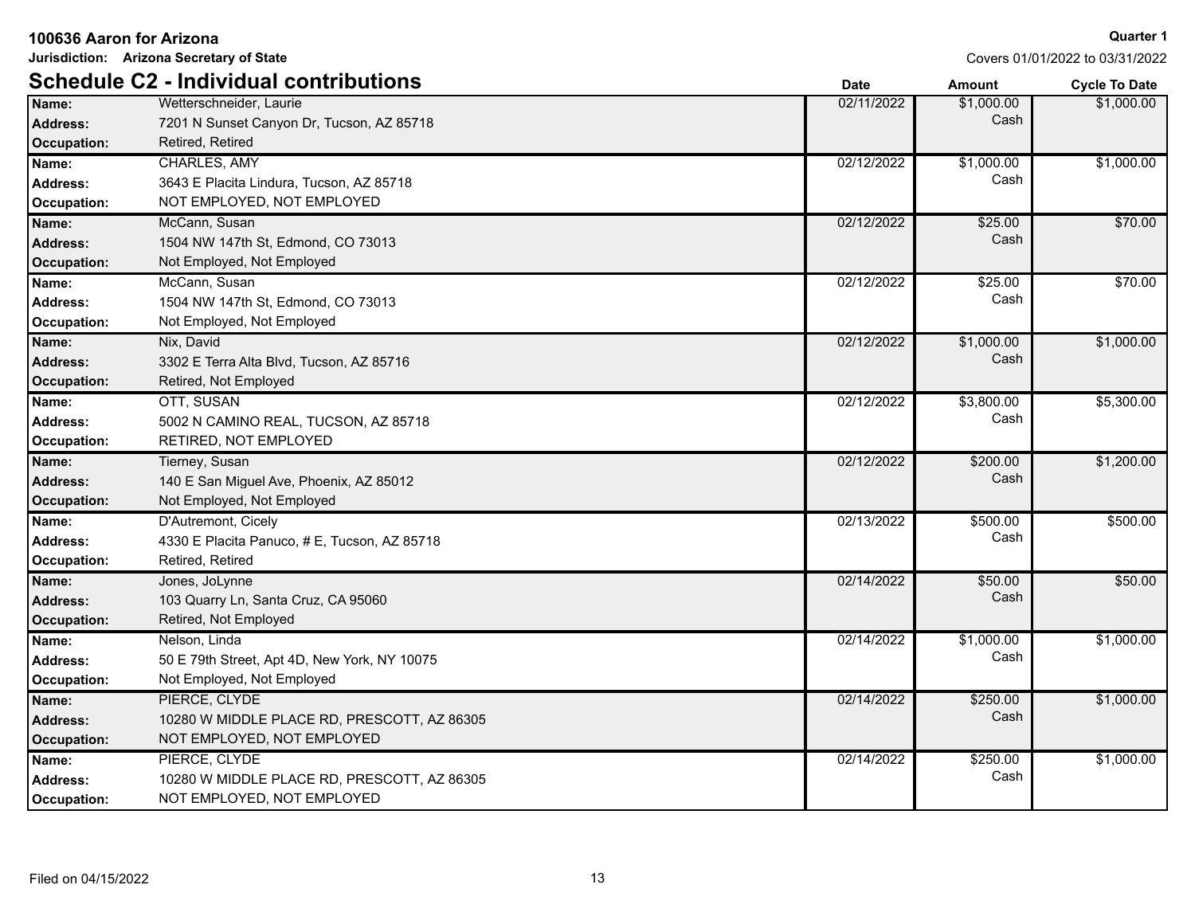**100636 Aaron for Arizona**

**Jurisdiction: Arizona Secretary of State**

**Quarter 1**

Covers 01/01/2022 to 03/31/2022

## Schedule C2 - Individual contributions

| | | Date | Amount | Cycle To Date |
|---|---|---|---|---|
| **Name:** | Wetterschneider, Laurie | 02/11/2022 | $1,000.00 | $1,000.00 |
| **Address:** | 7201 N Sunset Canyon Dr, Tucson, AZ 85718 | | Cash | |
| **Occupation:** | Retired, Retired | | | |
| **Name:** | CHARLES, AMY | 02/12/2022 | $1,000.00 | $1,000.00 |
| **Address:** | 3643 E Placita Lindura, Tucson, AZ 85718 | | Cash | |
| **Occupation:** | NOT EMPLOYED, NOT EMPLOYED | | | |
| **Name:** | McCann, Susan | 02/12/2022 | $25.00 | $70.00 |
| **Address:** | 1504 NW 147th St, Edmond, CO 73013 | | Cash | |
| **Occupation:** | Not Employed, Not Employed | | | |
| **Name:** | McCann, Susan | 02/12/2022 | $25.00 | $70.00 |
| **Address:** | 1504 NW 147th St, Edmond, CO 73013 | | Cash | |
| **Occupation:** | Not Employed, Not Employed | | | |
| **Name:** | Nix, David | 02/12/2022 | $1,000.00 | $1,000.00 |
| **Address:** | 3302 E Terra Alta Blvd, Tucson, AZ 85716 | | Cash | |
| **Occupation:** | Retired, Not Employed | | | |
| **Name:** | OTT, SUSAN | 02/12/2022 | $3,800.00 | $5,300.00 |
| **Address:** | 5002 N CAMINO REAL, TUCSON, AZ 85718 | | Cash | |
| **Occupation:** | RETIRED, NOT EMPLOYED | | | |
| **Name:** | Tierney, Susan | 02/12/2022 | $200.00 | $1,200.00 |
| **Address:** | 140 E San Miguel Ave, Phoenix, AZ 85012 | | Cash | |
| **Occupation:** | Not Employed, Not Employed | | | |
| **Name:** | D'Autremont, Cicely | 02/13/2022 | $500.00 | $500.00 |
| **Address:** | 4330 E Placita Panuco, # E, Tucson, AZ 85718 | | Cash | |
| **Occupation:** | Retired, Retired | | | |
| **Name:** | Jones, JoLynne | 02/14/2022 | $50.00 | $50.00 |
| **Address:** | 103 Quarry Ln, Santa Cruz, CA 95060 | | Cash | |
| **Occupation:** | Retired, Not Employed | | | |
| **Name:** | Nelson, Linda | 02/14/2022 | $1,000.00 | $1,000.00 |
| **Address:** | 50 E 79th Street, Apt 4D, New York, NY 10075 | | Cash | |
| **Occupation:** | Not Employed, Not Employed | | | |
| **Name:** | PIERCE, CLYDE | 02/14/2022 | $250.00 | $1,000.00 |
| **Address:** | 10280 W MIDDLE PLACE RD, PRESCOTT, AZ 86305 | | Cash | |
| **Occupation:** | NOT EMPLOYED, NOT EMPLOYED | | | |
| **Name:** | PIERCE, CLYDE | 02/14/2022 | $250.00 | $1,000.00 |
| **Address:** | 10280 W MIDDLE PLACE RD, PRESCOTT, AZ 86305 | | Cash | |
| **Occupation:** | NOT EMPLOYED, NOT EMPLOYED | | | |

Filed on 04/15/2022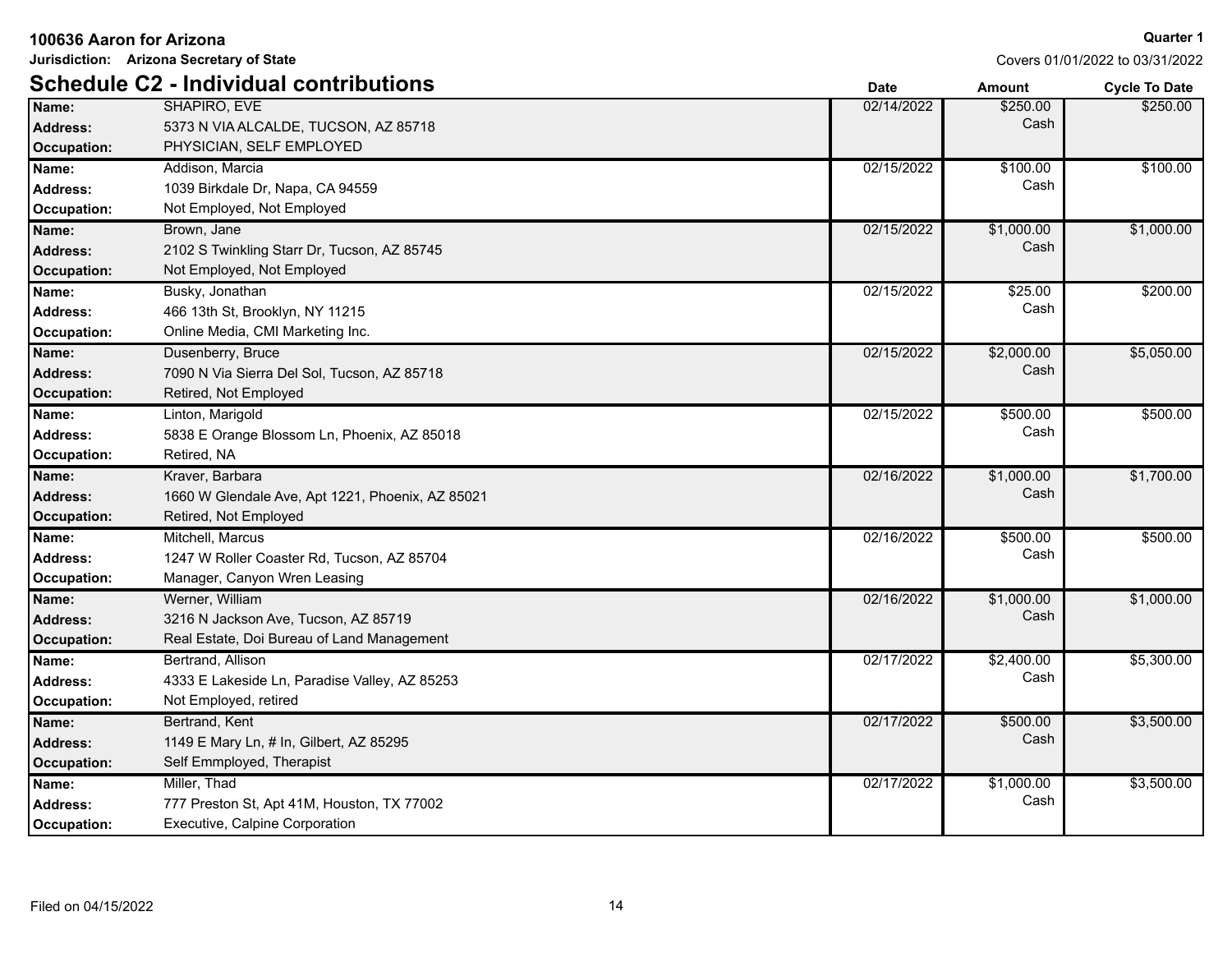**100636 Aaron for Arizona**

**Jurisdiction: Arizona Secretary of State**

**Quarter 1**

Covers 01/01/2022 to 03/31/2022

## Schedule C2 - Individual contributions

| | | Date | Amount | Cycle To Date |
|---|---|---|---|---|
| **Name:** | SHAPIRO, EVE | 02/14/2022 | $250.00 | $250.00 |
| **Address:** | 5373 N VIA ALCALDE, TUCSON, AZ 85718 | | Cash | |
| **Occupation:** | PHYSICIAN, SELF EMPLOYED | | | |
| **Name:** | Addison, Marcia | 02/15/2022 | $100.00 | $100.00 |
| **Address:** | 1039 Birkdale Dr, Napa, CA 94559 | | Cash | |
| **Occupation:** | Not Employed, Not Employed | | | |
| **Name:** | Brown, Jane | 02/15/2022 | $1,000.00 | $1,000.00 |
| **Address:** | 2102 S Twinkling Starr Dr, Tucson, AZ 85745 | | Cash | |
| **Occupation:** | Not Employed, Not Employed | | | |
| **Name:** | Busky, Jonathan | 02/15/2022 | $25.00 | $200.00 |
| **Address:** | 466 13th St, Brooklyn, NY 11215 | | Cash | |
| **Occupation:** | Online Media, CMI Marketing Inc. | | | |
| **Name:** | Dusenberry, Bruce | 02/15/2022 | $2,000.00 | $5,050.00 |
| **Address:** | 7090 N Via Sierra Del Sol, Tucson, AZ 85718 | | Cash | |
| **Occupation:** | Retired, Not Employed | | | |
| **Name:** | Linton, Marigold | 02/15/2022 | $500.00 | $500.00 |
| **Address:** | 5838 E Orange Blossom Ln, Phoenix, AZ 85018 | | Cash | |
| **Occupation:** | Retired, NA | | | |
| **Name:** | Kraver, Barbara | 02/16/2022 | $1,000.00 | $1,700.00 |
| **Address:** | 1660 W Glendale Ave, Apt 1221, Phoenix, AZ 85021 | | Cash | |
| **Occupation:** | Retired, Not Employed | | | |
| **Name:** | Mitchell, Marcus | 02/16/2022 | $500.00 | $500.00 |
| **Address:** | 1247 W Roller Coaster Rd, Tucson, AZ 85704 | | Cash | |
| **Occupation:** | Manager, Canyon Wren Leasing | | | |
| **Name:** | Werner, William | 02/16/2022 | $1,000.00 | $1,000.00 |
| **Address:** | 3216 N Jackson Ave, Tucson, AZ 85719 | | Cash | |
| **Occupation:** | Real Estate, Doi Bureau of Land Management | | | |
| **Name:** | Bertrand, Allison | 02/17/2022 | $2,400.00 | $5,300.00 |
| **Address:** | 4333 E Lakeside Ln, Paradise Valley, AZ 85253 | | Cash | |
| **Occupation:** | Not Employed, retired | | | |
| **Name:** | Bertrand, Kent | 02/17/2022 | $500.00 | $3,500.00 |
| **Address:** | 1149 E Mary Ln, # In, Gilbert, AZ 85295 | | Cash | |
| **Occupation:** | Self Emmployed, Therapist | | | |
| **Name:** | Miller, Thad | 02/17/2022 | $1,000.00 | $3,500.00 |
| **Address:** | 777 Preston St, Apt 41M, Houston, TX 77002 | | Cash | |
| **Occupation:** | Executive, Calpine Corporation | | | |

Filed on 04/15/2022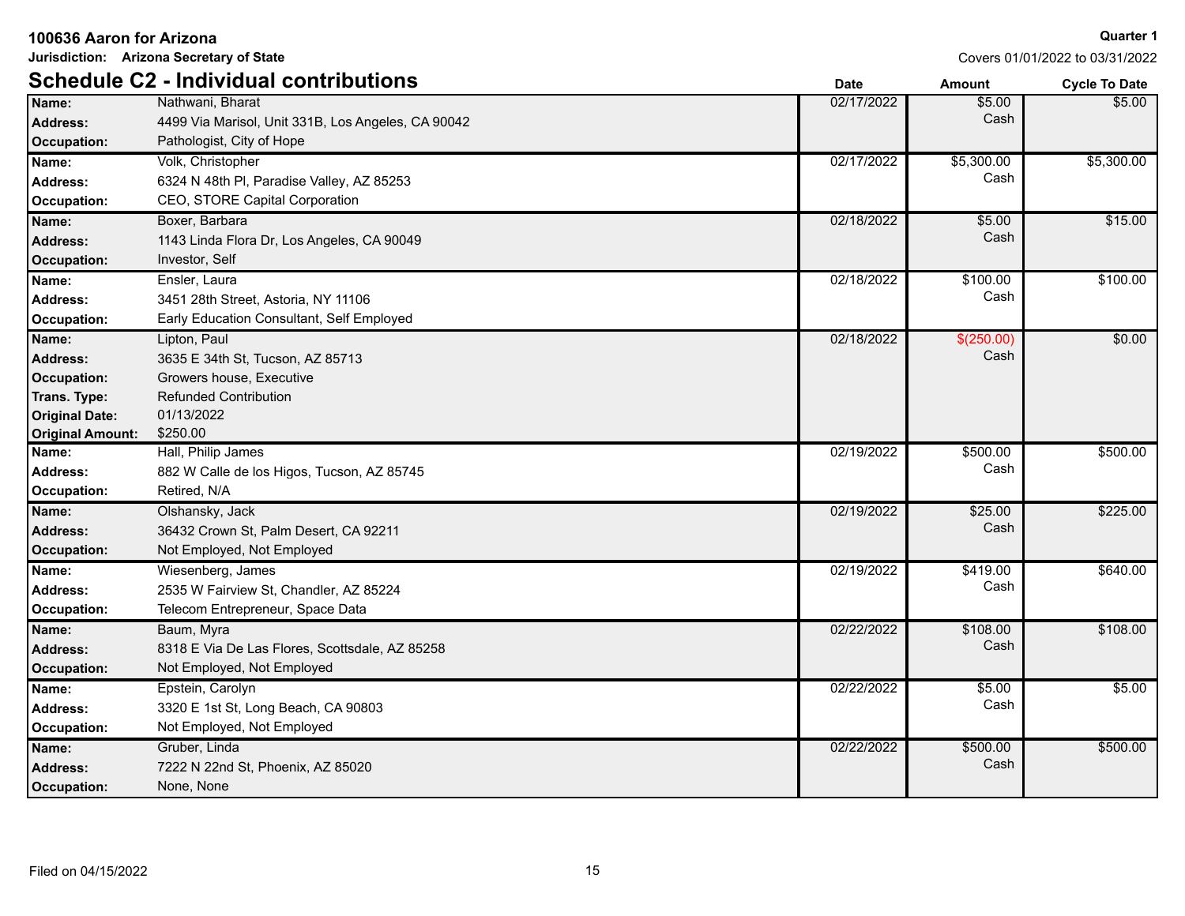**100636 Aaron for Arizona**

**Jurisdiction: Arizona Secretary of State**

**Quarter 1**

Covers 01/01/2022 to 03/31/2022

## Schedule C2 - Individual contributions

| | | Date | Amount | Cycle To Date |
|---|---|---|---|---|
| **Name:** | Nathwani, Bharat | 02/17/2022 | $5.00 Cash | $5.00 |
| **Address:** | 4499 Via Marisol, Unit 331B, Los Angeles, CA 90042 | | | |
| **Occupation:** | Pathologist, City of Hope | | | |
| **Name:** | Volk, Christopher | 02/17/2022 | $5,300.00 Cash | $5,300.00 |
| **Address:** | 6324 N 48th Pl, Paradise Valley, AZ 85253 | | | |
| **Occupation:** | CEO, STORE Capital Corporation | | | |
| **Name:** | Boxer, Barbara | 02/18/2022 | $5.00 Cash | $15.00 |
| **Address:** | 1143 Linda Flora Dr, Los Angeles, CA 90049 | | | |
| **Occupation:** | Investor, Self | | | |
| **Name:** | Ensler, Laura | 02/18/2022 | $100.00 Cash | $100.00 |
| **Address:** | 3451 28th Street, Astoria, NY 11106 | | | |
| **Occupation:** | Early Education Consultant, Self Employed | | | |
| **Name:** | Lipton, Paul | 02/18/2022 | $(250.00) Cash | $0.00 |
| **Address:** | 3635 E 34th St, Tucson, AZ 85713 | | | |
| **Occupation:** | Growers house, Executive | | | |
| **Trans. Type:** | Refunded Contribution | | | |
| **Original Date:** | 01/13/2022 | | | |
| **Original Amount:** | $250.00 | | | |
| **Name:** | Hall, Philip James | 02/19/2022 | $500.00 Cash | $500.00 |
| **Address:** | 882 W Calle de los Higos, Tucson, AZ 85745 | | | |
| **Occupation:** | Retired, N/A | | | |
| **Name:** | Olshansky, Jack | 02/19/2022 | $25.00 Cash | $225.00 |
| **Address:** | 36432 Crown St, Palm Desert, CA 92211 | | | |
| **Occupation:** | Not Employed, Not Employed | | | |
| **Name:** | Wiesenberg, James | 02/19/2022 | $419.00 Cash | $640.00 |
| **Address:** | 2535 W Fairview St, Chandler, AZ 85224 | | | |
| **Occupation:** | Telecom Entrepreneur, Space Data | | | |
| **Name:** | Baum, Myra | 02/22/2022 | $108.00 Cash | $108.00 |
| **Address:** | 8318 E Via De Las Flores, Scottsdale, AZ 85258 | | | |
| **Occupation:** | Not Employed, Not Employed | | | |
| **Name:** | Epstein, Carolyn | 02/22/2022 | $5.00 Cash | $5.00 |
| **Address:** | 3320 E 1st St, Long Beach, CA 90803 | | | |
| **Occupation:** | Not Employed, Not Employed | | | |
| **Name:** | Gruber, Linda | 02/22/2022 | $500.00 Cash | $500.00 |
| **Address:** | 7222 N 22nd St, Phoenix, AZ 85020 | | | |
| **Occupation:** | None, None | | | |

Filed on 04/15/2022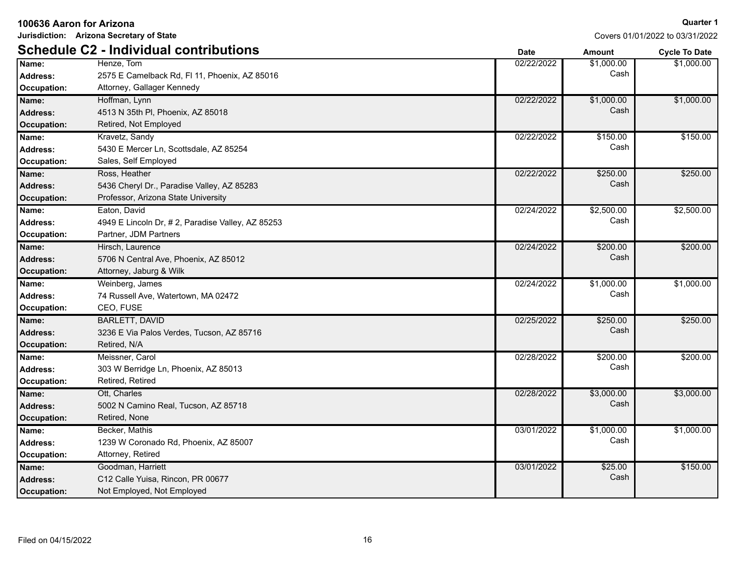**100636 Aaron for Arizona**

**Jurisdiction: Arizona Secretary of State**

**Quarter 1**

Covers 01/01/2022 to 03/31/2022

## Schedule C2 - Individual contributions

| | | Date | Amount | Cycle To Date |
|---|---|---|---|---|
| **Name:** | Henze, Tom | 02/22/2022 | $1,000.00 Cash | $1,000.00 |
| **Address:** | 2575 E Camelback Rd, Fl 11, Phoenix, AZ 85016 | | | |
| **Occupation:** | Attorney, Gallager Kennedy | | | |
| **Name:** | Hoffman, Lynn | 02/22/2022 | $1,000.00 Cash | $1,000.00 |
| **Address:** | 4513 N 35th Pl, Phoenix, AZ 85018 | | | |
| **Occupation:** | Retired, Not Employed | | | |
| **Name:** | Kravetz, Sandy | 02/22/2022 | $150.00 Cash | $150.00 |
| **Address:** | 5430 E Mercer Ln, Scottsdale, AZ 85254 | | | |
| **Occupation:** | Sales, Self Employed | | | |
| **Name:** | Ross, Heather | 02/22/2022 | $250.00 Cash | $250.00 |
| **Address:** | 5436 Cheryl Dr., Paradise Valley, AZ 85283 | | | |
| **Occupation:** | Professor, Arizona State University | | | |
| **Name:** | Eaton, David | 02/24/2022 | $2,500.00 Cash | $2,500.00 |
| **Address:** | 4949 E Lincoln Dr, # 2, Paradise Valley, AZ 85253 | | | |
| **Occupation:** | Partner, JDM Partners | | | |
| **Name:** | Hirsch, Laurence | 02/24/2022 | $200.00 Cash | $200.00 |
| **Address:** | 5706 N Central Ave, Phoenix, AZ 85012 | | | |
| **Occupation:** | Attorney, Jaburg & Wilk | | | |
| **Name:** | Weinberg, James | 02/24/2022 | $1,000.00 Cash | $1,000.00 |
| **Address:** | 74 Russell Ave, Watertown, MA 02472 | | | |
| **Occupation:** | CEO, FUSE | | | |
| **Name:** | BARLETT, DAVID | 02/25/2022 | $250.00 Cash | $250.00 |
| **Address:** | 3236 E Via Palos Verdes, Tucson, AZ 85716 | | | |
| **Occupation:** | Retired, N/A | | | |
| **Name:** | Meissner, Carol | 02/28/2022 | $200.00 Cash | $200.00 |
| **Address:** | 303 W Berridge Ln, Phoenix, AZ 85013 | | | |
| **Occupation:** | Retired, Retired | | | |
| **Name:** | Ott, Charles | 02/28/2022 | $3,000.00 Cash | $3,000.00 |
| **Address:** | 5002 N Camino Real, Tucson, AZ 85718 | | | |
| **Occupation:** | Retired, None | | | |
| **Name:** | Becker, Mathis | 03/01/2022 | $1,000.00 Cash | $1,000.00 |
| **Address:** | 1239 W Coronado Rd, Phoenix, AZ 85007 | | | |
| **Occupation:** | Attorney, Retired | | | |
| **Name:** | Goodman, Harriett | 03/01/2022 | $25.00 Cash | $150.00 |
| **Address:** | C12 Calle Yuisa, Rincon, PR 00677 | | | |
| **Occupation:** | Not Employed, Not Employed | | | |

Filed on 04/15/2022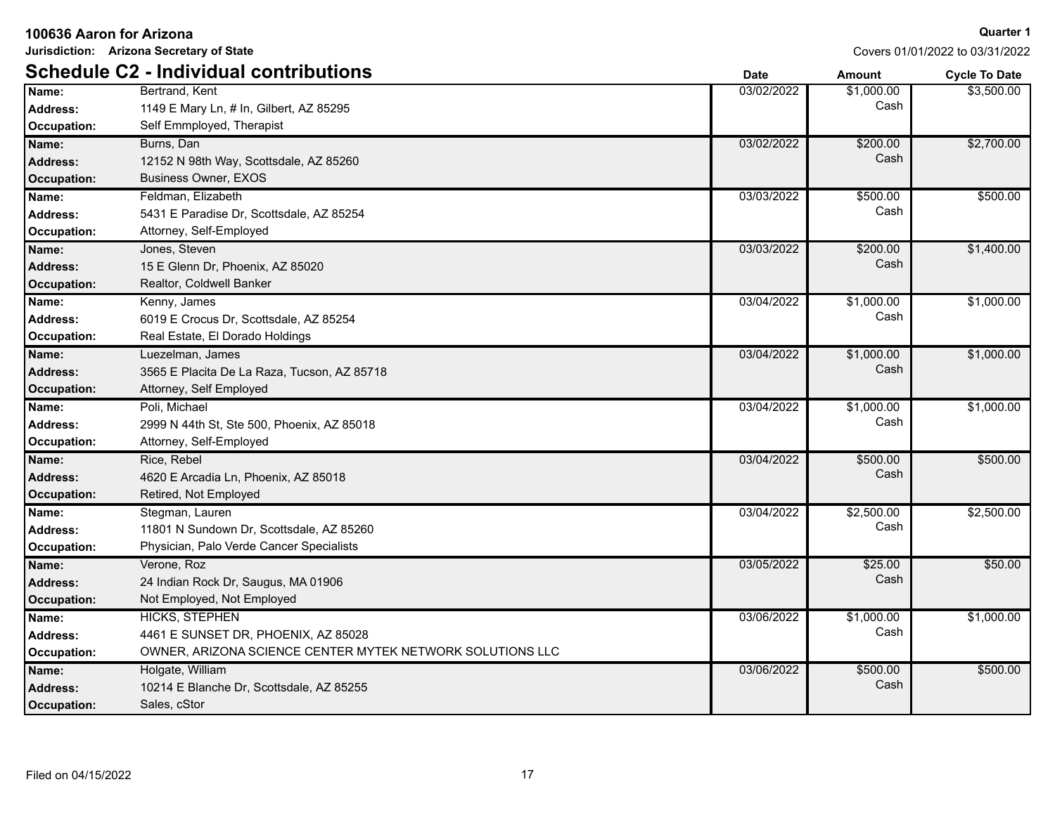**100636 Aaron for Arizona**

**Jurisdiction: Arizona Secretary of State**

**Quarter 1**

Covers 01/01/2022 to 03/31/2022

## Schedule C2 - Individual contributions

| | | Date | Amount | Cycle To Date |
|---|---|---|---|---|
| **Name:** | Bertrand, Kent | 03/02/2022 | $1,000.00 | $3,500.00 |
| **Address:** | 1149 E Mary Ln, # In, Gilbert, AZ 85295 | | Cash | |
| **Occupation:** | Self Emmployed, Therapist | | | |
| **Name:** | Burns, Dan | 03/02/2022 | $200.00 | $2,700.00 |
| **Address:** | 12152 N 98th Way, Scottsdale, AZ 85260 | | Cash | |
| **Occupation:** | Business Owner, EXOS | | | |
| **Name:** | Feldman, Elizabeth | 03/03/2022 | $500.00 | $500.00 |
| **Address:** | 5431 E Paradise Dr, Scottsdale, AZ 85254 | | Cash | |
| **Occupation:** | Attorney, Self-Employed | | | |
| **Name:** | Jones, Steven | 03/03/2022 | $200.00 | $1,400.00 |
| **Address:** | 15 E Glenn Dr, Phoenix, AZ 85020 | | Cash | |
| **Occupation:** | Realtor, Coldwell Banker | | | |
| **Name:** | Kenny, James | 03/04/2022 | $1,000.00 | $1,000.00 |
| **Address:** | 6019 E Crocus Dr, Scottsdale, AZ 85254 | | Cash | |
| **Occupation:** | Real Estate, El Dorado Holdings | | | |
| **Name:** | Luezelman, James | 03/04/2022 | $1,000.00 | $1,000.00 |
| **Address:** | 3565 E Placita De La Raza, Tucson, AZ 85718 | | Cash | |
| **Occupation:** | Attorney, Self Employed | | | |
| **Name:** | Poli, Michael | 03/04/2022 | $1,000.00 | $1,000.00 |
| **Address:** | 2999 N 44th St, Ste 500, Phoenix, AZ 85018 | | Cash | |
| **Occupation:** | Attorney, Self-Employed | | | |
| **Name:** | Rice, Rebel | 03/04/2022 | $500.00 | $500.00 |
| **Address:** | 4620 E Arcadia Ln, Phoenix, AZ 85018 | | Cash | |
| **Occupation:** | Retired, Not Employed | | | |
| **Name:** | Stegman, Lauren | 03/04/2022 | $2,500.00 | $2,500.00 |
| **Address:** | 11801 N Sundown Dr, Scottsdale, AZ 85260 | | Cash | |
| **Occupation:** | Physician, Palo Verde Cancer Specialists | | | |
| **Name:** | Verone, Roz | 03/05/2022 | $25.00 | $50.00 |
| **Address:** | 24 Indian Rock Dr, Saugus, MA 01906 | | Cash | |
| **Occupation:** | Not Employed, Not Employed | | | |
| **Name:** | HICKS, STEPHEN | 03/06/2022 | $1,000.00 | $1,000.00 |
| **Address:** | 4461 E SUNSET DR, PHOENIX, AZ 85028 | | Cash | |
| **Occupation:** | OWNER, ARIZONA SCIENCE CENTER MYTEK NETWORK SOLUTIONS LLC | | | |
| **Name:** | Holgate, William | 03/06/2022 | $500.00 | $500.00 |
| **Address:** | 10214 E Blanche Dr, Scottsdale, AZ 85255 | | Cash | |
| **Occupation:** | Sales, cStor | | | |

Filed on 04/15/2022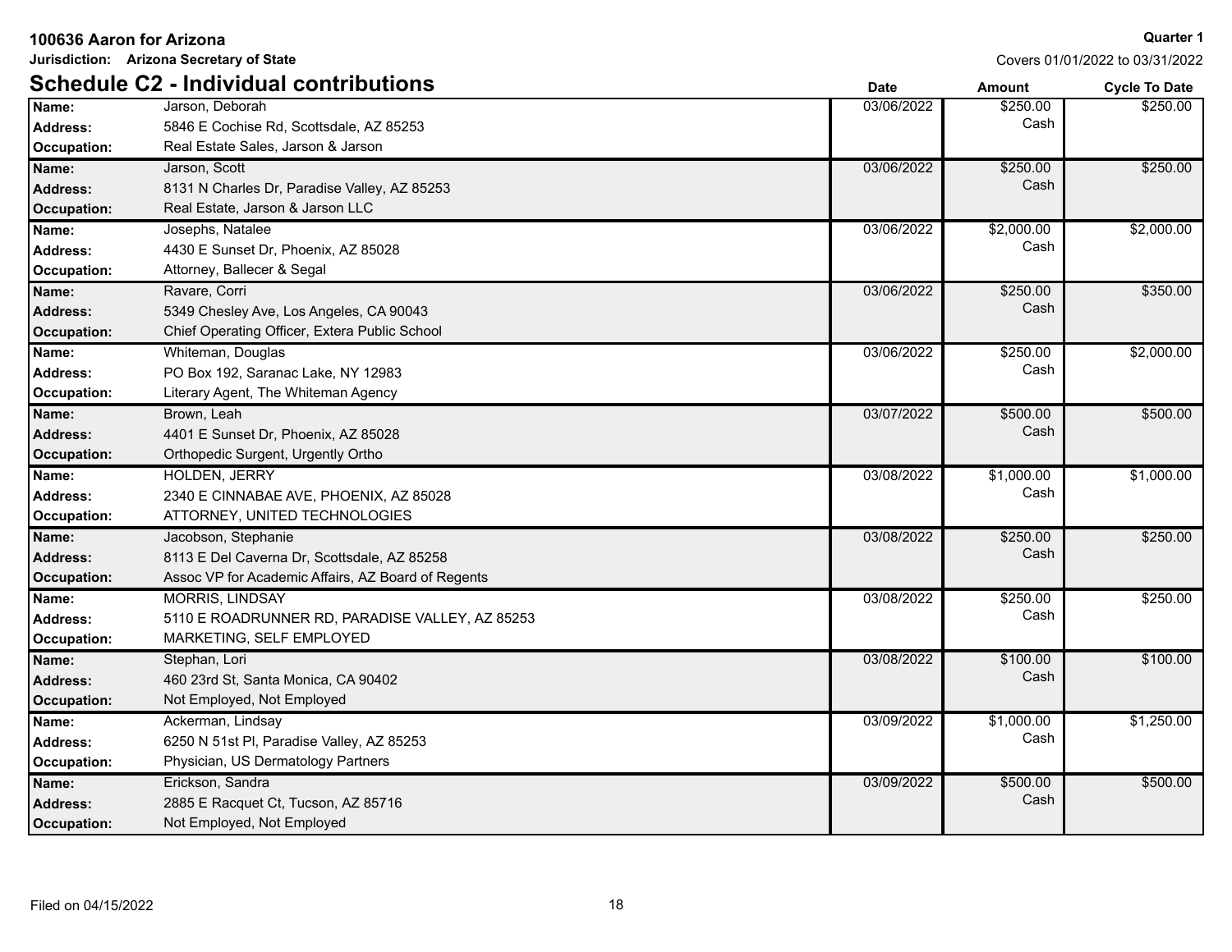**100636 Aaron for Arizona**

**Jurisdiction: Arizona Secretary of State**

**Quarter 1**

Covers 01/01/2022 to 03/31/2022

## Schedule C2 - Individual contributions

| | | Date | Amount | Cycle To Date |
|---|---|---|---|---|
| **Name:** | Jarson, Deborah | 03/06/2022 | $250.00 Cash | $250.00 |
| **Address:** | 5846 E Cochise Rd, Scottsdale, AZ 85253 | | | |
| **Occupation:** | Real Estate Sales, Jarson & Jarson | | | |
| **Name:** | Jarson, Scott | 03/06/2022 | $250.00 Cash | $250.00 |
| **Address:** | 8131 N Charles Dr, Paradise Valley, AZ 85253 | | | |
| **Occupation:** | Real Estate, Jarson & Jarson LLC | | | |
| **Name:** | Josephs, Natalee | 03/06/2022 | $2,000.00 Cash | $2,000.00 |
| **Address:** | 4430 E Sunset Dr, Phoenix, AZ 85028 | | | |
| **Occupation:** | Attorney, Ballecer & Segal | | | |
| **Name:** | Ravare, Corri | 03/06/2022 | $250.00 Cash | $350.00 |
| **Address:** | 5349 Chesley Ave, Los Angeles, CA 90043 | | | |
| **Occupation:** | Chief Operating Officer, Extera Public School | | | |
| **Name:** | Whiteman, Douglas | 03/06/2022 | $250.00 Cash | $2,000.00 |
| **Address:** | PO Box 192, Saranac Lake, NY 12983 | | | |
| **Occupation:** | Literary Agent, The Whiteman Agency | | | |
| **Name:** | Brown, Leah | 03/07/2022 | $500.00 Cash | $500.00 |
| **Address:** | 4401 E Sunset Dr, Phoenix, AZ 85028 | | | |
| **Occupation:** | Orthopedic Surgent, Urgently Ortho | | | |
| **Name:** | HOLDEN, JERRY | 03/08/2022 | $1,000.00 Cash | $1,000.00 |
| **Address:** | 2340 E CINNABAE AVE, PHOENIX, AZ 85028 | | | |
| **Occupation:** | ATTORNEY, UNITED TECHNOLOGIES | | | |
| **Name:** | Jacobson, Stephanie | 03/08/2022 | $250.00 Cash | $250.00 |
| **Address:** | 8113 E Del Caverna Dr, Scottsdale, AZ 85258 | | | |
| **Occupation:** | Assoc VP for Academic Affairs, AZ Board of Regents | | | |
| **Name:** | MORRIS, LINDSAY | 03/08/2022 | $250.00 Cash | $250.00 |
| **Address:** | 5110 E ROADRUNNER RD, PARADISE VALLEY, AZ 85253 | | | |
| **Occupation:** | MARKETING, SELF EMPLOYED | | | |
| **Name:** | Stephan, Lori | 03/08/2022 | $100.00 Cash | $100.00 |
| **Address:** | 460 23rd St, Santa Monica, CA 90402 | | | |
| **Occupation:** | Not Employed, Not Employed | | | |
| **Name:** | Ackerman, Lindsay | 03/09/2022 | $1,000.00 Cash | $1,250.00 |
| **Address:** | 6250 N 51st Pl, Paradise Valley, AZ 85253 | | | |
| **Occupation:** | Physician, US Dermatology Partners | | | |
| **Name:** | Erickson, Sandra | 03/09/2022 | $500.00 Cash | $500.00 |
| **Address:** | 2885 E Racquet Ct, Tucson, AZ 85716 | | | |
| **Occupation:** | Not Employed, Not Employed | | | |

Filed on 04/15/2022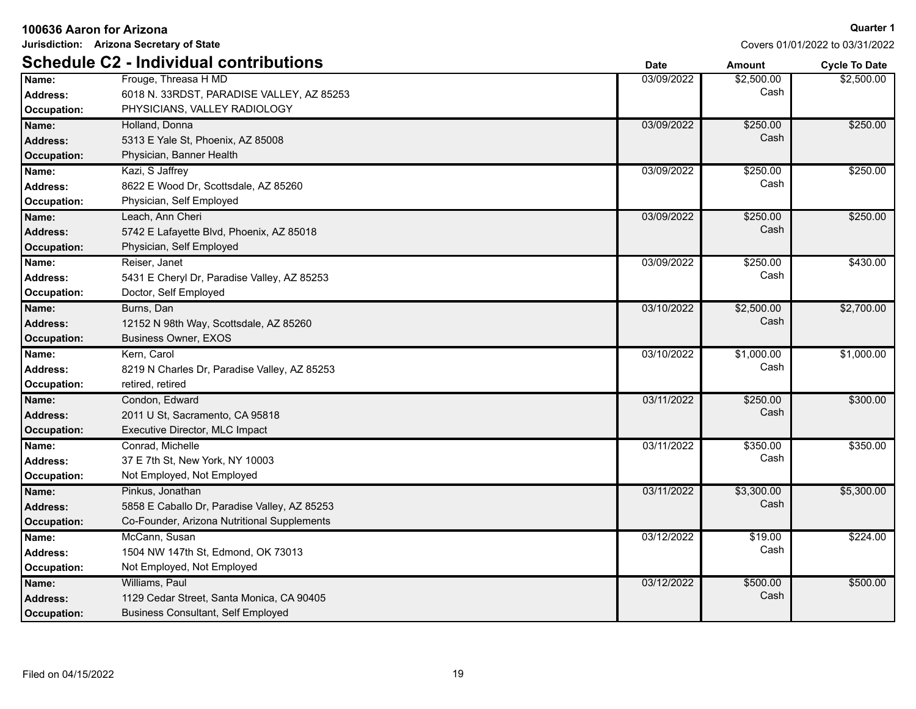**100636 Aaron for Arizona**

**Jurisdiction: Arizona Secretary of State**

**Quarter 1**

Covers 01/01/2022 to 03/31/2022

## Schedule C2 - Individual contributions

| | | Date | Amount | Cycle To Date |
|---|---|---|---|---|
| **Name:** | Frouge, Threasa H MD | 03/09/2022 | $2,500.00 Cash | $2,500.00 |
| **Address:** | 6018 N. 33RDST, PARADISE VALLEY, AZ 85253 | | | |
| **Occupation:** | PHYSICIANS, VALLEY RADIOLOGY | | | |
| **Name:** | Holland, Donna | 03/09/2022 | $250.00 Cash | $250.00 |
| **Address:** | 5313 E Yale St, Phoenix, AZ 85008 | | | |
| **Occupation:** | Physician, Banner Health | | | |
| **Name:** | Kazi, S Jaffrey | 03/09/2022 | $250.00 Cash | $250.00 |
| **Address:** | 8622 E Wood Dr, Scottsdale, AZ 85260 | | | |
| **Occupation:** | Physician, Self Employed | | | |
| **Name:** | Leach, Ann Cheri | 03/09/2022 | $250.00 Cash | $250.00 |
| **Address:** | 5742 E Lafayette Blvd, Phoenix, AZ 85018 | | | |
| **Occupation:** | Physician, Self Employed | | | |
| **Name:** | Reiser, Janet | 03/09/2022 | $250.00 Cash | $430.00 |
| **Address:** | 5431 E Cheryl Dr, Paradise Valley, AZ 85253 | | | |
| **Occupation:** | Doctor, Self Employed | | | |
| **Name:** | Burns, Dan | 03/10/2022 | $2,500.00 Cash | $2,700.00 |
| **Address:** | 12152 N 98th Way, Scottsdale, AZ 85260 | | | |
| **Occupation:** | Business Owner, EXOS | | | |
| **Name:** | Kern, Carol | 03/10/2022 | $1,000.00 Cash | $1,000.00 |
| **Address:** | 8219 N Charles Dr, Paradise Valley, AZ 85253 | | | |
| **Occupation:** | retired, retired | | | |
| **Name:** | Condon, Edward | 03/11/2022 | $250.00 Cash | $300.00 |
| **Address:** | 2011 U St, Sacramento, CA 95818 | | | |
| **Occupation:** | Executive Director, MLC Impact | | | |
| **Name:** | Conrad, Michelle | 03/11/2022 | $350.00 Cash | $350.00 |
| **Address:** | 37 E 7th St, New York, NY 10003 | | | |
| **Occupation:** | Not Employed, Not Employed | | | |
| **Name:** | Pinkus, Jonathan | 03/11/2022 | $3,300.00 Cash | $5,300.00 |
| **Address:** | 5858 E Caballo Dr, Paradise Valley, AZ 85253 | | | |
| **Occupation:** | Co-Founder, Arizona Nutritional Supplements | | | |
| **Name:** | McCann, Susan | 03/12/2022 | $19.00 Cash | $224.00 |
| **Address:** | 1504 NW 147th St, Edmond, OK 73013 | | | |
| **Occupation:** | Not Employed, Not Employed | | | |
| **Name:** | Williams, Paul | 03/12/2022 | $500.00 Cash | $500.00 |
| **Address:** | 1129 Cedar Street, Santa Monica, CA 90405 | | | |
| **Occupation:** | Business Consultant, Self Employed | | | |

Filed on 04/15/2022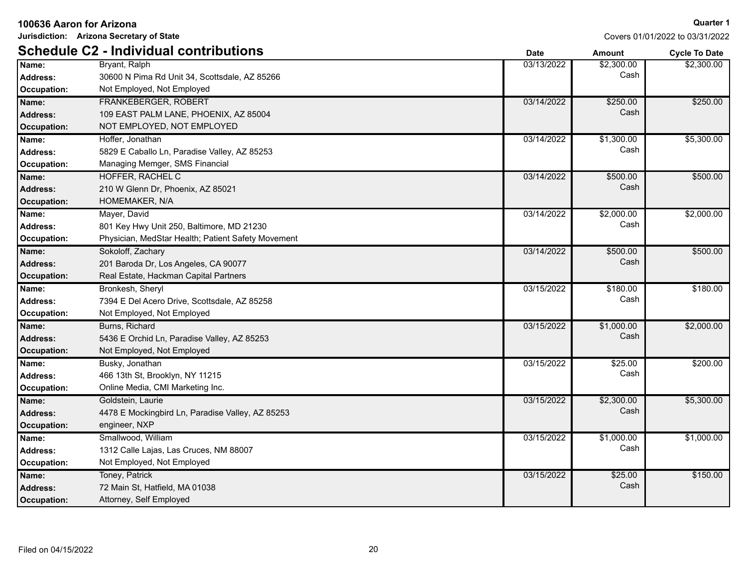**100636 Aaron for Arizona**

**Jurisdiction: Arizona Secretary of State**

**Quarter 1**

Covers 01/01/2022 to 03/31/2022

## Schedule C2 - Individual contributions

| Field | Details | Date | Amount | Cycle To Date |
|---|---|---|---|---|
| **Name:** | Bryant, Ralph | 03/13/2022 | $2,300.00 Cash | $2,300.00 |
| **Address:** | 30600 N Pima Rd Unit 34, Scottsdale, AZ 85266 | | | |
| **Occupation:** | Not Employed, Not Employed | | | |
| **Name:** | FRANKEBERGER, ROBERT | 03/14/2022 | $250.00 Cash | $250.00 |
| **Address:** | 109 EAST PALM LANE, PHOENIX, AZ 85004 | | | |
| **Occupation:** | NOT EMPLOYED, NOT EMPLOYED | | | |
| **Name:** | Hoffer, Jonathan | 03/14/2022 | $1,300.00 Cash | $5,300.00 |
| **Address:** | 5829 E Caballo Ln, Paradise Valley, AZ 85253 | | | |
| **Occupation:** | Managing Memger, SMS Financial | | | |
| **Name:** | HOFFER, RACHEL C | 03/14/2022 | $500.00 Cash | $500.00 |
| **Address:** | 210 W Glenn Dr, Phoenix, AZ 85021 | | | |
| **Occupation:** | HOMEMAKER, N/A | | | |
| **Name:** | Mayer, David | 03/14/2022 | $2,000.00 Cash | $2,000.00 |
| **Address:** | 801 Key Hwy Unit 250, Baltimore, MD 21230 | | | |
| **Occupation:** | Physician, MedStar Health; Patient Safety Movement | | | |
| **Name:** | Sokoloff, Zachary | 03/14/2022 | $500.00 Cash | $500.00 |
| **Address:** | 201 Baroda Dr, Los Angeles, CA 90077 | | | |
| **Occupation:** | Real Estate, Hackman Capital Partners | | | |
| **Name:** | Bronkesh, Sheryl | 03/15/2022 | $180.00 Cash | $180.00 |
| **Address:** | 7394 E Del Acero Drive, Scottsdale, AZ 85258 | | | |
| **Occupation:** | Not Employed, Not Employed | | | |
| **Name:** | Burns, Richard | 03/15/2022 | $1,000.00 Cash | $2,000.00 |
| **Address:** | 5436 E Orchid Ln, Paradise Valley, AZ 85253 | | | |
| **Occupation:** | Not Employed, Not Employed | | | |
| **Name:** | Busky, Jonathan | 03/15/2022 | $25.00 Cash | $200.00 |
| **Address:** | 466 13th St, Brooklyn, NY 11215 | | | |
| **Occupation:** | Online Media, CMI Marketing Inc. | | | |
| **Name:** | Goldstein, Laurie | 03/15/2022 | $2,300.00 Cash | $5,300.00 |
| **Address:** | 4478 E Mockingbird Ln, Paradise Valley, AZ 85253 | | | |
| **Occupation:** | engineer, NXP | | | |
| **Name:** | Smallwood, William | 03/15/2022 | $1,000.00 Cash | $1,000.00 |
| **Address:** | 1312 Calle Lajas, Las Cruces, NM 88007 | | | |
| **Occupation:** | Not Employed, Not Employed | | | |
| **Name:** | Toney, Patrick | 03/15/2022 | $25.00 Cash | $150.00 |
| **Address:** | 72 Main St, Hatfield, MA 01038 | | | |
| **Occupation:** | Attorney, Self Employed | | | |

Filed on 04/15/2022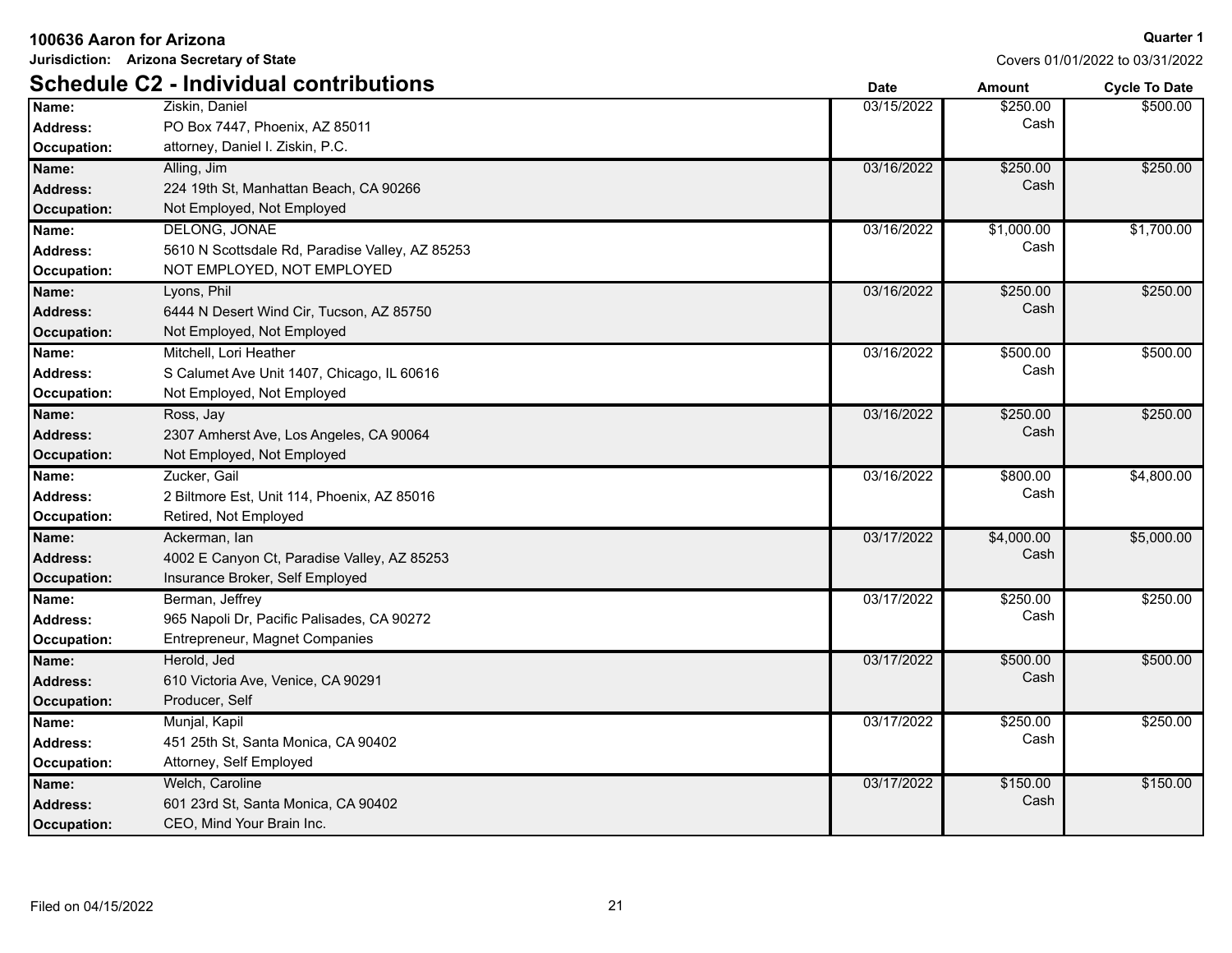**100636 Aaron for Arizona**

**Jurisdiction: Arizona Secretary of State**

**Quarter 1**

Covers 01/01/2022 to 03/31/2022

## Schedule C2 - Individual contributions

| Field | Details | Date | Amount | Cycle To Date |
|---|---|---|---|---|
| **Name:** | Ziskin, Daniel | 03/15/2022 | $250.00 Cash | $500.00 |
| **Address:** | PO Box 7447, Phoenix, AZ 85011 | | | |
| **Occupation:** | attorney, Daniel I. Ziskin, P.C. | | | |
| **Name:** | Alling, Jim | 03/16/2022 | $250.00 Cash | $250.00 |
| **Address:** | 224 19th St, Manhattan Beach, CA 90266 | | | |
| **Occupation:** | Not Employed, Not Employed | | | |
| **Name:** | DELONG, JONAE | 03/16/2022 | $1,000.00 Cash | $1,700.00 |
| **Address:** | 5610 N Scottsdale Rd, Paradise Valley, AZ 85253 | | | |
| **Occupation:** | NOT EMPLOYED, NOT EMPLOYED | | | |
| **Name:** | Lyons, Phil | 03/16/2022 | $250.00 Cash | $250.00 |
| **Address:** | 6444 N Desert Wind Cir, Tucson, AZ 85750 | | | |
| **Occupation:** | Not Employed, Not Employed | | | |
| **Name:** | Mitchell, Lori Heather | 03/16/2022 | $500.00 Cash | $500.00 |
| **Address:** | S Calumet Ave Unit 1407, Chicago, IL 60616 | | | |
| **Occupation:** | Not Employed, Not Employed | | | |
| **Name:** | Ross, Jay | 03/16/2022 | $250.00 Cash | $250.00 |
| **Address:** | 2307 Amherst Ave, Los Angeles, CA 90064 | | | |
| **Occupation:** | Not Employed, Not Employed | | | |
| **Name:** | Zucker, Gail | 03/16/2022 | $800.00 Cash | $4,800.00 |
| **Address:** | 2 Biltmore Est, Unit 114, Phoenix, AZ 85016 | | | |
| **Occupation:** | Retired, Not Employed | | | |
| **Name:** | Ackerman, Ian | 03/17/2022 | $4,000.00 Cash | $5,000.00 |
| **Address:** | 4002 E Canyon Ct, Paradise Valley, AZ 85253 | | | |
| **Occupation:** | Insurance Broker, Self Employed | | | |
| **Name:** | Berman, Jeffrey | 03/17/2022 | $250.00 Cash | $250.00 |
| **Address:** | 965 Napoli Dr, Pacific Palisades, CA 90272 | | | |
| **Occupation:** | Entrepreneur, Magnet Companies | | | |
| **Name:** | Herold, Jed | 03/17/2022 | $500.00 Cash | $500.00 |
| **Address:** | 610 Victoria Ave, Venice, CA 90291 | | | |
| **Occupation:** | Producer, Self | | | |
| **Name:** | Munjal, Kapil | 03/17/2022 | $250.00 Cash | $250.00 |
| **Address:** | 451 25th St, Santa Monica, CA 90402 | | | |
| **Occupation:** | Attorney, Self Employed | | | |
| **Name:** | Welch, Caroline | 03/17/2022 | $150.00 Cash | $150.00 |
| **Address:** | 601 23rd St, Santa Monica, CA 90402 | | | |
| **Occupation:** | CEO, Mind Your Brain Inc. | | | |

Filed on 04/15/2022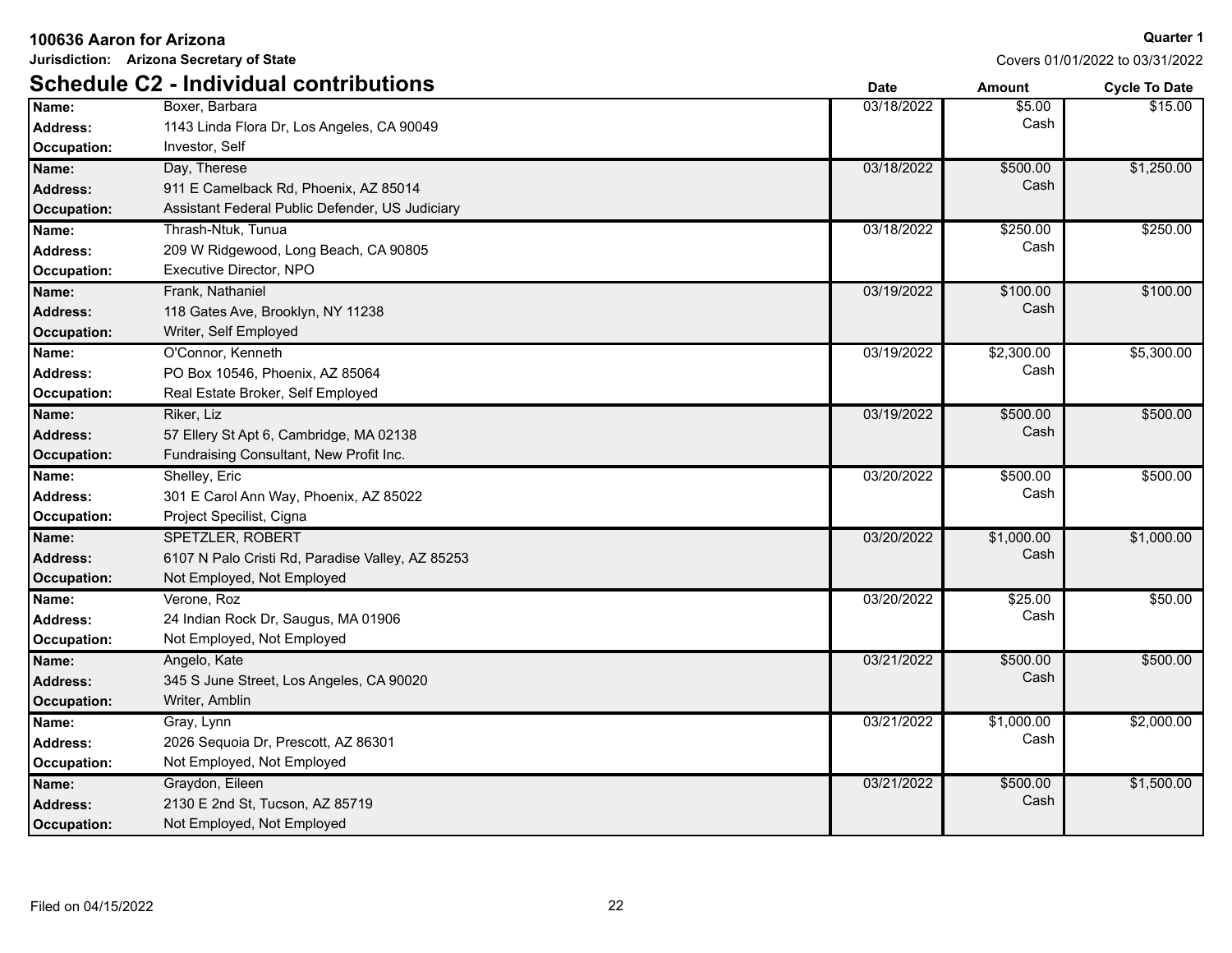**100636 Aaron for Arizona**

**Jurisdiction: Arizona Secretary of State**

**Quarter 1**

Covers 01/01/2022 to 03/31/2022

## Schedule C2 - Individual contributions

| | | Date | Amount | Cycle To Date |
|---|---|---|---|---|
| **Name:** | Boxer, Barbara | 03/18/2022 | $5.00 Cash | $15.00 |
| **Address:** | 1143 Linda Flora Dr, Los Angeles, CA 90049 | | | |
| **Occupation:** | Investor, Self | | | |
| **Name:** | Day, Therese | 03/18/2022 | $500.00 Cash | $1,250.00 |
| **Address:** | 911 E Camelback Rd, Phoenix, AZ 85014 | | | |
| **Occupation:** | Assistant Federal Public Defender, US Judiciary | | | |
| **Name:** | Thrash-Ntuk, Tunua | 03/18/2022 | $250.00 Cash | $250.00 |
| **Address:** | 209 W Ridgewood, Long Beach, CA 90805 | | | |
| **Occupation:** | Executive Director, NPO | | | |
| **Name:** | Frank, Nathaniel | 03/19/2022 | $100.00 Cash | $100.00 |
| **Address:** | 118 Gates Ave, Brooklyn, NY 11238 | | | |
| **Occupation:** | Writer, Self Employed | | | |
| **Name:** | O'Connor, Kenneth | 03/19/2022 | $2,300.00 Cash | $5,300.00 |
| **Address:** | PO Box 10546, Phoenix, AZ 85064 | | | |
| **Occupation:** | Real Estate Broker, Self Employed | | | |
| **Name:** | Riker, Liz | 03/19/2022 | $500.00 Cash | $500.00 |
| **Address:** | 57 Ellery St Apt 6, Cambridge, MA 02138 | | | |
| **Occupation:** | Fundraising Consultant, New Profit Inc. | | | |
| **Name:** | Shelley, Eric | 03/20/2022 | $500.00 Cash | $500.00 |
| **Address:** | 301 E Carol Ann Way, Phoenix, AZ 85022 | | | |
| **Occupation:** | Project Specilist, Cigna | | | |
| **Name:** | SPETZLER, ROBERT | 03/20/2022 | $1,000.00 Cash | $1,000.00 |
| **Address:** | 6107 N Palo Cristi Rd, Paradise Valley, AZ 85253 | | | |
| **Occupation:** | Not Employed, Not Employed | | | |
| **Name:** | Verone, Roz | 03/20/2022 | $25.00 Cash | $50.00 |
| **Address:** | 24 Indian Rock Dr, Saugus, MA 01906 | | | |
| **Occupation:** | Not Employed, Not Employed | | | |
| **Name:** | Angelo, Kate | 03/21/2022 | $500.00 Cash | $500.00 |
| **Address:** | 345 S June Street, Los Angeles, CA 90020 | | | |
| **Occupation:** | Writer, Amblin | | | |
| **Name:** | Gray, Lynn | 03/21/2022 | $1,000.00 Cash | $2,000.00 |
| **Address:** | 2026 Sequoia Dr, Prescott, AZ 86301 | | | |
| **Occupation:** | Not Employed, Not Employed | | | |
| **Name:** | Graydon, Eileen | 03/21/2022 | $500.00 Cash | $1,500.00 |
| **Address:** | 2130 E 2nd St, Tucson, AZ 85719 | | | |
| **Occupation:** | Not Employed, Not Employed | | | |

Filed on 04/15/2022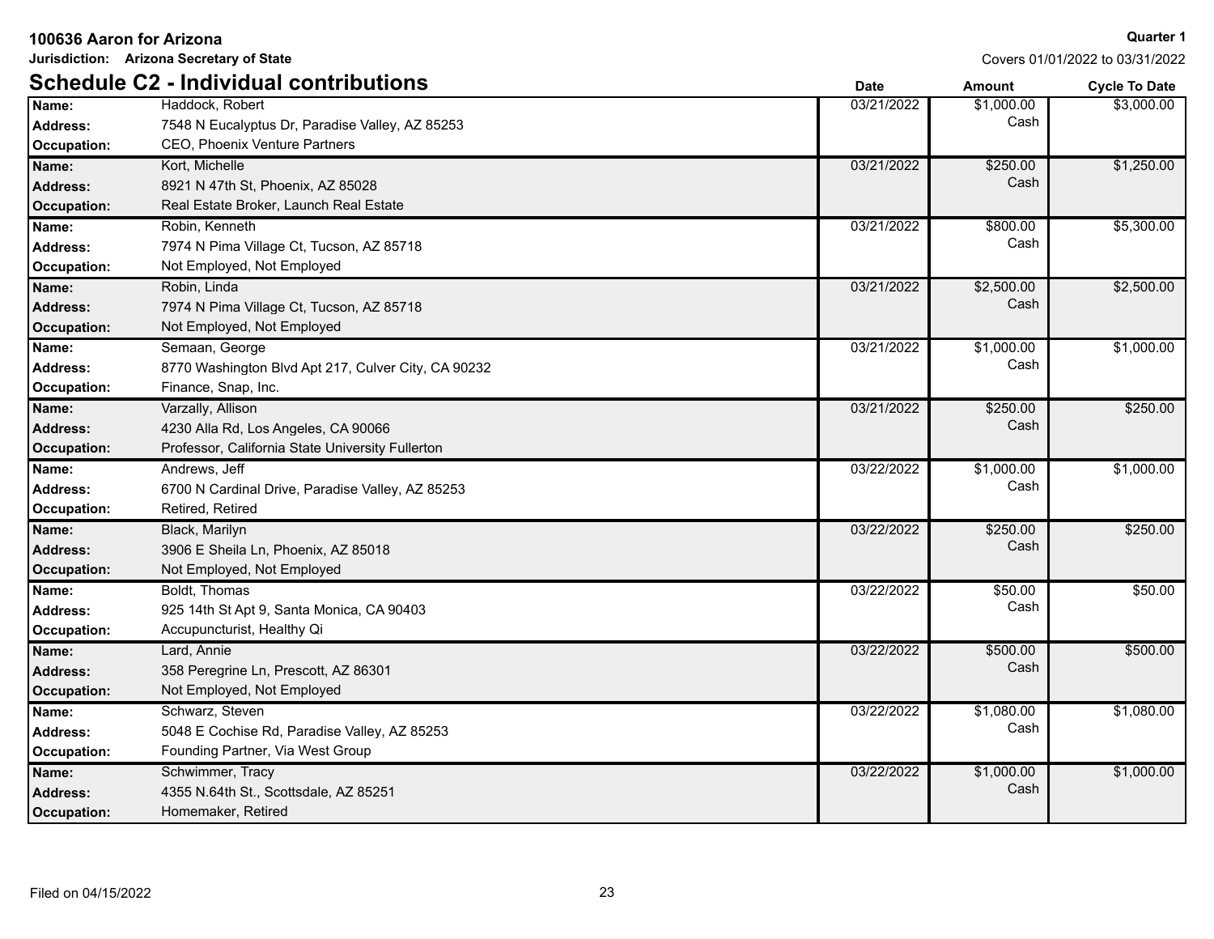**100636 Aaron for Arizona** **Quarter 1**

**Jurisdiction: Arizona Secretary of State** Covers 01/01/2022 to 03/31/2022

## Schedule C2 - Individual contributions

| | | Date | Amount | Cycle To Date |
|---|---|---|---|---|
| **Name:** | Haddock, Robert | 03/21/2022 | $1,000.00 | $3,000.00 |
| **Address:** | 7548 N Eucalyptus Dr, Paradise Valley, AZ 85253 | | Cash | |
| **Occupation:** | CEO, Phoenix Venture Partners | | | |
| **Name:** | Kort, Michelle | 03/21/2022 | $250.00 | $1,250.00 |
| **Address:** | 8921 N 47th St, Phoenix, AZ 85028 | | Cash | |
| **Occupation:** | Real Estate Broker, Launch Real Estate | | | |
| **Name:** | Robin, Kenneth | 03/21/2022 | $800.00 | $5,300.00 |
| **Address:** | 7974 N Pima Village Ct, Tucson, AZ 85718 | | Cash | |
| **Occupation:** | Not Employed, Not Employed | | | |
| **Name:** | Robin, Linda | 03/21/2022 | $2,500.00 | $2,500.00 |
| **Address:** | 7974 N Pima Village Ct, Tucson, AZ 85718 | | Cash | |
| **Occupation:** | Not Employed, Not Employed | | | |
| **Name:** | Semaan, George | 03/21/2022 | $1,000.00 | $1,000.00 |
| **Address:** | 8770 Washington Blvd Apt 217, Culver City, CA 90232 | | Cash | |
| **Occupation:** | Finance, Snap, Inc. | | | |
| **Name:** | Varzally, Allison | 03/21/2022 | $250.00 | $250.00 |
| **Address:** | 4230 Alla Rd, Los Angeles, CA 90066 | | Cash | |
| **Occupation:** | Professor, California State University Fullerton | | | |
| **Name:** | Andrews, Jeff | 03/22/2022 | $1,000.00 | $1,000.00 |
| **Address:** | 6700 N Cardinal Drive, Paradise Valley, AZ 85253 | | Cash | |
| **Occupation:** | Retired, Retired | | | |
| **Name:** | Black, Marilyn | 03/22/2022 | $250.00 | $250.00 |
| **Address:** | 3906 E Sheila Ln, Phoenix, AZ 85018 | | Cash | |
| **Occupation:** | Not Employed, Not Employed | | | |
| **Name:** | Boldt, Thomas | 03/22/2022 | $50.00 | $50.00 |
| **Address:** | 925 14th St Apt 9, Santa Monica, CA 90403 | | Cash | |
| **Occupation:** | Accupuncturist, Healthy Qi | | | |
| **Name:** | Lard, Annie | 03/22/2022 | $500.00 | $500.00 |
| **Address:** | 358 Peregrine Ln, Prescott, AZ 86301 | | Cash | |
| **Occupation:** | Not Employed, Not Employed | | | |
| **Name:** | Schwarz, Steven | 03/22/2022 | $1,080.00 | $1,080.00 |
| **Address:** | 5048 E Cochise Rd, Paradise Valley, AZ 85253 | | Cash | |
| **Occupation:** | Founding Partner, Via West Group | | | |
| **Name:** | Schwimmer, Tracy | 03/22/2022 | $1,000.00 | $1,000.00 |
| **Address:** | 4355 N.64th St., Scottsdale, AZ 85251 | | Cash | |
| **Occupation:** | Homemaker, Retired | | | |

Filed on 04/15/2022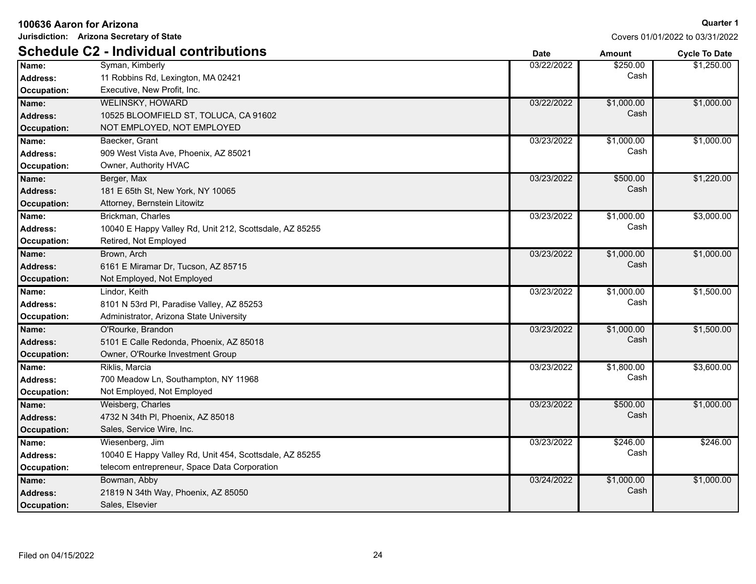**100636 Aaron for Arizona**

**Jurisdiction: Arizona Secretary of State**

**Quarter 1**

Covers 01/01/2022 to 03/31/2022

## Schedule C2 - Individual contributions

| | | Date | Amount | Cycle To Date |
|---|---|---|---|---|
| **Name:** | Syman, Kimberly | 03/22/2022 | $250.00 Cash | $1,250.00 |
| **Address:** | 11 Robbins Rd, Lexington, MA 02421 | | | |
| **Occupation:** | Executive, New Profit, Inc. | | | |
| **Name:** | WELINSKY, HOWARD | 03/22/2022 | $1,000.00 Cash | $1,000.00 |
| **Address:** | 10525 BLOOMFIELD ST, TOLUCA, CA 91602 | | | |
| **Occupation:** | NOT EMPLOYED, NOT EMPLOYED | | | |
| **Name:** | Baecker, Grant | 03/23/2022 | $1,000.00 Cash | $1,000.00 |
| **Address:** | 909 West Vista Ave, Phoenix, AZ 85021 | | | |
| **Occupation:** | Owner, Authority HVAC | | | |
| **Name:** | Berger, Max | 03/23/2022 | $500.00 Cash | $1,220.00 |
| **Address:** | 181 E 65th St, New York, NY 10065 | | | |
| **Occupation:** | Attorney, Bernstein Litowitz | | | |
| **Name:** | Brickman, Charles | 03/23/2022 | $1,000.00 Cash | $3,000.00 |
| **Address:** | 10040 E Happy Valley Rd, Unit 212, Scottsdale, AZ 85255 | | | |
| **Occupation:** | Retired, Not Employed | | | |
| **Name:** | Brown, Arch | 03/23/2022 | $1,000.00 Cash | $1,000.00 |
| **Address:** | 6161 E Miramar Dr, Tucson, AZ 85715 | | | |
| **Occupation:** | Not Employed, Not Employed | | | |
| **Name:** | Lindor, Keith | 03/23/2022 | $1,000.00 Cash | $1,500.00 |
| **Address:** | 8101 N 53rd Pl, Paradise Valley, AZ 85253 | | | |
| **Occupation:** | Administrator, Arizona State University | | | |
| **Name:** | O'Rourke, Brandon | 03/23/2022 | $1,000.00 Cash | $1,500.00 |
| **Address:** | 5101 E Calle Redonda, Phoenix, AZ 85018 | | | |
| **Occupation:** | Owner, O'Rourke Investment Group | | | |
| **Name:** | Riklis, Marcia | 03/23/2022 | $1,800.00 Cash | $3,600.00 |
| **Address:** | 700 Meadow Ln, Southampton, NY 11968 | | | |
| **Occupation:** | Not Employed, Not Employed | | | |
| **Name:** | Weisberg, Charles | 03/23/2022 | $500.00 Cash | $1,000.00 |
| **Address:** | 4732 N 34th Pl, Phoenix, AZ 85018 | | | |
| **Occupation:** | Sales, Service Wire, Inc. | | | |
| **Name:** | Wiesenberg, Jim | 03/23/2022 | $246.00 Cash | $246.00 |
| **Address:** | 10040 E Happy Valley Rd, Unit 454, Scottsdale, AZ 85255 | | | |
| **Occupation:** | telecom entrepreneur, Space Data Corporation | | | |
| **Name:** | Bowman, Abby | 03/24/2022 | $1,000.00 Cash | $1,000.00 |
| **Address:** | 21819 N 34th Way, Phoenix, AZ 85050 | | | |
| **Occupation:** | Sales, Elsevier | | | |

Filed on 04/15/2022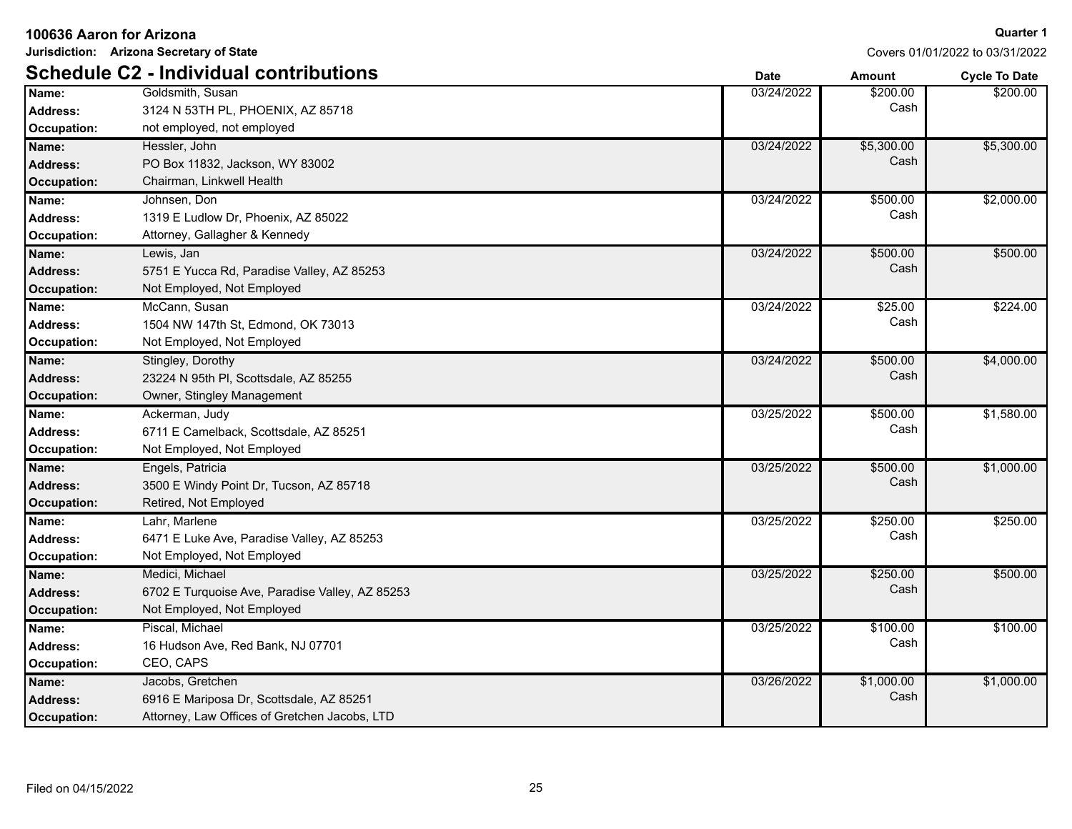**100636 Aaron for Arizona**

**Jurisdiction: Arizona Secretary of State**

**Quarter 1**

Covers 01/01/2022 to 03/31/2022

## Schedule C2 - Individual contributions

| Field | Value | Date | Amount | Cycle To Date |
|---|---|---|---|---|
| **Name:** | Goldsmith, Susan | 03/24/2022 | $200.00 Cash | $200.00 |
| **Address:** | 3124 N 53TH PL, PHOENIX, AZ 85718 | | | |
| **Occupation:** | not employed, not employed | | | |
| **Name:** | Hessler, John | 03/24/2022 | $5,300.00 Cash | $5,300.00 |
| **Address:** | PO Box 11832, Jackson, WY 83002 | | | |
| **Occupation:** | Chairman, Linkwell Health | | | |
| **Name:** | Johnsen, Don | 03/24/2022 | $500.00 Cash | $2,000.00 |
| **Address:** | 1319 E Ludlow Dr, Phoenix, AZ 85022 | | | |
| **Occupation:** | Attorney, Gallagher & Kennedy | | | |
| **Name:** | Lewis, Jan | 03/24/2022 | $500.00 Cash | $500.00 |
| **Address:** | 5751 E Yucca Rd, Paradise Valley, AZ 85253 | | | |
| **Occupation:** | Not Employed, Not Employed | | | |
| **Name:** | McCann, Susan | 03/24/2022 | $25.00 Cash | $224.00 |
| **Address:** | 1504 NW 147th St, Edmond, OK 73013 | | | |
| **Occupation:** | Not Employed, Not Employed | | | |
| **Name:** | Stingley, Dorothy | 03/24/2022 | $500.00 Cash | $4,000.00 |
| **Address:** | 23224 N 95th Pl, Scottsdale, AZ 85255 | | | |
| **Occupation:** | Owner, Stingley Management | | | |
| **Name:** | Ackerman, Judy | 03/25/2022 | $500.00 Cash | $1,580.00 |
| **Address:** | 6711 E Camelback, Scottsdale, AZ 85251 | | | |
| **Occupation:** | Not Employed, Not Employed | | | |
| **Name:** | Engels, Patricia | 03/25/2022 | $500.00 Cash | $1,000.00 |
| **Address:** | 3500 E Windy Point Dr, Tucson, AZ 85718 | | | |
| **Occupation:** | Retired, Not Employed | | | |
| **Name:** | Lahr, Marlene | 03/25/2022 | $250.00 Cash | $250.00 |
| **Address:** | 6471 E Luke Ave, Paradise Valley, AZ 85253 | | | |
| **Occupation:** | Not Employed, Not Employed | | | |
| **Name:** | Medici, Michael | 03/25/2022 | $250.00 Cash | $500.00 |
| **Address:** | 6702 E Turquoise Ave, Paradise Valley, AZ 85253 | | | |
| **Occupation:** | Not Employed, Not Employed | | | |
| **Name:** | Piscal, Michael | 03/25/2022 | $100.00 Cash | $100.00 |
| **Address:** | 16 Hudson Ave, Red Bank, NJ 07701 | | | |
| **Occupation:** | CEO, CAPS | | | |
| **Name:** | Jacobs, Gretchen | 03/26/2022 | $1,000.00 Cash | $1,000.00 |
| **Address:** | 6916 E Mariposa Dr, Scottsdale, AZ 85251 | | | |
| **Occupation:** | Attorney, Law Offices of Gretchen Jacobs, LTD | | | |

Filed on 04/15/2022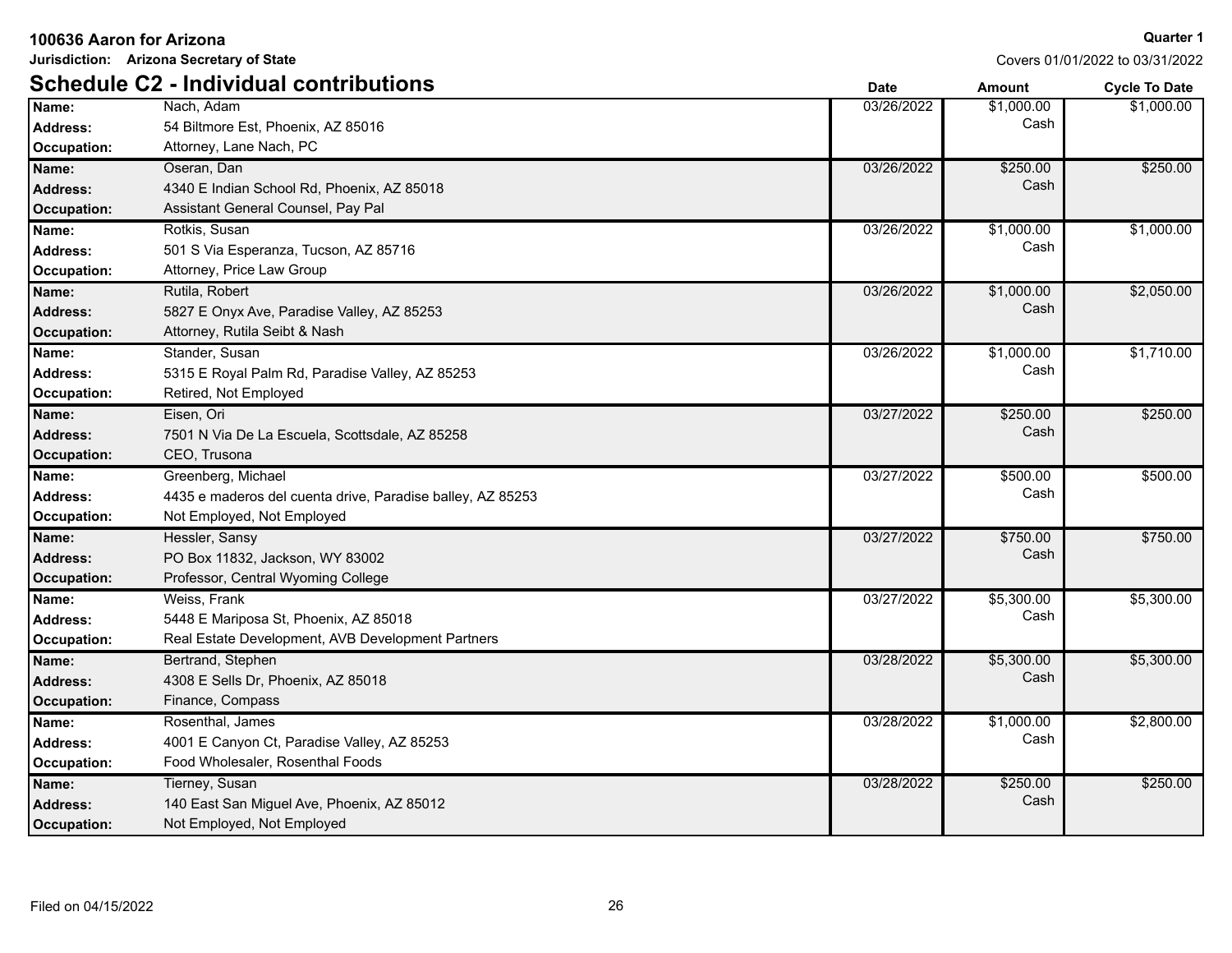**100636 Aaron for Arizona**

**Jurisdiction: Arizona Secretary of State**

**Quarter 1**

Covers 01/01/2022 to 03/31/2022

## Schedule C2 - Individual contributions

| Field | Details | Date | Amount | Cycle To Date |
|---|---|---|---|---|
| **Name:** | Nach, Adam | 03/26/2022 | $1,000.00 | $1,000.00 |
| **Address:** | 54 Biltmore Est, Phoenix, AZ 85016 | | Cash | |
| **Occupation:** | Attorney, Lane Nach, PC | | | |
| **Name:** | Oseran, Dan | 03/26/2022 | $250.00 | $250.00 |
| **Address:** | 4340 E Indian School Rd, Phoenix, AZ 85018 | | Cash | |
| **Occupation:** | Assistant General Counsel, Pay Pal | | | |
| **Name:** | Rotkis, Susan | 03/26/2022 | $1,000.00 | $1,000.00 |
| **Address:** | 501 S Via Esperanza, Tucson, AZ 85716 | | Cash | |
| **Occupation:** | Attorney, Price Law Group | | | |
| **Name:** | Rutila, Robert | 03/26/2022 | $1,000.00 | $2,050.00 |
| **Address:** | 5827 E Onyx Ave, Paradise Valley, AZ 85253 | | Cash | |
| **Occupation:** | Attorney, Rutila Seibt & Nash | | | |
| **Name:** | Stander, Susan | 03/26/2022 | $1,000.00 | $1,710.00 |
| **Address:** | 5315 E Royal Palm Rd, Paradise Valley, AZ 85253 | | Cash | |
| **Occupation:** | Retired, Not Employed | | | |
| **Name:** | Eisen, Ori | 03/27/2022 | $250.00 | $250.00 |
| **Address:** | 7501 N Via De La Escuela, Scottsdale, AZ 85258 | | Cash | |
| **Occupation:** | CEO, Trusona | | | |
| **Name:** | Greenberg, Michael | 03/27/2022 | $500.00 | $500.00 |
| **Address:** | 4435 e maderos del cuenta drive, Paradise balley, AZ 85253 | | Cash | |
| **Occupation:** | Not Employed, Not Employed | | | |
| **Name:** | Hessler, Sansy | 03/27/2022 | $750.00 | $750.00 |
| **Address:** | PO Box 11832, Jackson, WY 83002 | | Cash | |
| **Occupation:** | Professor, Central Wyoming College | | | |
| **Name:** | Weiss, Frank | 03/27/2022 | $5,300.00 | $5,300.00 |
| **Address:** | 5448 E Mariposa St, Phoenix, AZ 85018 | | Cash | |
| **Occupation:** | Real Estate Development, AVB Development Partners | | | |
| **Name:** | Bertrand, Stephen | 03/28/2022 | $5,300.00 | $5,300.00 |
| **Address:** | 4308 E Sells Dr, Phoenix, AZ 85018 | | Cash | |
| **Occupation:** | Finance, Compass | | | |
| **Name:** | Rosenthal, James | 03/28/2022 | $1,000.00 | $2,800.00 |
| **Address:** | 4001 E Canyon Ct, Paradise Valley, AZ 85253 | | Cash | |
| **Occupation:** | Food Wholesaler, Rosenthal Foods | | | |
| **Name:** | Tierney, Susan | 03/28/2022 | $250.00 | $250.00 |
| **Address:** | 140 East San Miguel Ave, Phoenix, AZ 85012 | | Cash | |
| **Occupation:** | Not Employed, Not Employed | | | |

Filed on 04/15/2022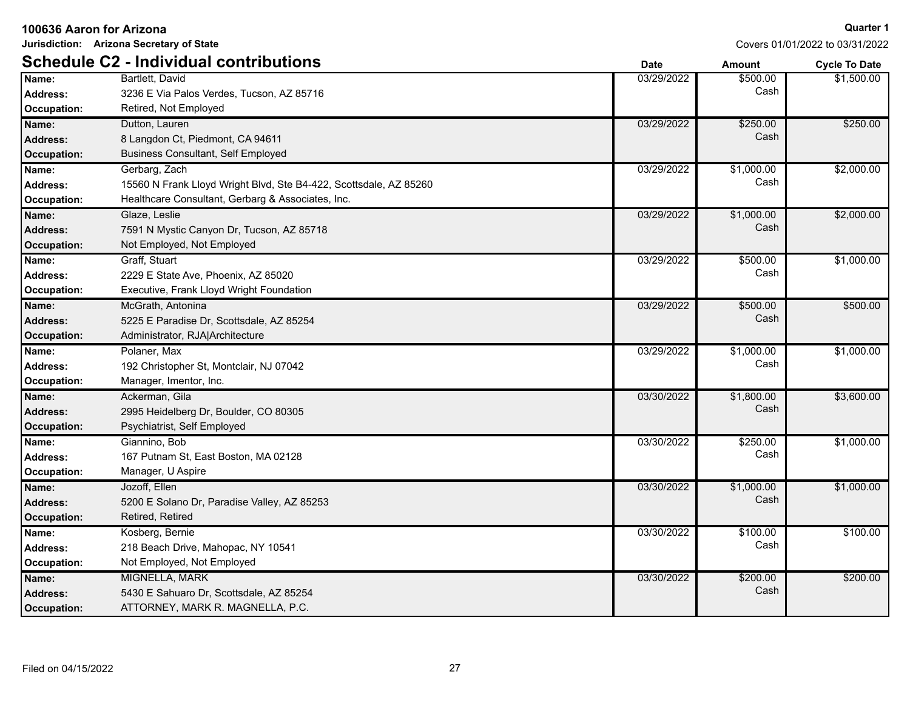**100636 Aaron for Arizona**

**Jurisdiction: Arizona Secretary of State**

**Quarter 1**

Covers 01/01/2022 to 03/31/2022

## Schedule C2 - Individual contributions

| | | Date | Amount | Cycle To Date |
|---|---|---|---|---|
| **Name:** | Bartlett, David | 03/29/2022 | $500.00 | $1,500.00 |
| **Address:** | 3236 E Via Palos Verdes, Tucson, AZ 85716 | | Cash | |
| **Occupation:** | Retired, Not Employed | | | |
| **Name:** | Dutton, Lauren | 03/29/2022 | $250.00 | $250.00 |
| **Address:** | 8 Langdon Ct, Piedmont, CA 94611 | | Cash | |
| **Occupation:** | Business Consultant, Self Employed | | | |
| **Name:** | Gerbarg, Zach | 03/29/2022 | $1,000.00 | $2,000.00 |
| **Address:** | 15560 N Frank Lloyd Wright Blvd, Ste B4-422, Scottsdale, AZ 85260 | | Cash | |
| **Occupation:** | Healthcare Consultant, Gerbarg & Associates, Inc. | | | |
| **Name:** | Glaze, Leslie | 03/29/2022 | $1,000.00 | $2,000.00 |
| **Address:** | 7591 N Mystic Canyon Dr, Tucson, AZ 85718 | | Cash | |
| **Occupation:** | Not Employed, Not Employed | | | |
| **Name:** | Graff, Stuart | 03/29/2022 | $500.00 | $1,000.00 |
| **Address:** | 2229 E State Ave, Phoenix, AZ 85020 | | Cash | |
| **Occupation:** | Executive, Frank Lloyd Wright Foundation | | | |
| **Name:** | McGrath, Antonina | 03/29/2022 | $500.00 | $500.00 |
| **Address:** | 5225 E Paradise Dr, Scottsdale, AZ 85254 | | Cash | |
| **Occupation:** | Administrator, RJA\|Architecture | | | |
| **Name:** | Polaner, Max | 03/29/2022 | $1,000.00 | $1,000.00 |
| **Address:** | 192 Christopher St, Montclair, NJ 07042 | | Cash | |
| **Occupation:** | Manager, Imentor, Inc. | | | |
| **Name:** | Ackerman, Gila | 03/30/2022 | $1,800.00 | $3,600.00 |
| **Address:** | 2995 Heidelberg Dr, Boulder, CO 80305 | | Cash | |
| **Occupation:** | Psychiatrist, Self Employed | | | |
| **Name:** | Giannino, Bob | 03/30/2022 | $250.00 | $1,000.00 |
| **Address:** | 167 Putnam St, East Boston, MA 02128 | | Cash | |
| **Occupation:** | Manager, U Aspire | | | |
| **Name:** | Jozoff, Ellen | 03/30/2022 | $1,000.00 | $1,000.00 |
| **Address:** | 5200 E Solano Dr, Paradise Valley, AZ 85253 | | Cash | |
| **Occupation:** | Retired, Retired | | | |
| **Name:** | Kosberg, Bernie | 03/30/2022 | $100.00 | $100.00 |
| **Address:** | 218 Beach Drive, Mahopac, NY 10541 | | Cash | |
| **Occupation:** | Not Employed, Not Employed | | | |
| **Name:** | MIGNELLA, MARK | 03/30/2022 | $200.00 | $200.00 |
| **Address:** | 5430 E Sahuaro Dr, Scottsdale, AZ 85254 | | Cash | |
| **Occupation:** | ATTORNEY, MARK R. MAGNELLA, P.C. | | | |

Filed on 04/15/2022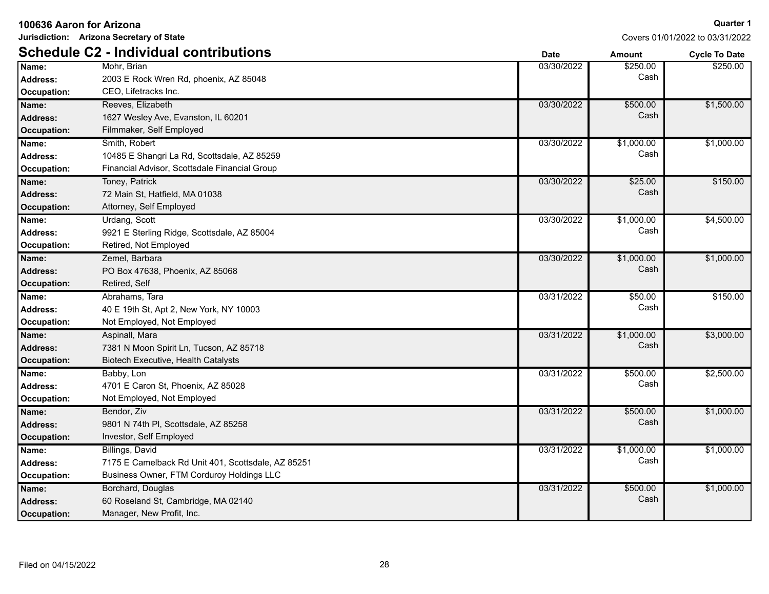**100636 Aaron for Arizona**

**Jurisdiction: Arizona Secretary of State**

**Quarter 1**

Covers 01/01/2022 to 03/31/2022

## Schedule C2 - Individual contributions

| Name / Address / Occupation | | Date | Amount | Cycle To Date |
|---|---|---|---|---|
| **Name:** | Mohr, Brian | 03/30/2022 | $250.00 Cash | $250.00 |
| **Address:** | 2003 E Rock Wren Rd, phoenix, AZ 85048 | | | |
| **Occupation:** | CEO, Lifetracks Inc. | | | |
| **Name:** | Reeves, Elizabeth | 03/30/2022 | $500.00 Cash | $1,500.00 |
| **Address:** | 1627 Wesley Ave, Evanston, IL 60201 | | | |
| **Occupation:** | Filmmaker, Self Employed | | | |
| **Name:** | Smith, Robert | 03/30/2022 | $1,000.00 Cash | $1,000.00 |
| **Address:** | 10485 E Shangri La Rd, Scottsdale, AZ 85259 | | | |
| **Occupation:** | Financial Advisor, Scottsdale Financial Group | | | |
| **Name:** | Toney, Patrick | 03/30/2022 | $25.00 Cash | $150.00 |
| **Address:** | 72 Main St, Hatfield, MA 01038 | | | |
| **Occupation:** | Attorney, Self Employed | | | |
| **Name:** | Urdang, Scott | 03/30/2022 | $1,000.00 Cash | $4,500.00 |
| **Address:** | 9921 E Sterling Ridge, Scottsdale, AZ 85004 | | | |
| **Occupation:** | Retired, Not Employed | | | |
| **Name:** | Zemel, Barbara | 03/30/2022 | $1,000.00 Cash | $1,000.00 |
| **Address:** | PO Box 47638, Phoenix, AZ 85068 | | | |
| **Occupation:** | Retired, Self | | | |
| **Name:** | Abrahams, Tara | 03/31/2022 | $50.00 Cash | $150.00 |
| **Address:** | 40 E 19th St, Apt 2, New York, NY 10003 | | | |
| **Occupation:** | Not Employed, Not Employed | | | |
| **Name:** | Aspinall, Mara | 03/31/2022 | $1,000.00 Cash | $3,000.00 |
| **Address:** | 7381 N Moon Spirit Ln, Tucson, AZ 85718 | | | |
| **Occupation:** | Biotech Executive, Health Catalysts | | | |
| **Name:** | Babby, Lon | 03/31/2022 | $500.00 Cash | $2,500.00 |
| **Address:** | 4701 E Caron St, Phoenix, AZ 85028 | | | |
| **Occupation:** | Not Employed, Not Employed | | | |
| **Name:** | Bendor, Ziv | 03/31/2022 | $500.00 Cash | $1,000.00 |
| **Address:** | 9801 N 74th Pl, Scottsdale, AZ 85258 | | | |
| **Occupation:** | Investor, Self Employed | | | |
| **Name:** | Billings, David | 03/31/2022 | $1,000.00 Cash | $1,000.00 |
| **Address:** | 7175 E Camelback Rd Unit 401, Scottsdale, AZ 85251 | | | |
| **Occupation:** | Business Owner, FTM Corduroy Holdings LLC | | | |
| **Name:** | Borchard, Douglas | 03/31/2022 | $500.00 Cash | $1,000.00 |
| **Address:** | 60 Roseland St, Cambridge, MA 02140 | | | |
| **Occupation:** | Manager, New Profit, Inc. | | | |

Filed on 04/15/2022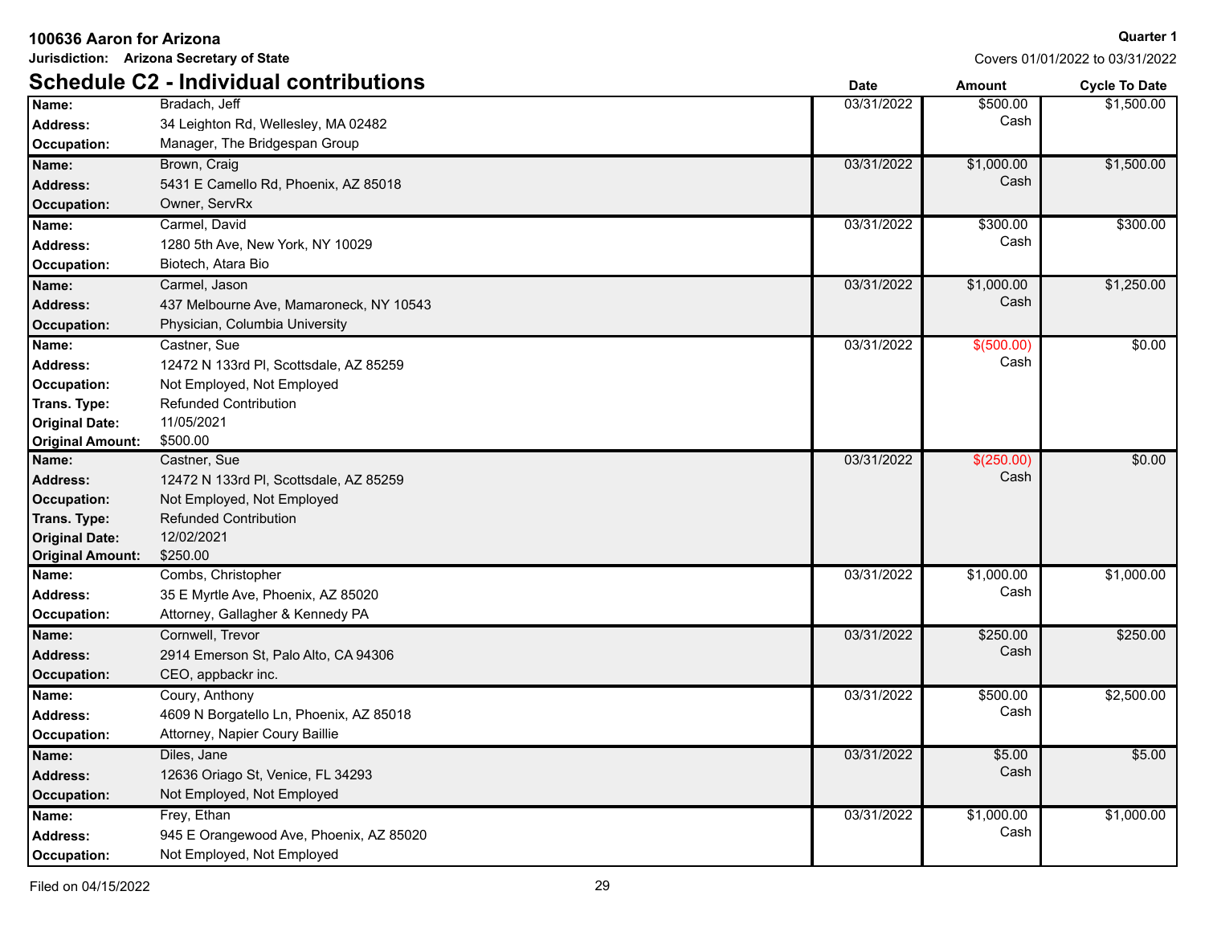**100636 Aaron for Arizona**

**Jurisdiction: Arizona Secretary of State**

**Quarter 1**

Covers 01/01/2022 to 03/31/2022

## Schedule C2 - Individual contributions

| | | Date | Amount | Cycle To Date |
|---|---|---|---|---|
| **Name:** | Bradach, Jeff | 03/31/2022 | $500.00 Cash | $1,500.00 |
| **Address:** | 34 Leighton Rd, Wellesley, MA 02482 | | | |
| **Occupation:** | Manager, The Bridgespan Group | | | |
| **Name:** | Brown, Craig | 03/31/2022 | $1,000.00 Cash | $1,500.00 |
| **Address:** | 5431 E Camello Rd, Phoenix, AZ 85018 | | | |
| **Occupation:** | Owner, ServRx | | | |
| **Name:** | Carmel, David | 03/31/2022 | $300.00 Cash | $300.00 |
| **Address:** | 1280 5th Ave, New York, NY 10029 | | | |
| **Occupation:** | Biotech, Atara Bio | | | |
| **Name:** | Carmel, Jason | 03/31/2022 | $1,000.00 Cash | $1,250.00 |
| **Address:** | 437 Melbourne Ave, Mamaroneck, NY 10543 | | | |
| **Occupation:** | Physician, Columbia University | | | |
| **Name:** | Castner, Sue | 03/31/2022 | $(500.00) Cash | $0.00 |
| **Address:** | 12472 N 133rd Pl, Scottsdale, AZ 85259 | | | |
| **Occupation:** | Not Employed, Not Employed | | | |
| **Trans. Type:** | Refunded Contribution | | | |
| **Original Date:** | 11/05/2021 | | | |
| **Original Amount:** | $500.00 | | | |
| **Name:** | Castner, Sue | 03/31/2022 | $(250.00) Cash | $0.00 |
| **Address:** | 12472 N 133rd Pl, Scottsdale, AZ 85259 | | | |
| **Occupation:** | Not Employed, Not Employed | | | |
| **Trans. Type:** | Refunded Contribution | | | |
| **Original Date:** | 12/02/2021 | | | |
| **Original Amount:** | $250.00 | | | |
| **Name:** | Combs, Christopher | 03/31/2022 | $1,000.00 Cash | $1,000.00 |
| **Address:** | 35 E Myrtle Ave, Phoenix, AZ 85020 | | | |
| **Occupation:** | Attorney, Gallagher & Kennedy PA | | | |
| **Name:** | Cornwell, Trevor | 03/31/2022 | $250.00 Cash | $250.00 |
| **Address:** | 2914 Emerson St, Palo Alto, CA 94306 | | | |
| **Occupation:** | CEO, appbackr inc. | | | |
| **Name:** | Coury, Anthony | 03/31/2022 | $500.00 Cash | $2,500.00 |
| **Address:** | 4609 N Borgatello Ln, Phoenix, AZ 85018 | | | |
| **Occupation:** | Attorney, Napier Coury Baillie | | | |
| **Name:** | Diles, Jane | 03/31/2022 | $5.00 Cash | $5.00 |
| **Address:** | 12636 Oriago St, Venice, FL 34293 | | | |
| **Occupation:** | Not Employed, Not Employed | | | |
| **Name:** | Frey, Ethan | 03/31/2022 | $1,000.00 Cash | $1,000.00 |
| **Address:** | 945 E Orangewood Ave, Phoenix, AZ 85020 | | | |
| **Occupation:** | Not Employed, Not Employed | | | |

Filed on 04/15/2022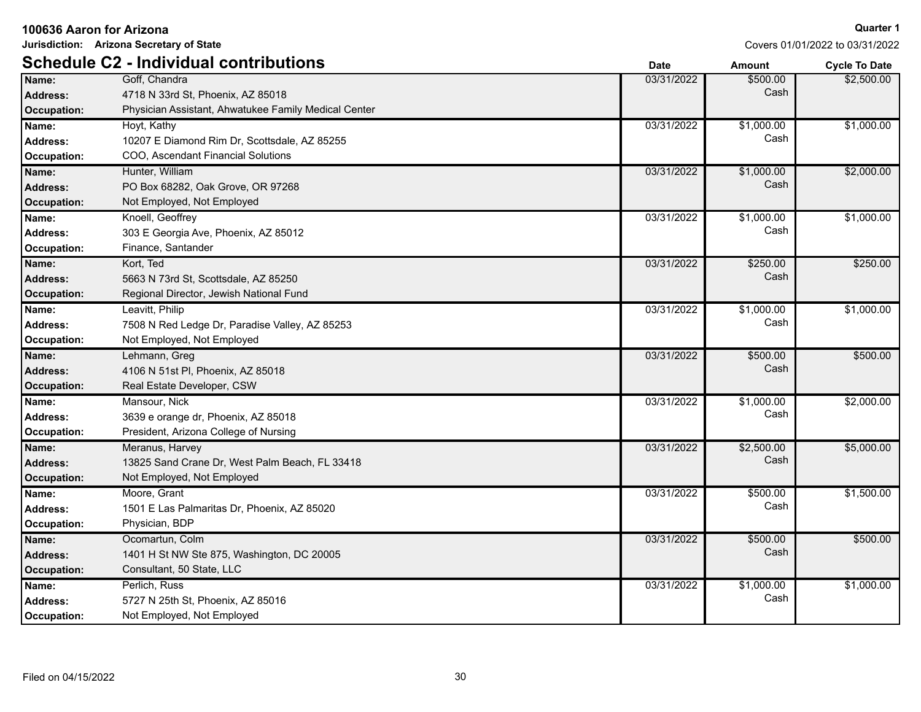**100636 Aaron for Arizona**

**Jurisdiction: Arizona Secretary of State**

**Quarter 1**

Covers 01/01/2022 to 03/31/2022

## Schedule C2 - Individual contributions

| | | Date | Amount | Cycle To Date |
|---|---|---|---|---|
| **Name:** | Goff, Chandra | 03/31/2022 | $500.00 | $2,500.00 |
| **Address:** | 4718 N 33rd St, Phoenix, AZ 85018 | | Cash | |
| **Occupation:** | Physician Assistant, Ahwatukee Family Medical Center | | | |
| **Name:** | Hoyt, Kathy | 03/31/2022 | $1,000.00 | $1,000.00 |
| **Address:** | 10207 E Diamond Rim Dr, Scottsdale, AZ 85255 | | Cash | |
| **Occupation:** | COO, Ascendant Financial Solutions | | | |
| **Name:** | Hunter, William | 03/31/2022 | $1,000.00 | $2,000.00 |
| **Address:** | PO Box 68282, Oak Grove, OR 97268 | | Cash | |
| **Occupation:** | Not Employed, Not Employed | | | |
| **Name:** | Knoell, Geoffrey | 03/31/2022 | $1,000.00 | $1,000.00 |
| **Address:** | 303 E Georgia Ave, Phoenix, AZ 85012 | | Cash | |
| **Occupation:** | Finance, Santander | | | |
| **Name:** | Kort, Ted | 03/31/2022 | $250.00 | $250.00 |
| **Address:** | 5663 N 73rd St, Scottsdale, AZ 85250 | | Cash | |
| **Occupation:** | Regional Director, Jewish National Fund | | | |
| **Name:** | Leavitt, Philip | 03/31/2022 | $1,000.00 | $1,000.00 |
| **Address:** | 7508 N Red Ledge Dr, Paradise Valley, AZ 85253 | | Cash | |
| **Occupation:** | Not Employed, Not Employed | | | |
| **Name:** | Lehmann, Greg | 03/31/2022 | $500.00 | $500.00 |
| **Address:** | 4106 N 51st Pl, Phoenix, AZ 85018 | | Cash | |
| **Occupation:** | Real Estate Developer, CSW | | | |
| **Name:** | Mansour, Nick | 03/31/2022 | $1,000.00 | $2,000.00 |
| **Address:** | 3639 e orange dr, Phoenix, AZ 85018 | | Cash | |
| **Occupation:** | President, Arizona College of Nursing | | | |
| **Name:** | Meranus, Harvey | 03/31/2022 | $2,500.00 | $5,000.00 |
| **Address:** | 13825 Sand Crane Dr, West Palm Beach, FL 33418 | | Cash | |
| **Occupation:** | Not Employed, Not Employed | | | |
| **Name:** | Moore, Grant | 03/31/2022 | $500.00 | $1,500.00 |
| **Address:** | 1501 E Las Palmaritas Dr, Phoenix, AZ 85020 | | Cash | |
| **Occupation:** | Physician, BDP | | | |
| **Name:** | Ocomartun, Colm | 03/31/2022 | $500.00 | $500.00 |
| **Address:** | 1401 H St NW Ste 875, Washington, DC 20005 | | Cash | |
| **Occupation:** | Consultant, 50 State, LLC | | | |
| **Name:** | Perlich, Russ | 03/31/2022 | $1,000.00 | $1,000.00 |
| **Address:** | 5727 N 25th St, Phoenix, AZ 85016 | | Cash | |
| **Occupation:** | Not Employed, Not Employed | | | |

Filed on 04/15/2022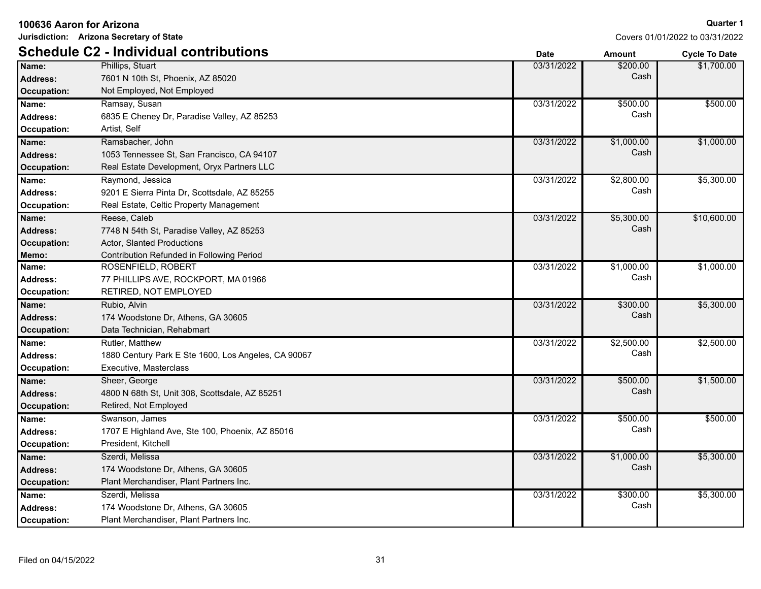**100636 Aaron for Arizona**

**Jurisdiction: Arizona Secretary of State**

**Quarter 1**

Covers 01/01/2022 to 03/31/2022

## Schedule C2 - Individual contributions

| Field | Value | Date | Amount | Cycle To Date |
|---|---|---|---|---|
| **Name:** | Phillips, Stuart | 03/31/2022 | $200.00 Cash | $1,700.00 |
| **Address:** | 7601 N 10th St, Phoenix, AZ 85020 | | | |
| **Occupation:** | Not Employed, Not Employed | | | |
| **Name:** | Ramsay, Susan | 03/31/2022 | $500.00 Cash | $500.00 |
| **Address:** | 6835 E Cheney Dr, Paradise Valley, AZ 85253 | | | |
| **Occupation:** | Artist, Self | | | |
| **Name:** | Ramsbacher, John | 03/31/2022 | $1,000.00 Cash | $1,000.00 |
| **Address:** | 1053 Tennessee St, San Francisco, CA 94107 | | | |
| **Occupation:** | Real Estate Development, Oryx Partners LLC | | | |
| **Name:** | Raymond, Jessica | 03/31/2022 | $2,800.00 Cash | $5,300.00 |
| **Address:** | 9201 E Sierra Pinta Dr, Scottsdale, AZ 85255 | | | |
| **Occupation:** | Real Estate, Celtic Property Management | | | |
| **Name:** | Reese, Caleb | 03/31/2022 | $5,300.00 Cash | $10,600.00 |
| **Address:** | 7748 N 54th St, Paradise Valley, AZ 85253 | | | |
| **Occupation:** | Actor, Slanted Productions | | | |
| **Memo:** | Contribution Refunded in Following Period | | | |
| **Name:** | ROSENFIELD, ROBERT | 03/31/2022 | $1,000.00 Cash | $1,000.00 |
| **Address:** | 77 PHILLIPS AVE, ROCKPORT, MA 01966 | | | |
| **Occupation:** | RETIRED, NOT EMPLOYED | | | |
| **Name:** | Rubio, Alvin | 03/31/2022 | $300.00 Cash | $5,300.00 |
| **Address:** | 174 Woodstone Dr, Athens, GA 30605 | | | |
| **Occupation:** | Data Technician, Rehabmart | | | |
| **Name:** | Rutler, Matthew | 03/31/2022 | $2,500.00 Cash | $2,500.00 |
| **Address:** | 1880 Century Park E Ste 1600, Los Angeles, CA 90067 | | | |
| **Occupation:** | Executive, Masterclass | | | |
| **Name:** | Sheer, George | 03/31/2022 | $500.00 Cash | $1,500.00 |
| **Address:** | 4800 N 68th St, Unit 308, Scottsdale, AZ 85251 | | | |
| **Occupation:** | Retired, Not Employed | | | |
| **Name:** | Swanson, James | 03/31/2022 | $500.00 Cash | $500.00 |
| **Address:** | 1707 E Highland Ave, Ste 100, Phoenix, AZ 85016 | | | |
| **Occupation:** | President, Kitchell | | | |
| **Name:** | Szerdi, Melissa | 03/31/2022 | $1,000.00 Cash | $5,300.00 |
| **Address:** | 174 Woodstone Dr, Athens, GA 30605 | | | |
| **Occupation:** | Plant Merchandiser, Plant Partners Inc. | | | |
| **Name:** | Szerdi, Melissa | 03/31/2022 | $300.00 Cash | $5,300.00 |
| **Address:** | 174 Woodstone Dr, Athens, GA 30605 | | | |
| **Occupation:** | Plant Merchandiser, Plant Partners Inc. | | | |

Filed on 04/15/2022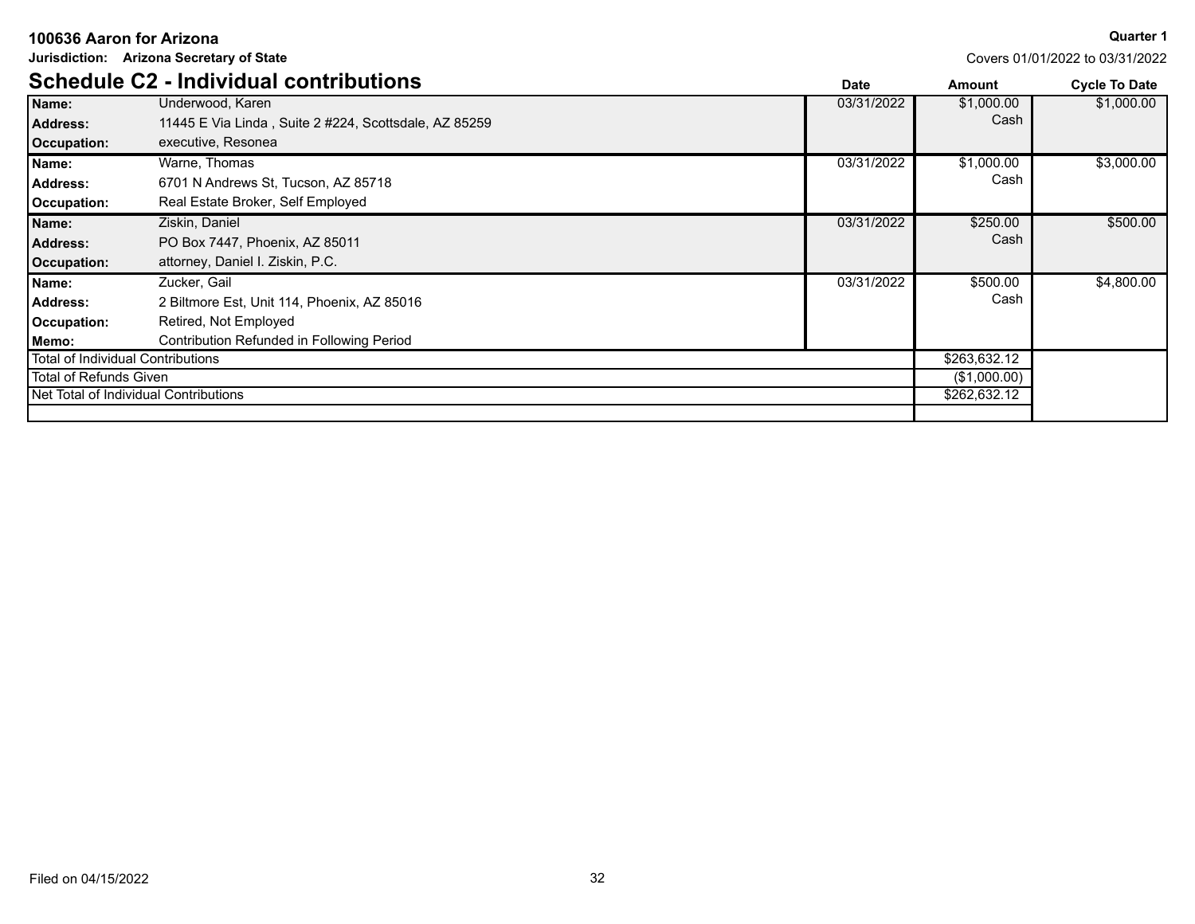**100636 Aaron for Arizona**

**Quarter 1**

**Jurisdiction: Arizona Secretary of State**

Covers 01/01/2022 to 03/31/2022

## Schedule C2 - Individual contributions

| | | Date | Amount | Cycle To Date |
|---|---|---|---|---|
| **Name:** | Underwood, Karen | 03/31/2022 | $1,000.00 | $1,000.00 |
| **Address:** | 11445 E Via Linda , Suite 2 #224, Scottsdale, AZ 85259 | | Cash | |
| **Occupation:** | executive, Resonea | | | |
| **Name:** | Warne, Thomas | 03/31/2022 | $1,000.00 | $3,000.00 |
| **Address:** | 6701 N Andrews St, Tucson, AZ 85718 | | Cash | |
| **Occupation:** | Real Estate Broker, Self Employed | | | |
| **Name:** | Ziskin, Daniel | 03/31/2022 | $250.00 | $500.00 |
| **Address:** | PO Box 7447, Phoenix, AZ 85011 | | Cash | |
| **Occupation:** | attorney, Daniel I. Ziskin, P.C. | | | |
| **Name:** | Zucker, Gail | 03/31/2022 | $500.00 | $4,800.00 |
| **Address:** | 2 Biltmore Est, Unit 114, Phoenix, AZ 85016 | | Cash | |
| **Occupation:** | Retired, Not Employed | | | |
| **Memo:** | Contribution Refunded in Following Period | | | |
| Total of Individual Contributions | | | $263,632.12 | |
| Total of Refunds Given | | | ($1,000.00) | |
| Net Total of Individual Contributions | | | $262,632.12 | |

Filed on 04/15/2022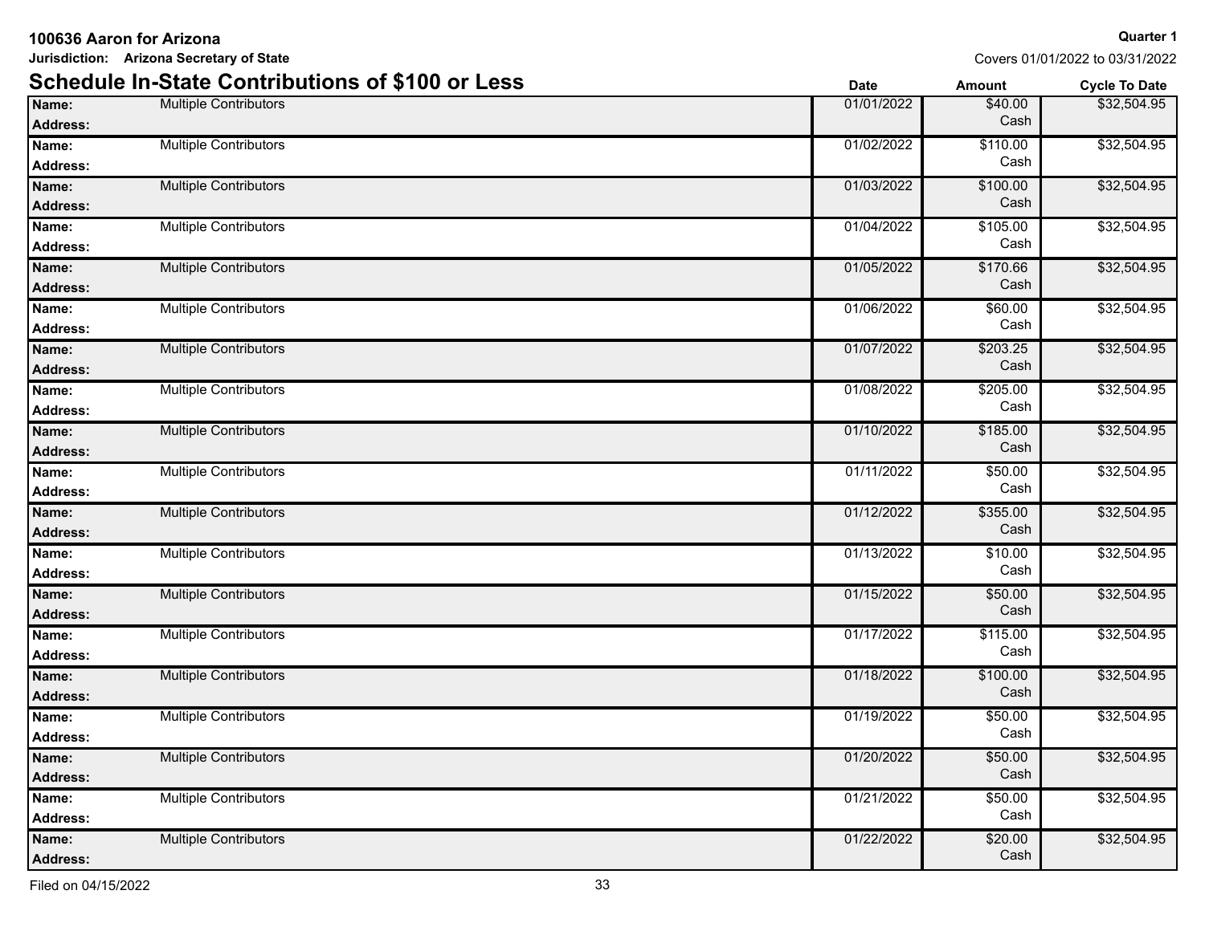**100636 Aaron for Arizona**

**Jurisdiction: Arizona Secretary of State**

**Quarter 1**

Covers 01/01/2022 to 03/31/2022

## Schedule In-State Contributions of $100 or Less

| Name / Address | | Date | Amount | Cycle To Date |
|---|---|---|---|---|
| **Name:** | Multiple Contributors | 01/01/2022 | $40.00 Cash | $32,504.95 |
| **Address:** | | | | |
| **Name:** | Multiple Contributors | 01/02/2022 | $110.00 Cash | $32,504.95 |
| **Address:** | | | | |
| **Name:** | Multiple Contributors | 01/03/2022 | $100.00 Cash | $32,504.95 |
| **Address:** | | | | |
| **Name:** | Multiple Contributors | 01/04/2022 | $105.00 Cash | $32,504.95 |
| **Address:** | | | | |
| **Name:** | Multiple Contributors | 01/05/2022 | $170.66 Cash | $32,504.95 |
| **Address:** | | | | |
| **Name:** | Multiple Contributors | 01/06/2022 | $60.00 Cash | $32,504.95 |
| **Address:** | | | | |
| **Name:** | Multiple Contributors | 01/07/2022 | $203.25 Cash | $32,504.95 |
| **Address:** | | | | |
| **Name:** | Multiple Contributors | 01/08/2022 | $205.00 Cash | $32,504.95 |
| **Address:** | | | | |
| **Name:** | Multiple Contributors | 01/10/2022 | $185.00 Cash | $32,504.95 |
| **Address:** | | | | |
| **Name:** | Multiple Contributors | 01/11/2022 | $50.00 Cash | $32,504.95 |
| **Address:** | | | | |
| **Name:** | Multiple Contributors | 01/12/2022 | $355.00 Cash | $32,504.95 |
| **Address:** | | | | |
| **Name:** | Multiple Contributors | 01/13/2022 | $10.00 Cash | $32,504.95 |
| **Address:** | | | | |
| **Name:** | Multiple Contributors | 01/15/2022 | $50.00 Cash | $32,504.95 |
| **Address:** | | | | |
| **Name:** | Multiple Contributors | 01/17/2022 | $115.00 Cash | $32,504.95 |
| **Address:** | | | | |
| **Name:** | Multiple Contributors | 01/18/2022 | $100.00 Cash | $32,504.95 |
| **Address:** | | | | |
| **Name:** | Multiple Contributors | 01/19/2022 | $50.00 Cash | $32,504.95 |
| **Address:** | | | | |
| **Name:** | Multiple Contributors | 01/20/2022 | $50.00 Cash | $32,504.95 |
| **Address:** | | | | |
| **Name:** | Multiple Contributors | 01/21/2022 | $50.00 Cash | $32,504.95 |
| **Address:** | | | | |
| **Name:** | Multiple Contributors | 01/22/2022 | $20.00 Cash | $32,504.95 |
| **Address:** | | | | |

Filed on 04/15/2022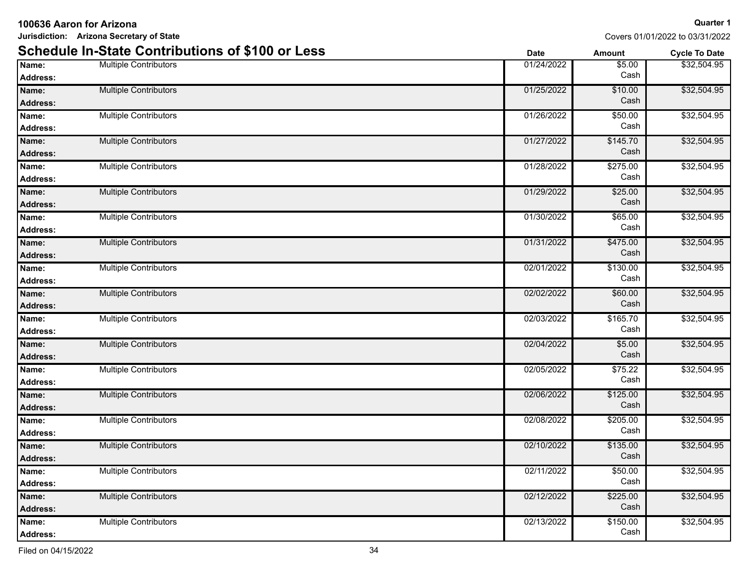**100636 Aaron for Arizona**

**Jurisdiction: Arizona Secretary of State**

**Quarter 1**

Covers 01/01/2022 to 03/31/2022

## Schedule In-State Contributions of $100 or Less

| | | Date | Amount | Cycle To Date |
|---|---|---|---|---|
| **Name:** | Multiple Contributors | 01/24/2022 | $5.00 | $32,504.95 |
| **Address:** | | | Cash | |
| **Name:** | Multiple Contributors | 01/25/2022 | $10.00 | $32,504.95 |
| **Address:** | | | Cash | |
| **Name:** | Multiple Contributors | 01/26/2022 | $50.00 | $32,504.95 |
| **Address:** | | | Cash | |
| **Name:** | Multiple Contributors | 01/27/2022 | $145.70 | $32,504.95 |
| **Address:** | | | Cash | |
| **Name:** | Multiple Contributors | 01/28/2022 | $275.00 | $32,504.95 |
| **Address:** | | | Cash | |
| **Name:** | Multiple Contributors | 01/29/2022 | $25.00 | $32,504.95 |
| **Address:** | | | Cash | |
| **Name:** | Multiple Contributors | 01/30/2022 | $65.00 | $32,504.95 |
| **Address:** | | | Cash | |
| **Name:** | Multiple Contributors | 01/31/2022 | $475.00 | $32,504.95 |
| **Address:** | | | Cash | |
| **Name:** | Multiple Contributors | 02/01/2022 | $130.00 | $32,504.95 |
| **Address:** | | | Cash | |
| **Name:** | Multiple Contributors | 02/02/2022 | $60.00 | $32,504.95 |
| **Address:** | | | Cash | |
| **Name:** | Multiple Contributors | 02/03/2022 | $165.70 | $32,504.95 |
| **Address:** | | | Cash | |
| **Name:** | Multiple Contributors | 02/04/2022 | $5.00 | $32,504.95 |
| **Address:** | | | Cash | |
| **Name:** | Multiple Contributors | 02/05/2022 | $75.22 | $32,504.95 |
| **Address:** | | | Cash | |
| **Name:** | Multiple Contributors | 02/06/2022 | $125.00 | $32,504.95 |
| **Address:** | | | Cash | |
| **Name:** | Multiple Contributors | 02/08/2022 | $205.00 | $32,504.95 |
| **Address:** | | | Cash | |
| **Name:** | Multiple Contributors | 02/10/2022 | $135.00 | $32,504.95 |
| **Address:** | | | Cash | |
| **Name:** | Multiple Contributors | 02/11/2022 | $50.00 | $32,504.95 |
| **Address:** | | | Cash | |
| **Name:** | Multiple Contributors | 02/12/2022 | $225.00 | $32,504.95 |
| **Address:** | | | Cash | |
| **Name:** | Multiple Contributors | 02/13/2022 | $150.00 | $32,504.95 |
| **Address:** | | | Cash | |

Filed on 04/15/2022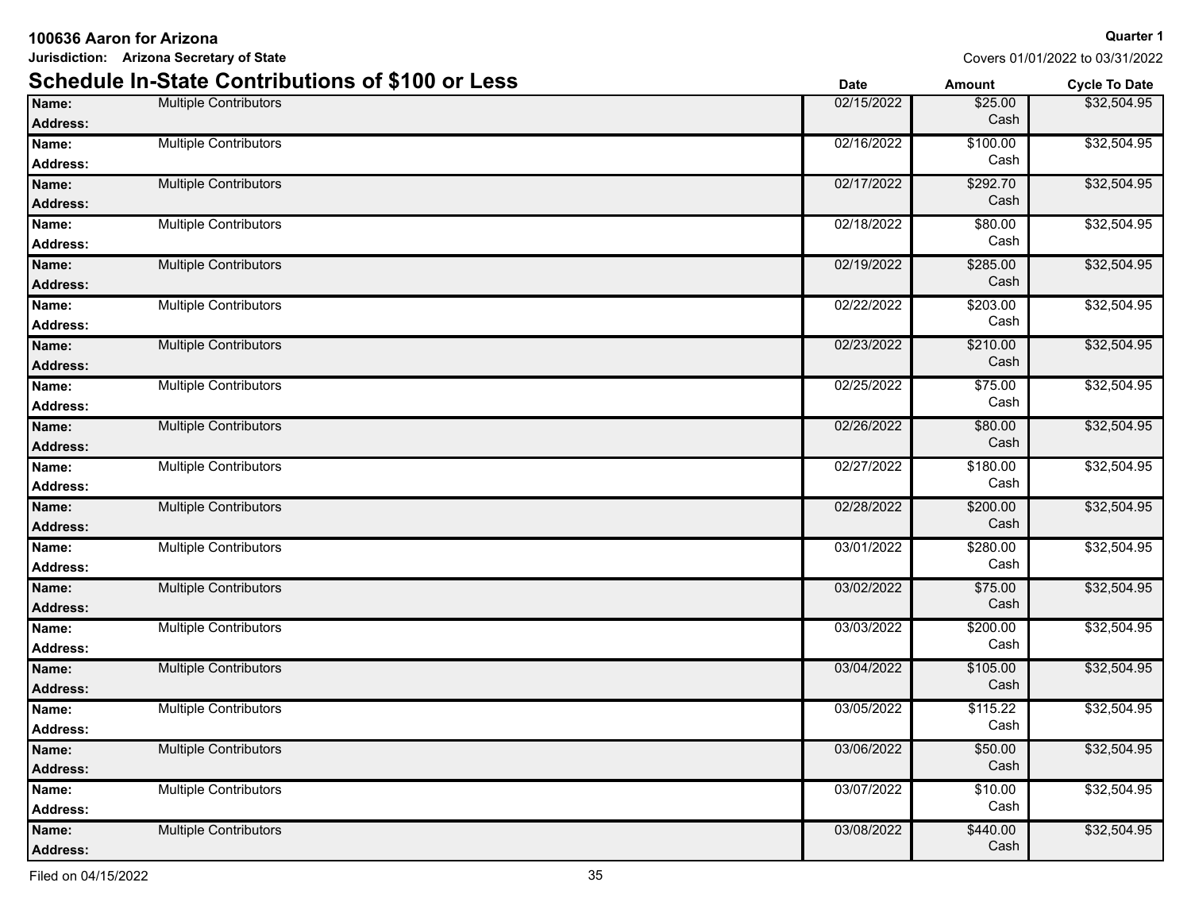**100636 Aaron for Arizona**

**Jurisdiction: Arizona Secretary of State**

**Quarter 1**

Covers 01/01/2022 to 03/31/2022

## Schedule In-State Contributions of $100 or Less

| Name | Address | Date | Amount | Cycle To Date |
|---|---|---|---|---|
| Multiple Contributors | | 02/15/2022 | $25.00 Cash | $32,504.95 |
| Multiple Contributors | | 02/16/2022 | $100.00 Cash | $32,504.95 |
| Multiple Contributors | | 02/17/2022 | $292.70 Cash | $32,504.95 |
| Multiple Contributors | | 02/18/2022 | $80.00 Cash | $32,504.95 |
| Multiple Contributors | | 02/19/2022 | $285.00 Cash | $32,504.95 |
| Multiple Contributors | | 02/22/2022 | $203.00 Cash | $32,504.95 |
| Multiple Contributors | | 02/23/2022 | $210.00 Cash | $32,504.95 |
| Multiple Contributors | | 02/25/2022 | $75.00 Cash | $32,504.95 |
| Multiple Contributors | | 02/26/2022 | $80.00 Cash | $32,504.95 |
| Multiple Contributors | | 02/27/2022 | $180.00 Cash | $32,504.95 |
| Multiple Contributors | | 02/28/2022 | $200.00 Cash | $32,504.95 |
| Multiple Contributors | | 03/01/2022 | $280.00 Cash | $32,504.95 |
| Multiple Contributors | | 03/02/2022 | $75.00 Cash | $32,504.95 |
| Multiple Contributors | | 03/03/2022 | $200.00 Cash | $32,504.95 |
| Multiple Contributors | | 03/04/2022 | $105.00 Cash | $32,504.95 |
| Multiple Contributors | | 03/05/2022 | $115.22 Cash | $32,504.95 |
| Multiple Contributors | | 03/06/2022 | $50.00 Cash | $32,504.95 |
| Multiple Contributors | | 03/07/2022 | $10.00 Cash | $32,504.95 |
| Multiple Contributors | | 03/08/2022 | $440.00 Cash | $32,504.95 |

Filed on 04/15/2022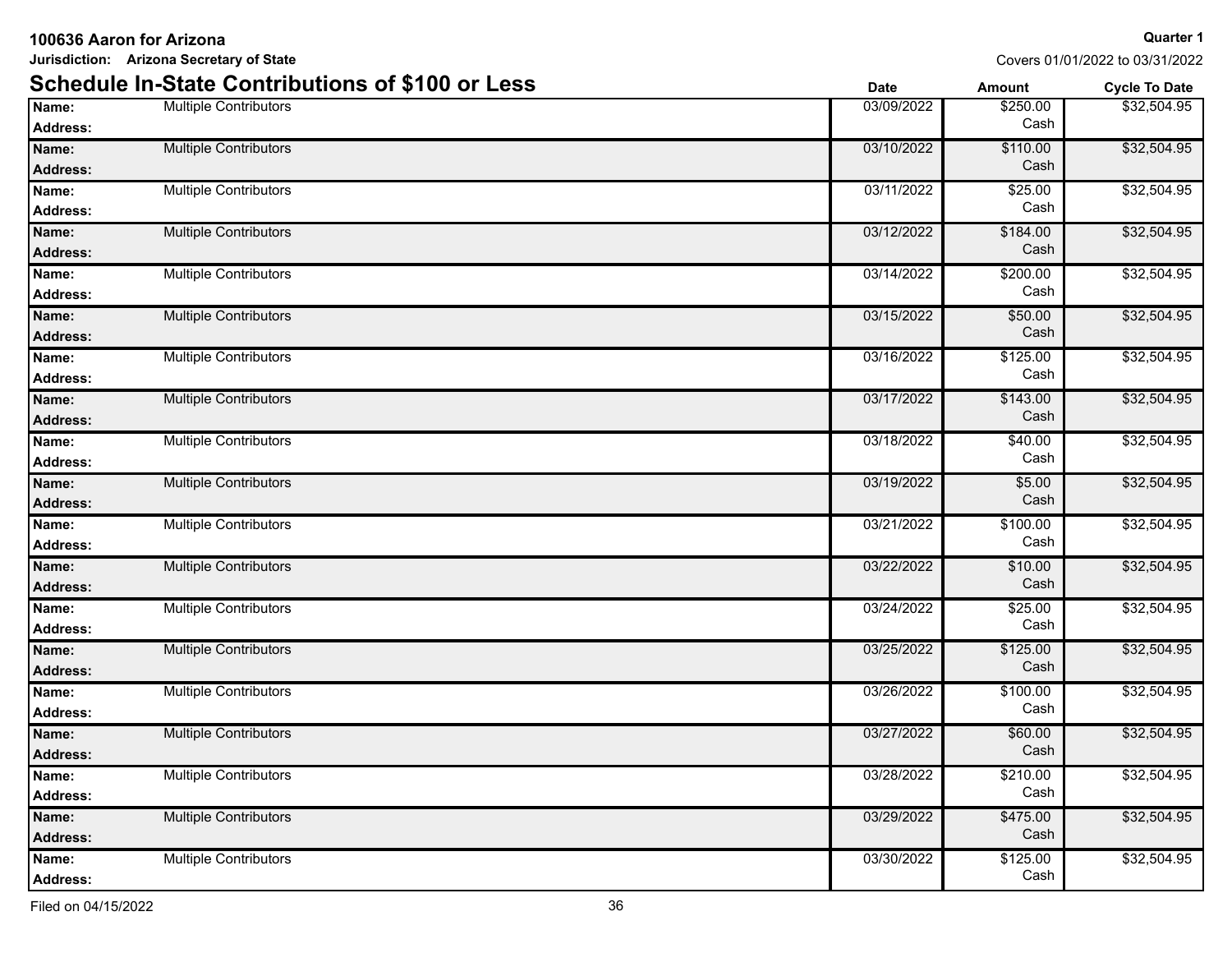**100636 Aaron for Arizona**

**Jurisdiction: Arizona Secretary of State**

**Quarter 1**

Covers 01/01/2022 to 03/31/2022

## Schedule In-State Contributions of $100 or Less

| Name / Address | | Date | Amount | Cycle To Date |
|---|---|---|---|---|
| **Name:** | Multiple Contributors | 03/09/2022 | $250.00 Cash | $32,504.95 |
| **Address:** | | | | |
| **Name:** | Multiple Contributors | 03/10/2022 | $110.00 Cash | $32,504.95 |
| **Address:** | | | | |
| **Name:** | Multiple Contributors | 03/11/2022 | $25.00 Cash | $32,504.95 |
| **Address:** | | | | |
| **Name:** | Multiple Contributors | 03/12/2022 | $184.00 Cash | $32,504.95 |
| **Address:** | | | | |
| **Name:** | Multiple Contributors | 03/14/2022 | $200.00 Cash | $32,504.95 |
| **Address:** | | | | |
| **Name:** | Multiple Contributors | 03/15/2022 | $50.00 Cash | $32,504.95 |
| **Address:** | | | | |
| **Name:** | Multiple Contributors | 03/16/2022 | $125.00 Cash | $32,504.95 |
| **Address:** | | | | |
| **Name:** | Multiple Contributors | 03/17/2022 | $143.00 Cash | $32,504.95 |
| **Address:** | | | | |
| **Name:** | Multiple Contributors | 03/18/2022 | $40.00 Cash | $32,504.95 |
| **Address:** | | | | |
| **Name:** | Multiple Contributors | 03/19/2022 | $5.00 Cash | $32,504.95 |
| **Address:** | | | | |
| **Name:** | Multiple Contributors | 03/21/2022 | $100.00 Cash | $32,504.95 |
| **Address:** | | | | |
| **Name:** | Multiple Contributors | 03/22/2022 | $10.00 Cash | $32,504.95 |
| **Address:** | | | | |
| **Name:** | Multiple Contributors | 03/24/2022 | $25.00 Cash | $32,504.95 |
| **Address:** | | | | |
| **Name:** | Multiple Contributors | 03/25/2022 | $125.00 Cash | $32,504.95 |
| **Address:** | | | | |
| **Name:** | Multiple Contributors | 03/26/2022 | $100.00 Cash | $32,504.95 |
| **Address:** | | | | |
| **Name:** | Multiple Contributors | 03/27/2022 | $60.00 Cash | $32,504.95 |
| **Address:** | | | | |
| **Name:** | Multiple Contributors | 03/28/2022 | $210.00 Cash | $32,504.95 |
| **Address:** | | | | |
| **Name:** | Multiple Contributors | 03/29/2022 | $475.00 Cash | $32,504.95 |
| **Address:** | | | | |
| **Name:** | Multiple Contributors | 03/30/2022 | $125.00 Cash | $32,504.95 |
| **Address:** | | | | |

Filed on 04/15/2022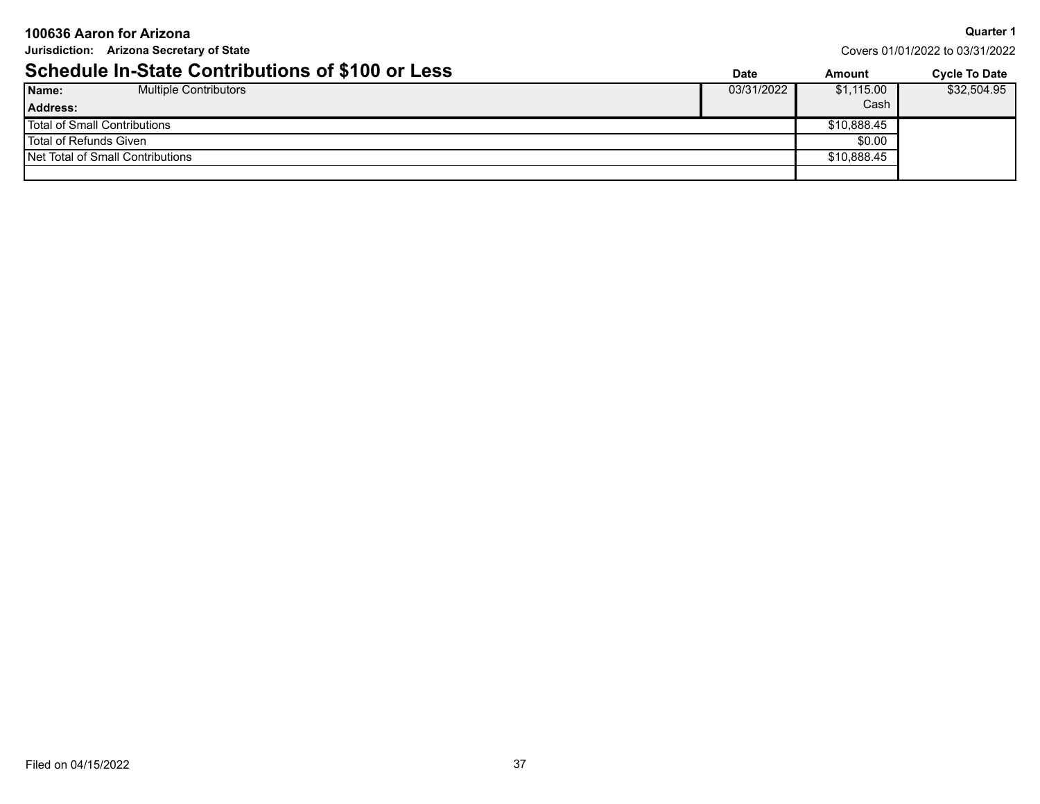**100636 Aaron for Arizona**

**Jurisdiction: Arizona Secretary of State**

**Quarter 1**

Covers 01/01/2022 to 03/31/2022

## Schedule In-State Contributions of $100 or Less

| | | Date | Amount | Cycle To Date |
|---|---|---|---|---|
| **Name:** | Multiple Contributors | 03/31/2022 | $1,115.00 | $32,504.95 |
| **Address:** | | | Cash | |
| Total of Small Contributions | | | $10,888.45 | |
| Total of Refunds Given | | | $0.00 | |
| Net Total of Small Contributions | | | $10,888.45 | |

Filed on 04/15/2022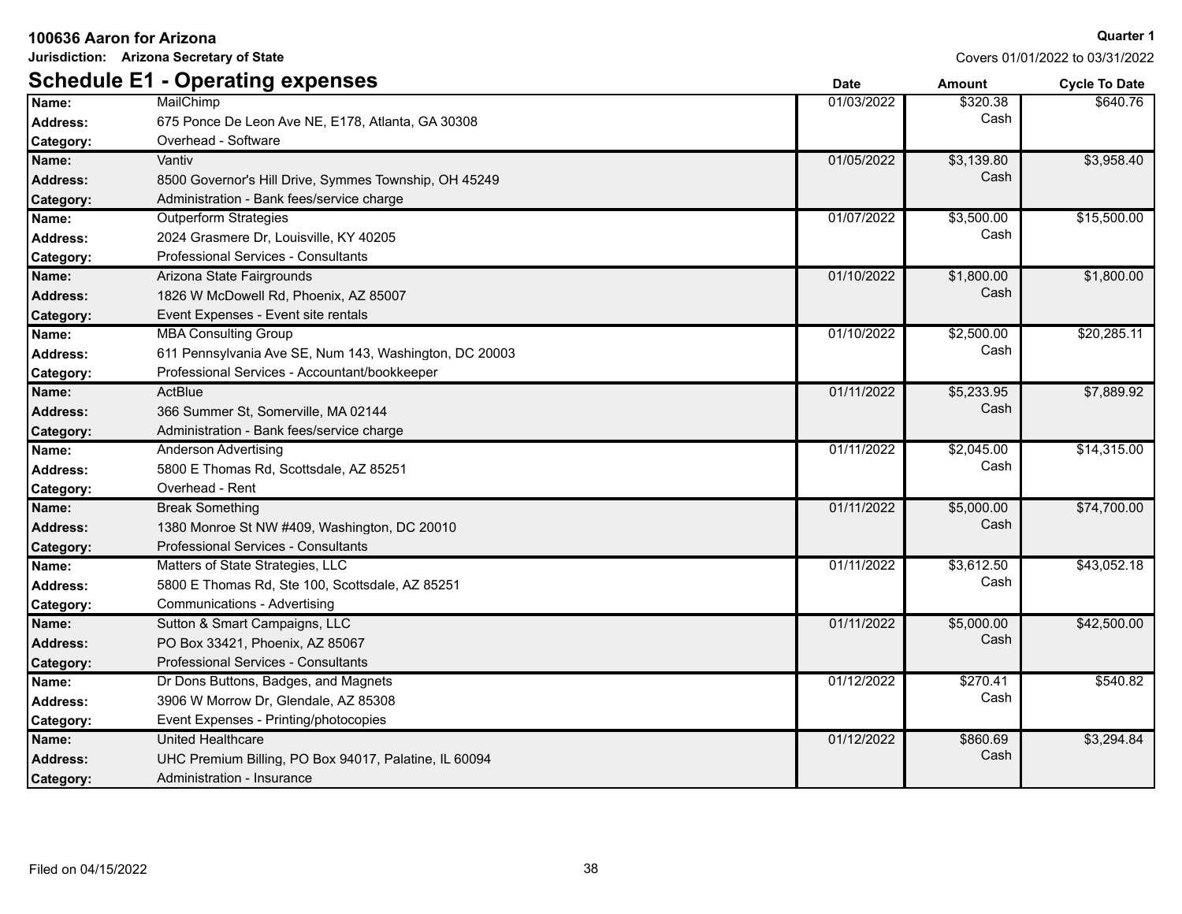**100636 Aaron for Arizona**

**Jurisdiction: Arizona Secretary of State**

**Quarter 1**

Covers 01/01/2022 to 03/31/2022

## Schedule E1 - Operating expenses

| | | Date | Amount | Cycle To Date |
|---|---|---|---|---|
| **Name:** | MailChimp | 01/03/2022 | $320.38 | $640.76 |
| **Address:** | 675 Ponce De Leon Ave NE, E178, Atlanta, GA 30308 | | Cash | |
| **Category:** | Overhead - Software | | | |
| **Name:** | Vantiv | 01/05/2022 | $3,139.80 | $3,958.40 |
| **Address:** | 8500 Governor's Hill Drive, Symmes Township, OH 45249 | | Cash | |
| **Category:** | Administration - Bank fees/service charge | | | |
| **Name:** | Outperform Strategies | 01/07/2022 | $3,500.00 | $15,500.00 |
| **Address:** | 2024 Grasmere Dr, Louisville, KY 40205 | | Cash | |
| **Category:** | Professional Services - Consultants | | | |
| **Name:** | Arizona State Fairgrounds | 01/10/2022 | $1,800.00 | $1,800.00 |
| **Address:** | 1826 W McDowell Rd, Phoenix, AZ 85007 | | Cash | |
| **Category:** | Event Expenses - Event site rentals | | | |
| **Name:** | MBA Consulting Group | 01/10/2022 | $2,500.00 | $20,285.11 |
| **Address:** | 611 Pennsylvania Ave SE, Num 143, Washington, DC 20003 | | Cash | |
| **Category:** | Professional Services - Accountant/bookkeeper | | | |
| **Name:** | ActBlue | 01/11/2022 | $5,233.95 | $7,889.92 |
| **Address:** | 366 Summer St, Somerville, MA 02144 | | Cash | |
| **Category:** | Administration - Bank fees/service charge | | | |
| **Name:** | Anderson Advertising | 01/11/2022 | $2,045.00 | $14,315.00 |
| **Address:** | 5800 E Thomas Rd, Scottsdale, AZ 85251 | | Cash | |
| **Category:** | Overhead - Rent | | | |
| **Name:** | Break Something | 01/11/2022 | $5,000.00 | $74,700.00 |
| **Address:** | 1380 Monroe St NW #409, Washington, DC 20010 | | Cash | |
| **Category:** | Professional Services - Consultants | | | |
| **Name:** | Matters of State Strategies, LLC | 01/11/2022 | $3,612.50 | $43,052.18 |
| **Address:** | 5800 E Thomas Rd, Ste 100, Scottsdale, AZ 85251 | | Cash | |
| **Category:** | Communications - Advertising | | | |
| **Name:** | Sutton & Smart Campaigns, LLC | 01/11/2022 | $5,000.00 | $42,500.00 |
| **Address:** | PO Box 33421, Phoenix, AZ 85067 | | Cash | |
| **Category:** | Professional Services - Consultants | | | |
| **Name:** | Dr Dons Buttons, Badges, and Magnets | 01/12/2022 | $270.41 | $540.82 |
| **Address:** | 3906 W Morrow Dr, Glendale, AZ 85308 | | Cash | |
| **Category:** | Event Expenses - Printing/photocopies | | | |
| **Name:** | United Healthcare | 01/12/2022 | $860.69 | $3,294.84 |
| **Address:** | UHC Premium Billing, PO Box 94017, Palatine, IL 60094 | | Cash | |
| **Category:** | Administration - Insurance | | | |

Filed on 04/15/2022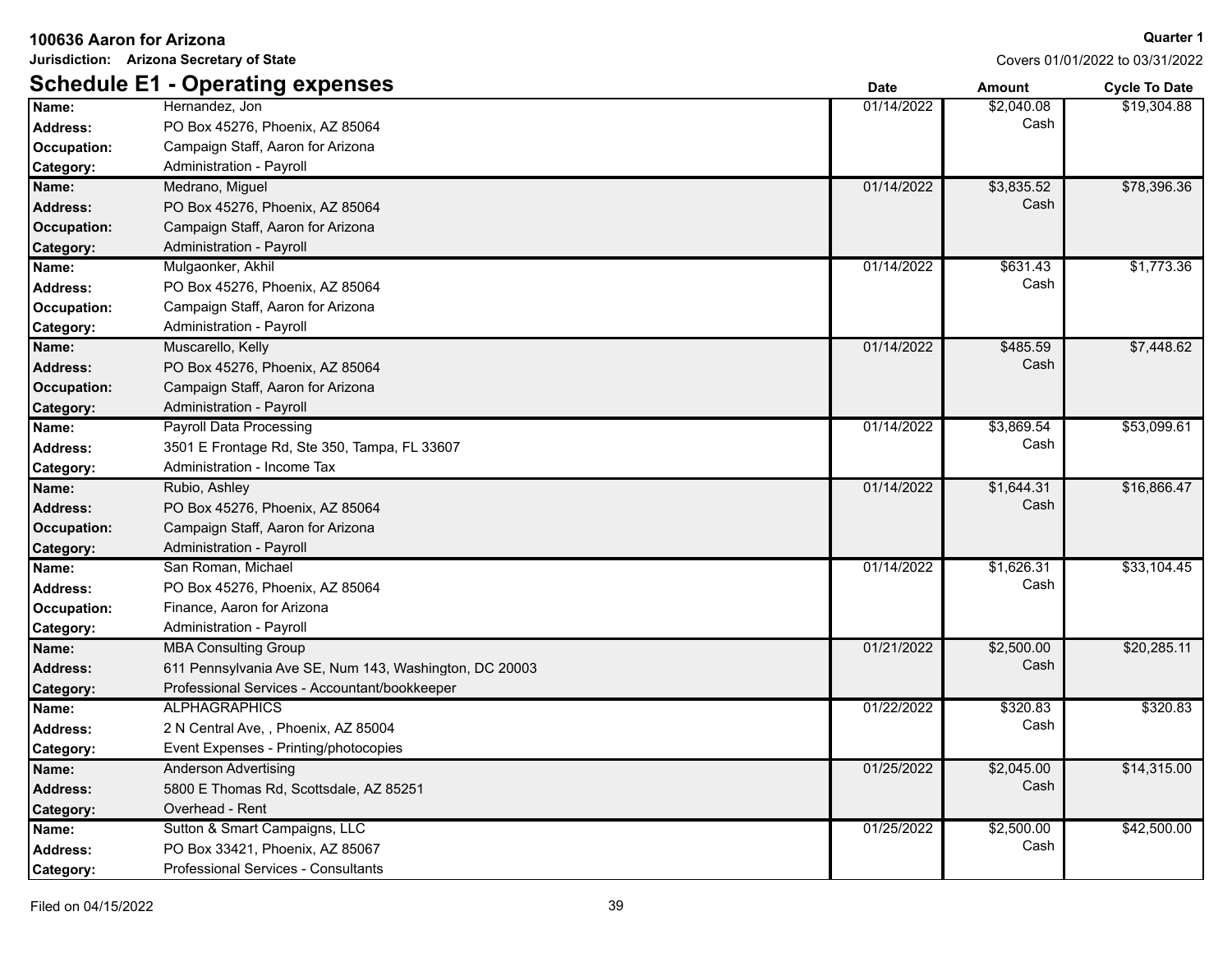**100636 Aaron for Arizona**

**Jurisdiction: Arizona Secretary of State**

**Quarter 1**

Covers 01/01/2022 to 03/31/2022

## Schedule E1 - Operating expenses

| | | Date | Amount | Cycle To Date |
|---|---|---|---|---|
| **Name:** | Hernandez, Jon | 01/14/2022 | $2,040.08 Cash | $19,304.88 |
| **Address:** | PO Box 45276, Phoenix, AZ 85064 | | | |
| **Occupation:** | Campaign Staff, Aaron for Arizona | | | |
| **Category:** | Administration - Payroll | | | |
| **Name:** | Medrano, Miguel | 01/14/2022 | $3,835.52 Cash | $78,396.36 |
| **Address:** | PO Box 45276, Phoenix, AZ 85064 | | | |
| **Occupation:** | Campaign Staff, Aaron for Arizona | | | |
| **Category:** | Administration - Payroll | | | |
| **Name:** | Mulgaonker, Akhil | 01/14/2022 | $631.43 Cash | $1,773.36 |
| **Address:** | PO Box 45276, Phoenix, AZ 85064 | | | |
| **Occupation:** | Campaign Staff, Aaron for Arizona | | | |
| **Category:** | Administration - Payroll | | | |
| **Name:** | Muscarello, Kelly | 01/14/2022 | $485.59 Cash | $7,448.62 |
| **Address:** | PO Box 45276, Phoenix, AZ 85064 | | | |
| **Occupation:** | Campaign Staff, Aaron for Arizona | | | |
| **Category:** | Administration - Payroll | | | |
| **Name:** | Payroll Data Processing | 01/14/2022 | $3,869.54 Cash | $53,099.61 |
| **Address:** | 3501 E Frontage Rd, Ste 350, Tampa, FL 33607 | | | |
| **Category:** | Administration - Income Tax | | | |
| **Name:** | Rubio, Ashley | 01/14/2022 | $1,644.31 Cash | $16,866.47 |
| **Address:** | PO Box 45276, Phoenix, AZ 85064 | | | |
| **Occupation:** | Campaign Staff, Aaron for Arizona | | | |
| **Category:** | Administration - Payroll | | | |
| **Name:** | San Roman, Michael | 01/14/2022 | $1,626.31 Cash | $33,104.45 |
| **Address:** | PO Box 45276, Phoenix, AZ 85064 | | | |
| **Occupation:** | Finance, Aaron for Arizona | | | |
| **Category:** | Administration - Payroll | | | |
| **Name:** | MBA Consulting Group | 01/21/2022 | $2,500.00 Cash | $20,285.11 |
| **Address:** | 611 Pennsylvania Ave SE, Num 143, Washington, DC 20003 | | | |
| **Category:** | Professional Services - Accountant/bookkeeper | | | |
| **Name:** | ALPHAGRAPHICS | 01/22/2022 | $320.83 Cash | $320.83 |
| **Address:** | 2 N Central Ave, , Phoenix, AZ 85004 | | | |
| **Category:** | Event Expenses - Printing/photocopies | | | |
| **Name:** | Anderson Advertising | 01/25/2022 | $2,045.00 Cash | $14,315.00 |
| **Address:** | 5800 E Thomas Rd, Scottsdale, AZ 85251 | | | |
| **Category:** | Overhead - Rent | | | |
| **Name:** | Sutton & Smart Campaigns, LLC | 01/25/2022 | $2,500.00 Cash | $42,500.00 |
| **Address:** | PO Box 33421, Phoenix, AZ 85067 | | | |
| **Category:** | Professional Services - Consultants | | | |

Filed on 04/15/2022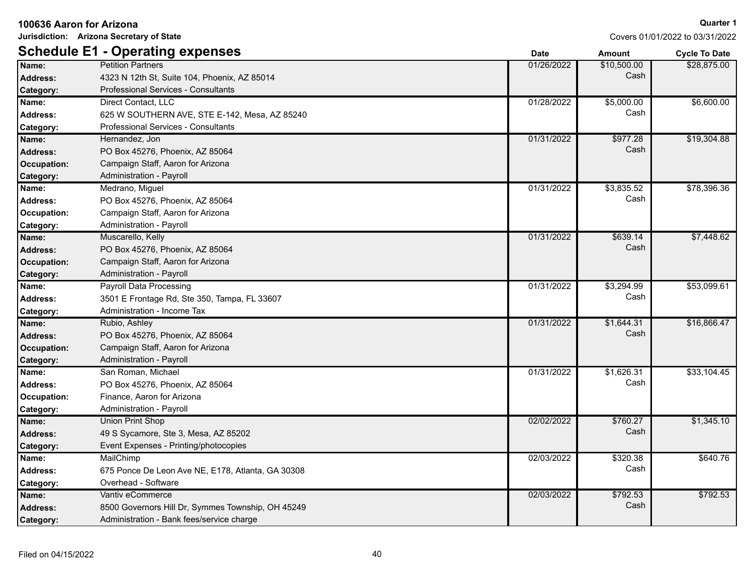**100636 Aaron for Arizona**

**Jurisdiction: Arizona Secretary of State**

**Quarter 1**

Covers 01/01/2022 to 03/31/2022

## Schedule E1 - Operating expenses

| Field | Details | Date | Amount | Cycle To Date |
|---|---|---|---|---|
| **Name:** | Petition Partners | 01/26/2022 | $10,500.00 Cash | $28,875.00 |
| **Address:** | 4323 N 12th St, Suite 104, Phoenix, AZ 85014 | | | |
| **Category:** | Professional Services - Consultants | | | |
| **Name:** | Direct Contact, LLC | 01/28/2022 | $5,000.00 Cash | $6,600.00 |
| **Address:** | 625 W SOUTHERN AVE, STE E-142, Mesa, AZ 85240 | | | |
| **Category:** | Professional Services - Consultants | | | |
| **Name:** | Hernandez, Jon | 01/31/2022 | $977.28 Cash | $19,304.88 |
| **Address:** | PO Box 45276, Phoenix, AZ 85064 | | | |
| **Occupation:** | Campaign Staff, Aaron for Arizona | | | |
| **Category:** | Administration - Payroll | | | |
| **Name:** | Medrano, Miguel | 01/31/2022 | $3,835.52 Cash | $78,396.36 |
| **Address:** | PO Box 45276, Phoenix, AZ 85064 | | | |
| **Occupation:** | Campaign Staff, Aaron for Arizona | | | |
| **Category:** | Administration - Payroll | | | |
| **Name:** | Muscarello, Kelly | 01/31/2022 | $639.14 Cash | $7,448.62 |
| **Address:** | PO Box 45276, Phoenix, AZ 85064 | | | |
| **Occupation:** | Campaign Staff, Aaron for Arizona | | | |
| **Category:** | Administration - Payroll | | | |
| **Name:** | Payroll Data Processing | 01/31/2022 | $3,294.99 Cash | $53,099.61 |
| **Address:** | 3501 E Frontage Rd, Ste 350, Tampa, FL 33607 | | | |
| **Category:** | Administration - Income Tax | | | |
| **Name:** | Rubio, Ashley | 01/31/2022 | $1,644.31 Cash | $16,866.47 |
| **Address:** | PO Box 45276, Phoenix, AZ 85064 | | | |
| **Occupation:** | Campaign Staff, Aaron for Arizona | | | |
| **Category:** | Administration - Payroll | | | |
| **Name:** | San Roman, Michael | 01/31/2022 | $1,626.31 Cash | $33,104.45 |
| **Address:** | PO Box 45276, Phoenix, AZ 85064 | | | |
| **Occupation:** | Finance, Aaron for Arizona | | | |
| **Category:** | Administration - Payroll | | | |
| **Name:** | Union Print Shop | 02/02/2022 | $760.27 Cash | $1,345.10 |
| **Address:** | 49 S Sycamore, Ste 3, Mesa, AZ 85202 | | | |
| **Category:** | Event Expenses - Printing/photocopies | | | |
| **Name:** | MailChimp | 02/03/2022 | $320.38 Cash | $640.76 |
| **Address:** | 675 Ponce De Leon Ave NE, E178, Atlanta, GA 30308 | | | |
| **Category:** | Overhead - Software | | | |
| **Name:** | Vantiv eCommerce | 02/03/2022 | $792.53 Cash | $792.53 |
| **Address:** | 8500 Governors Hill Dr, Symmes Township, OH 45249 | | | |
| **Category:** | Administration - Bank fees/service charge | | | |

Filed on 04/15/2022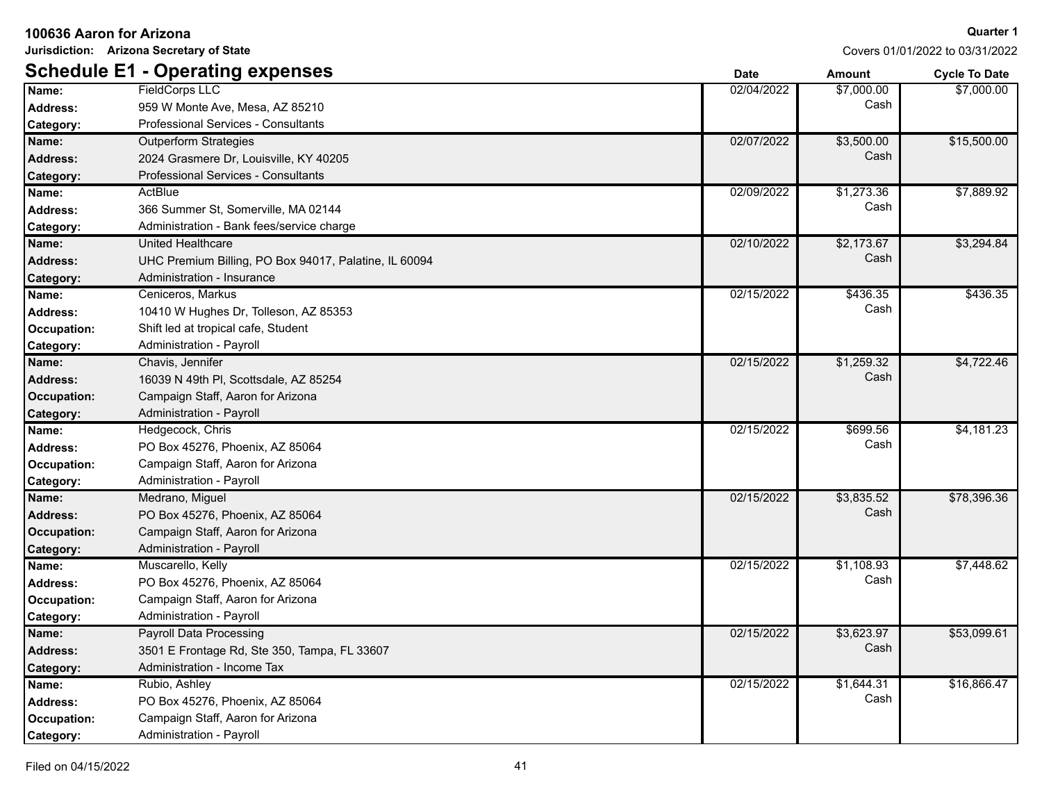**100636 Aaron for Arizona**

**Jurisdiction: Arizona Secretary of State**

**Quarter 1**

Covers 01/01/2022 to 03/31/2022

# Schedule E1 - Operating expenses

| | | Date | Amount | Cycle To Date |
|---|---|---|---|---|
| **Name:** | FieldCorps LLC | 02/04/2022 | $7,000.00 Cash | $7,000.00 |
| **Address:** | 959 W Monte Ave, Mesa, AZ 85210 | | | |
| **Category:** | Professional Services - Consultants | | | |
| **Name:** | Outperform Strategies | 02/07/2022 | $3,500.00 Cash | $15,500.00 |
| **Address:** | 2024 Grasmere Dr, Louisville, KY 40205 | | | |
| **Category:** | Professional Services - Consultants | | | |
| **Name:** | ActBlue | 02/09/2022 | $1,273.36 Cash | $7,889.92 |
| **Address:** | 366 Summer St, Somerville, MA 02144 | | | |
| **Category:** | Administration - Bank fees/service charge | | | |
| **Name:** | United Healthcare | 02/10/2022 | $2,173.67 Cash | $3,294.84 |
| **Address:** | UHC Premium Billing, PO Box 94017, Palatine, IL 60094 | | | |
| **Category:** | Administration - Insurance | | | |
| **Name:** | Ceniceros, Markus | 02/15/2022 | $436.35 Cash | $436.35 |
| **Address:** | 10410 W Hughes Dr, Tolleson, AZ 85353 | | | |
| **Occupation:** | Shift led at tropical cafe, Student | | | |
| **Category:** | Administration - Payroll | | | |
| **Name:** | Chavis, Jennifer | 02/15/2022 | $1,259.32 Cash | $4,722.46 |
| **Address:** | 16039 N 49th Pl, Scottsdale, AZ 85254 | | | |
| **Occupation:** | Campaign Staff, Aaron for Arizona | | | |
| **Category:** | Administration - Payroll | | | |
| **Name:** | Hedgecock, Chris | 02/15/2022 | $699.56 Cash | $4,181.23 |
| **Address:** | PO Box 45276, Phoenix, AZ 85064 | | | |
| **Occupation:** | Campaign Staff, Aaron for Arizona | | | |
| **Category:** | Administration - Payroll | | | |
| **Name:** | Medrano, Miguel | 02/15/2022 | $3,835.52 Cash | $78,396.36 |
| **Address:** | PO Box 45276, Phoenix, AZ 85064 | | | |
| **Occupation:** | Campaign Staff, Aaron for Arizona | | | |
| **Category:** | Administration - Payroll | | | |
| **Name:** | Muscarello, Kelly | 02/15/2022 | $1,108.93 Cash | $7,448.62 |
| **Address:** | PO Box 45276, Phoenix, AZ 85064 | | | |
| **Occupation:** | Campaign Staff, Aaron for Arizona | | | |
| **Category:** | Administration - Payroll | | | |
| **Name:** | Payroll Data Processing | 02/15/2022 | $3,623.97 Cash | $53,099.61 |
| **Address:** | 3501 E Frontage Rd, Ste 350, Tampa, FL 33607 | | | |
| **Category:** | Administration - Income Tax | | | |
| **Name:** | Rubio, Ashley | 02/15/2022 | $1,644.31 Cash | $16,866.47 |
| **Address:** | PO Box 45276, Phoenix, AZ 85064 | | | |
| **Occupation:** | Campaign Staff, Aaron for Arizona | | | |
| **Category:** | Administration - Payroll | | | |

Filed on 04/15/2022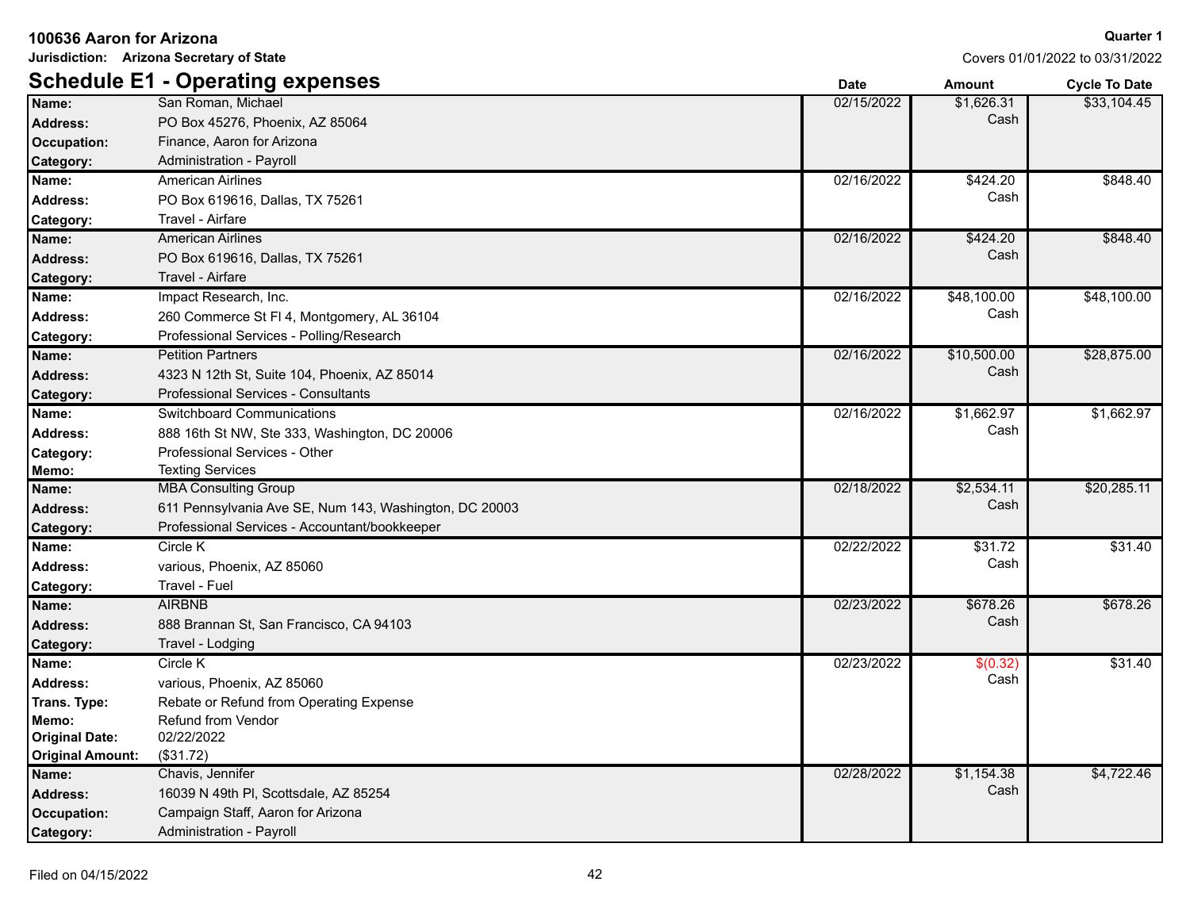**100636 Aaron for Arizona**

**Jurisdiction: Arizona Secretary of State**

**Quarter 1**

Covers 01/01/2022 to 03/31/2022

## Schedule E1 - Operating expenses

| | | Date | Amount | Cycle To Date |
|---|---|---|---|---|
| **Name:** | San Roman, Michael | 02/15/2022 | $1,626.31 Cash | $33,104.45 |
| **Address:** | PO Box 45276, Phoenix, AZ 85064 | | | |
| **Occupation:** | Finance, Aaron for Arizona | | | |
| **Category:** | Administration - Payroll | | | |
| **Name:** | American Airlines | 02/16/2022 | $424.20 Cash | $848.40 |
| **Address:** | PO Box 619616, Dallas, TX 75261 | | | |
| **Category:** | Travel - Airfare | | | |
| **Name:** | American Airlines | 02/16/2022 | $424.20 Cash | $848.40 |
| **Address:** | PO Box 619616, Dallas, TX 75261 | | | |
| **Category:** | Travel - Airfare | | | |
| **Name:** | Impact Research, Inc. | 02/16/2022 | $48,100.00 Cash | $48,100.00 |
| **Address:** | 260 Commerce St Fl 4, Montgomery, AL 36104 | | | |
| **Category:** | Professional Services - Polling/Research | | | |
| **Name:** | Petition Partners | 02/16/2022 | $10,500.00 Cash | $28,875.00 |
| **Address:** | 4323 N 12th St, Suite 104, Phoenix, AZ 85014 | | | |
| **Category:** | Professional Services - Consultants | | | |
| **Name:** | Switchboard Communications | 02/16/2022 | $1,662.97 Cash | $1,662.97 |
| **Address:** | 888 16th St NW, Ste 333, Washington, DC 20006 | | | |
| **Category:** | Professional Services - Other | | | |
| **Memo:** | Texting Services | | | |
| **Name:** | MBA Consulting Group | 02/18/2022 | $2,534.11 Cash | $20,285.11 |
| **Address:** | 611 Pennsylvania Ave SE, Num 143, Washington, DC 20003 | | | |
| **Category:** | Professional Services - Accountant/bookkeeper | | | |
| **Name:** | Circle K | 02/22/2022 | $31.72 Cash | $31.40 |
| **Address:** | various, Phoenix, AZ 85060 | | | |
| **Category:** | Travel - Fuel | | | |
| **Name:** | AIRBNB | 02/23/2022 | $678.26 Cash | $678.26 |
| **Address:** | 888 Brannan St, San Francisco, CA 94103 | | | |
| **Category:** | Travel - Lodging | | | |
| **Name:** | Circle K | 02/23/2022 | $(0.32) Cash | $31.40 |
| **Address:** | various, Phoenix, AZ 85060 | | | |
| **Trans. Type:** | Rebate or Refund from Operating Expense | | | |
| **Memo:** | Refund from Vendor | | | |
| **Original Date:** | 02/22/2022 | | | |
| **Original Amount:** | ($31.72) | | | |
| **Name:** | Chavis, Jennifer | 02/28/2022 | $1,154.38 Cash | $4,722.46 |
| **Address:** | 16039 N 49th Pl, Scottsdale, AZ 85254 | | | |
| **Occupation:** | Campaign Staff, Aaron for Arizona | | | |
| **Category:** | Administration - Payroll | | | |

Filed on 04/15/2022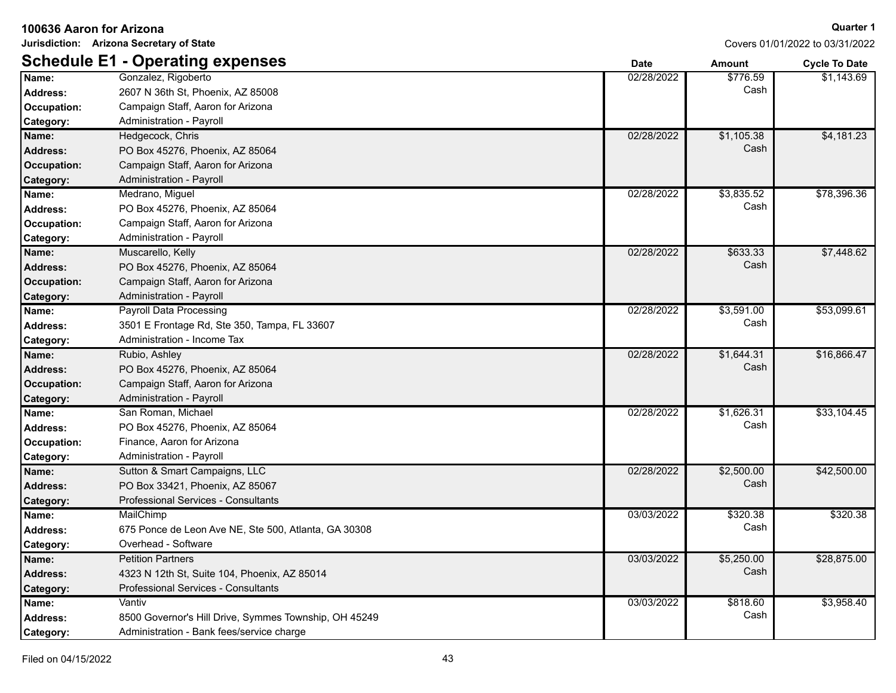**100636 Aaron for Arizona**

**Jurisdiction: Arizona Secretary of State**

**Quarter 1**

Covers 01/01/2022 to 03/31/2022

## Schedule E1 - Operating expenses

| | | Date | Amount | Cycle To Date |
|---|---|---|---|---|
| **Name:** | Gonzalez, Rigoberto | 02/28/2022 | $776.59 Cash | $1,143.69 |
| **Address:** | 2607 N 36th St, Phoenix, AZ 85008 | | | |
| **Occupation:** | Campaign Staff, Aaron for Arizona | | | |
| **Category:** | Administration - Payroll | | | |
| **Name:** | Hedgecock, Chris | 02/28/2022 | $1,105.38 Cash | $4,181.23 |
| **Address:** | PO Box 45276, Phoenix, AZ 85064 | | | |
| **Occupation:** | Campaign Staff, Aaron for Arizona | | | |
| **Category:** | Administration - Payroll | | | |
| **Name:** | Medrano, Miguel | 02/28/2022 | $3,835.52 Cash | $78,396.36 |
| **Address:** | PO Box 45276, Phoenix, AZ 85064 | | | |
| **Occupation:** | Campaign Staff, Aaron for Arizona | | | |
| **Category:** | Administration - Payroll | | | |
| **Name:** | Muscarello, Kelly | 02/28/2022 | $633.33 Cash | $7,448.62 |
| **Address:** | PO Box 45276, Phoenix, AZ 85064 | | | |
| **Occupation:** | Campaign Staff, Aaron for Arizona | | | |
| **Category:** | Administration - Payroll | | | |
| **Name:** | Payroll Data Processing | 02/28/2022 | $3,591.00 Cash | $53,099.61 |
| **Address:** | 3501 E Frontage Rd, Ste 350, Tampa, FL 33607 | | | |
| **Category:** | Administration - Income Tax | | | |
| **Name:** | Rubio, Ashley | 02/28/2022 | $1,644.31 Cash | $16,866.47 |
| **Address:** | PO Box 45276, Phoenix, AZ 85064 | | | |
| **Occupation:** | Campaign Staff, Aaron for Arizona | | | |
| **Category:** | Administration - Payroll | | | |
| **Name:** | San Roman, Michael | 02/28/2022 | $1,626.31 Cash | $33,104.45 |
| **Address:** | PO Box 45276, Phoenix, AZ 85064 | | | |
| **Occupation:** | Finance, Aaron for Arizona | | | |
| **Category:** | Administration - Payroll | | | |
| **Name:** | Sutton & Smart Campaigns, LLC | 02/28/2022 | $2,500.00 Cash | $42,500.00 |
| **Address:** | PO Box 33421, Phoenix, AZ 85067 | | | |
| **Category:** | Professional Services - Consultants | | | |
| **Name:** | MailChimp | 03/03/2022 | $320.38 Cash | $320.38 |
| **Address:** | 675 Ponce de Leon Ave NE, Ste 500, Atlanta, GA 30308 | | | |
| **Category:** | Overhead - Software | | | |
| **Name:** | Petition Partners | 03/03/2022 | $5,250.00 Cash | $28,875.00 |
| **Address:** | 4323 N 12th St, Suite 104, Phoenix, AZ 85014 | | | |
| **Category:** | Professional Services - Consultants | | | |
| **Name:** | Vantiv | 03/03/2022 | $818.60 Cash | $3,958.40 |
| **Address:** | 8500 Governor's Hill Drive, Symmes Township, OH 45249 | | | |
| **Category:** | Administration - Bank fees/service charge | | | |

Filed on 04/15/2022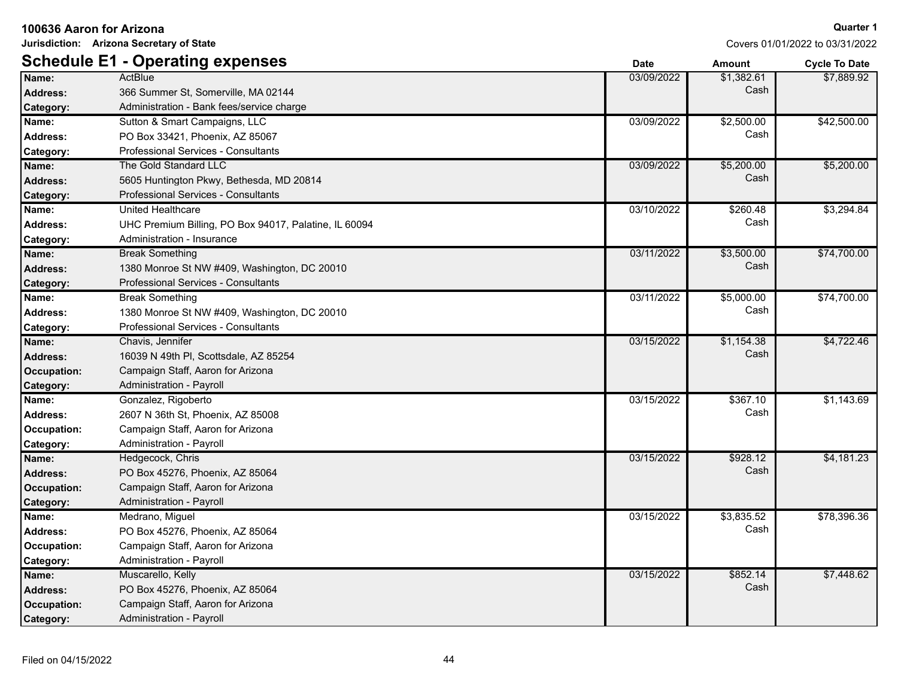**100636 Aaron for Arizona**

**Jurisdiction: Arizona Secretary of State**

**Quarter 1**

Covers 01/01/2022 to 03/31/2022

## Schedule E1 - Operating expenses

| Field | Value | Date | Amount | Cycle To Date |
|---|---|---|---|---|
| **Name:** | ActBlue | 03/09/2022 | $1,382.61 | $7,889.92 |
| **Address:** | 366 Summer St, Somerville, MA 02144 | | Cash | |
| **Category:** | Administration - Bank fees/service charge | | | |
| **Name:** | Sutton & Smart Campaigns, LLC | 03/09/2022 | $2,500.00 | $42,500.00 |
| **Address:** | PO Box 33421, Phoenix, AZ 85067 | | Cash | |
| **Category:** | Professional Services - Consultants | | | |
| **Name:** | The Gold Standard LLC | 03/09/2022 | $5,200.00 | $5,200.00 |
| **Address:** | 5605 Huntington Pkwy, Bethesda, MD 20814 | | Cash | |
| **Category:** | Professional Services - Consultants | | | |
| **Name:** | United Healthcare | 03/10/2022 | $260.48 | $3,294.84 |
| **Address:** | UHC Premium Billing, PO Box 94017, Palatine, IL 60094 | | Cash | |
| **Category:** | Administration - Insurance | | | |
| **Name:** | Break Something | 03/11/2022 | $3,500.00 | $74,700.00 |
| **Address:** | 1380 Monroe St NW #409, Washington, DC 20010 | | Cash | |
| **Category:** | Professional Services - Consultants | | | |
| **Name:** | Break Something | 03/11/2022 | $5,000.00 | $74,700.00 |
| **Address:** | 1380 Monroe St NW #409, Washington, DC 20010 | | Cash | |
| **Category:** | Professional Services - Consultants | | | |
| **Name:** | Chavis, Jennifer | 03/15/2022 | $1,154.38 | $4,722.46 |
| **Address:** | 16039 N 49th Pl, Scottsdale, AZ 85254 | | Cash | |
| **Occupation:** | Campaign Staff, Aaron for Arizona | | | |
| **Category:** | Administration - Payroll | | | |
| **Name:** | Gonzalez, Rigoberto | 03/15/2022 | $367.10 | $1,143.69 |
| **Address:** | 2607 N 36th St, Phoenix, AZ 85008 | | Cash | |
| **Occupation:** | Campaign Staff, Aaron for Arizona | | | |
| **Category:** | Administration - Payroll | | | |
| **Name:** | Hedgecock, Chris | 03/15/2022 | $928.12 | $4,181.23 |
| **Address:** | PO Box 45276, Phoenix, AZ 85064 | | Cash | |
| **Occupation:** | Campaign Staff, Aaron for Arizona | | | |
| **Category:** | Administration - Payroll | | | |
| **Name:** | Medrano, Miguel | 03/15/2022 | $3,835.52 | $78,396.36 |
| **Address:** | PO Box 45276, Phoenix, AZ 85064 | | Cash | |
| **Occupation:** | Campaign Staff, Aaron for Arizona | | | |
| **Category:** | Administration - Payroll | | | |
| **Name:** | Muscarello, Kelly | 03/15/2022 | $852.14 | $7,448.62 |
| **Address:** | PO Box 45276, Phoenix, AZ 85064 | | Cash | |
| **Occupation:** | Campaign Staff, Aaron for Arizona | | | |
| **Category:** | Administration - Payroll | | | |

Filed on 04/15/2022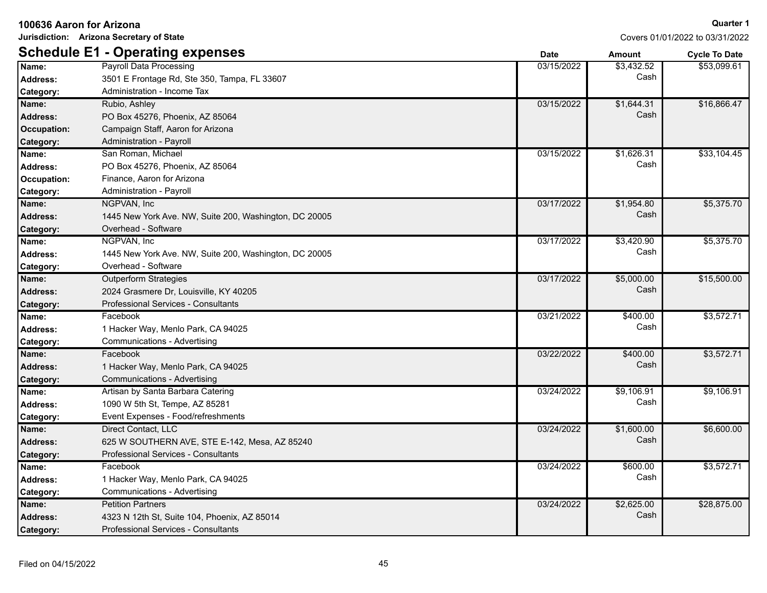**100636 Aaron for Arizona**

**Jurisdiction: Arizona Secretary of State**

**Quarter 1**

Covers 01/01/2022 to 03/31/2022

## Schedule E1 - Operating expenses

| Field | Details | Date | Amount | Cycle To Date |
|---|---|---|---|---|
| **Name:** | Payroll Data Processing | 03/15/2022 | $3,432.52 Cash | $53,099.61 |
| **Address:** | 3501 E Frontage Rd, Ste 350, Tampa, FL 33607 | | | |
| **Category:** | Administration - Income Tax | | | |
| **Name:** | Rubio, Ashley | 03/15/2022 | $1,644.31 Cash | $16,866.47 |
| **Address:** | PO Box 45276, Phoenix, AZ 85064 | | | |
| **Occupation:** | Campaign Staff, Aaron for Arizona | | | |
| **Category:** | Administration - Payroll | | | |
| **Name:** | San Roman, Michael | 03/15/2022 | $1,626.31 Cash | $33,104.45 |
| **Address:** | PO Box 45276, Phoenix, AZ 85064 | | | |
| **Occupation:** | Finance, Aaron for Arizona | | | |
| **Category:** | Administration - Payroll | | | |
| **Name:** | NGPVAN, Inc | 03/17/2022 | $1,954.80 Cash | $5,375.70 |
| **Address:** | 1445 New York Ave. NW, Suite 200, Washington, DC 20005 | | | |
| **Category:** | Overhead - Software | | | |
| **Name:** | NGPVAN, Inc | 03/17/2022 | $3,420.90 Cash | $5,375.70 |
| **Address:** | 1445 New York Ave. NW, Suite 200, Washington, DC 20005 | | | |
| **Category:** | Overhead - Software | | | |
| **Name:** | Outperform Strategies | 03/17/2022 | $5,000.00 Cash | $15,500.00 |
| **Address:** | 2024 Grasmere Dr, Louisville, KY 40205 | | | |
| **Category:** | Professional Services - Consultants | | | |
| **Name:** | Facebook | 03/21/2022 | $400.00 Cash | $3,572.71 |
| **Address:** | 1 Hacker Way, Menlo Park, CA 94025 | | | |
| **Category:** | Communications - Advertising | | | |
| **Name:** | Facebook | 03/22/2022 | $400.00 Cash | $3,572.71 |
| **Address:** | 1 Hacker Way, Menlo Park, CA 94025 | | | |
| **Category:** | Communications - Advertising | | | |
| **Name:** | Artisan by Santa Barbara Catering | 03/24/2022 | $9,106.91 Cash | $9,106.91 |
| **Address:** | 1090 W 5th St, Tempe, AZ 85281 | | | |
| **Category:** | Event Expenses - Food/refreshments | | | |
| **Name:** | Direct Contact, LLC | 03/24/2022 | $1,600.00 Cash | $6,600.00 |
| **Address:** | 625 W SOUTHERN AVE, STE E-142, Mesa, AZ 85240 | | | |
| **Category:** | Professional Services - Consultants | | | |
| **Name:** | Facebook | 03/24/2022 | $600.00 Cash | $3,572.71 |
| **Address:** | 1 Hacker Way, Menlo Park, CA 94025 | | | |
| **Category:** | Communications - Advertising | | | |
| **Name:** | Petition Partners | 03/24/2022 | $2,625.00 Cash | $28,875.00 |
| **Address:** | 4323 N 12th St, Suite 104, Phoenix, AZ 85014 | | | |
| **Category:** | Professional Services - Consultants | | | |

Filed on 04/15/2022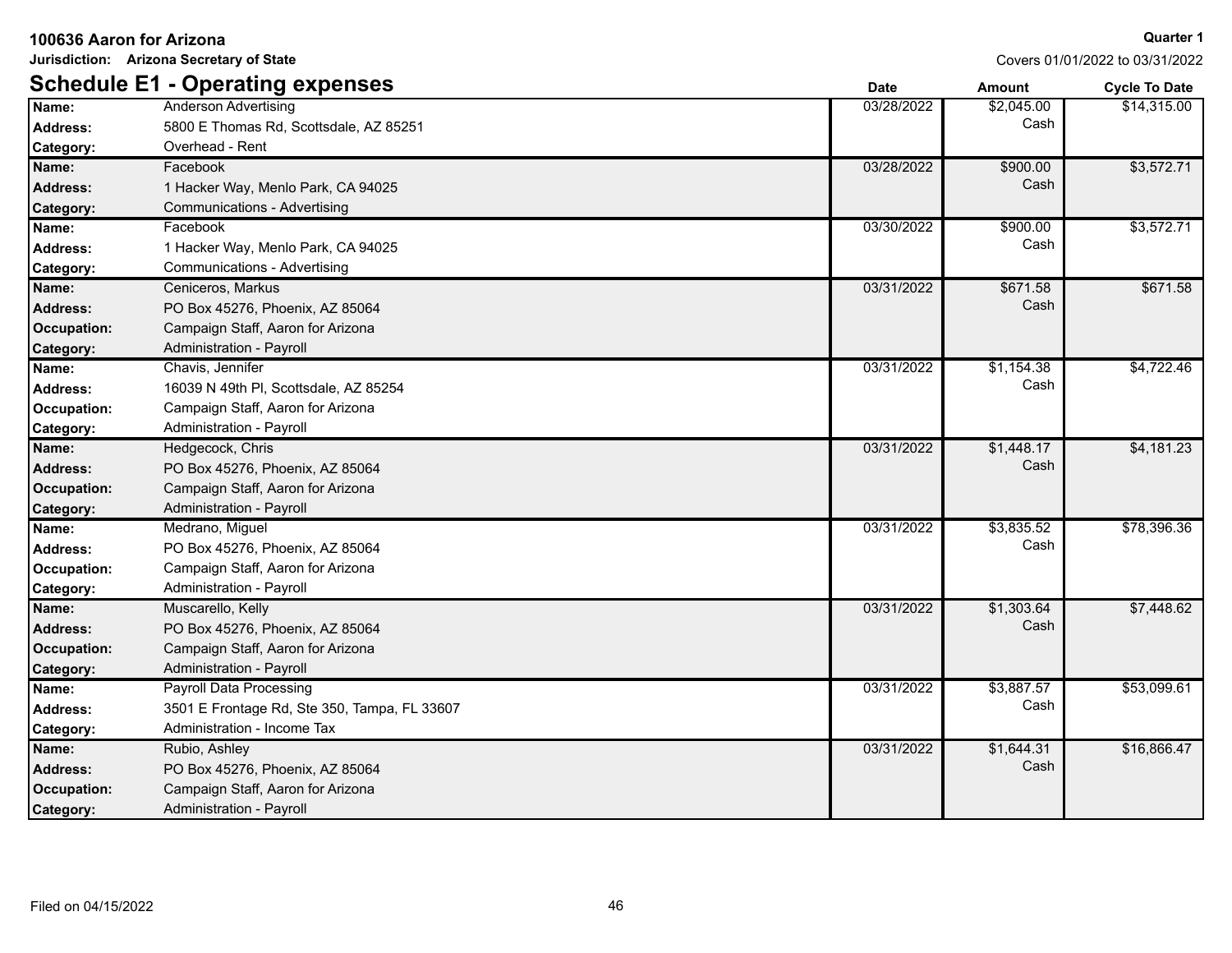**100636 Aaron for Arizona**

**Jurisdiction: Arizona Secretary of State**

**Quarter 1**

Covers 01/01/2022 to 03/31/2022

## Schedule E1 - Operating expenses

| Field | Value | Date | Amount | Cycle To Date |
|---|---|---|---|---|
| **Name:** | Anderson Advertising | 03/28/2022 | $2,045.00 Cash | $14,315.00 |
| **Address:** | 5800 E Thomas Rd, Scottsdale, AZ 85251 | | | |
| **Category:** | Overhead - Rent | | | |
| **Name:** | Facebook | 03/28/2022 | $900.00 Cash | $3,572.71 |
| **Address:** | 1 Hacker Way, Menlo Park, CA 94025 | | | |
| **Category:** | Communications - Advertising | | | |
| **Name:** | Facebook | 03/30/2022 | $900.00 Cash | $3,572.71 |
| **Address:** | 1 Hacker Way, Menlo Park, CA 94025 | | | |
| **Category:** | Communications - Advertising | | | |
| **Name:** | Ceniceros, Markus | 03/31/2022 | $671.58 Cash | $671.58 |
| **Address:** | PO Box 45276, Phoenix, AZ 85064 | | | |
| **Occupation:** | Campaign Staff, Aaron for Arizona | | | |
| **Category:** | Administration - Payroll | | | |
| **Name:** | Chavis, Jennifer | 03/31/2022 | $1,154.38 Cash | $4,722.46 |
| **Address:** | 16039 N 49th Pl, Scottsdale, AZ 85254 | | | |
| **Occupation:** | Campaign Staff, Aaron for Arizona | | | |
| **Category:** | Administration - Payroll | | | |
| **Name:** | Hedgecock, Chris | 03/31/2022 | $1,448.17 Cash | $4,181.23 |
| **Address:** | PO Box 45276, Phoenix, AZ 85064 | | | |
| **Occupation:** | Campaign Staff, Aaron for Arizona | | | |
| **Category:** | Administration - Payroll | | | |
| **Name:** | Medrano, Miguel | 03/31/2022 | $3,835.52 Cash | $78,396.36 |
| **Address:** | PO Box 45276, Phoenix, AZ 85064 | | | |
| **Occupation:** | Campaign Staff, Aaron for Arizona | | | |
| **Category:** | Administration - Payroll | | | |
| **Name:** | Muscarello, Kelly | 03/31/2022 | $1,303.64 Cash | $7,448.62 |
| **Address:** | PO Box 45276, Phoenix, AZ 85064 | | | |
| **Occupation:** | Campaign Staff, Aaron for Arizona | | | |
| **Category:** | Administration - Payroll | | | |
| **Name:** | Payroll Data Processing | 03/31/2022 | $3,887.57 Cash | $53,099.61 |
| **Address:** | 3501 E Frontage Rd, Ste 350, Tampa, FL 33607 | | | |
| **Category:** | Administration - Income Tax | | | |
| **Name:** | Rubio, Ashley | 03/31/2022 | $1,644.31 Cash | $16,866.47 |
| **Address:** | PO Box 45276, Phoenix, AZ 85064 | | | |
| **Occupation:** | Campaign Staff, Aaron for Arizona | | | |
| **Category:** | Administration - Payroll | | | |

Filed on 04/15/2022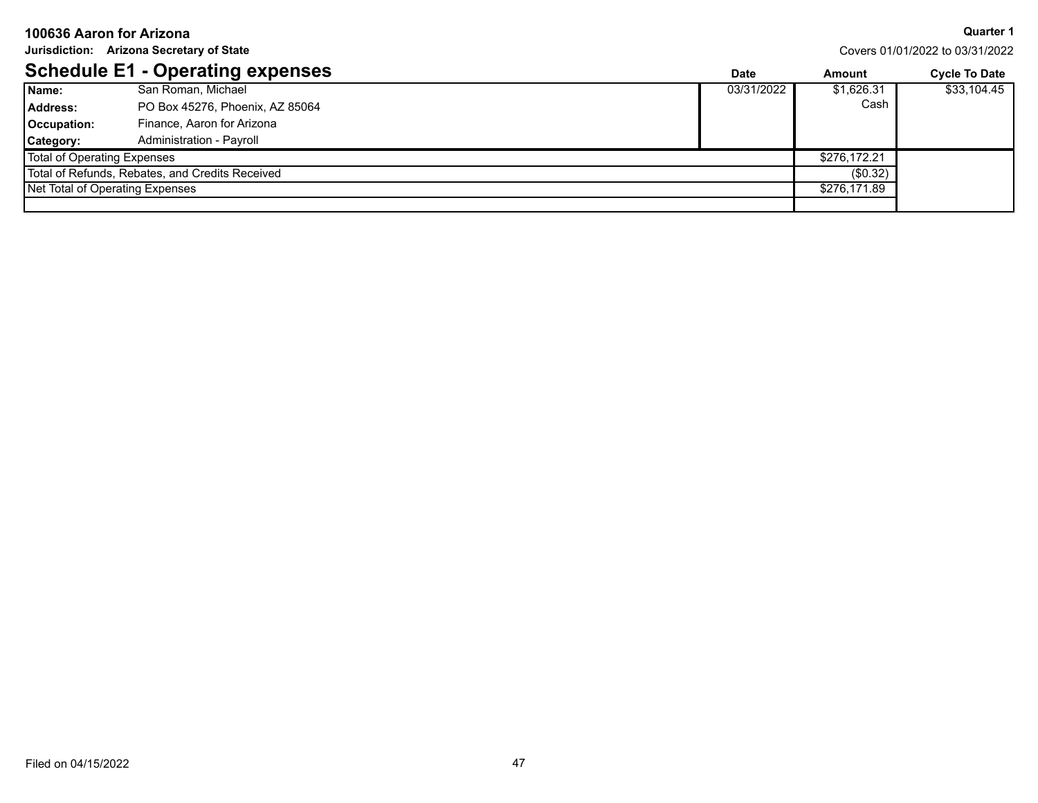**100636 Aaron for Arizona**

**Jurisdiction: Arizona Secretary of State**

**Quarter 1**

Covers 01/01/2022 to 03/31/2022

## Schedule E1 - Operating expenses

| | | Date | Amount | Cycle To Date |
|---|---|---|---|---|
| **Name:** | San Roman, Michael | 03/31/2022 | $1,626.31 | $33,104.45 |
| **Address:** | PO Box 45276, Phoenix, AZ 85064 | | Cash | |
| **Occupation:** | Finance, Aaron for Arizona | | | |
| **Category:** | Administration - Payroll | | | |
| Total of Operating Expenses | | | $276,172.21 | |
| Total of Refunds, Rebates, and Credits Received | | | ($0.32) | |
| Net Total of Operating Expenses | | | $276,171.89 | |

Filed on 04/15/2022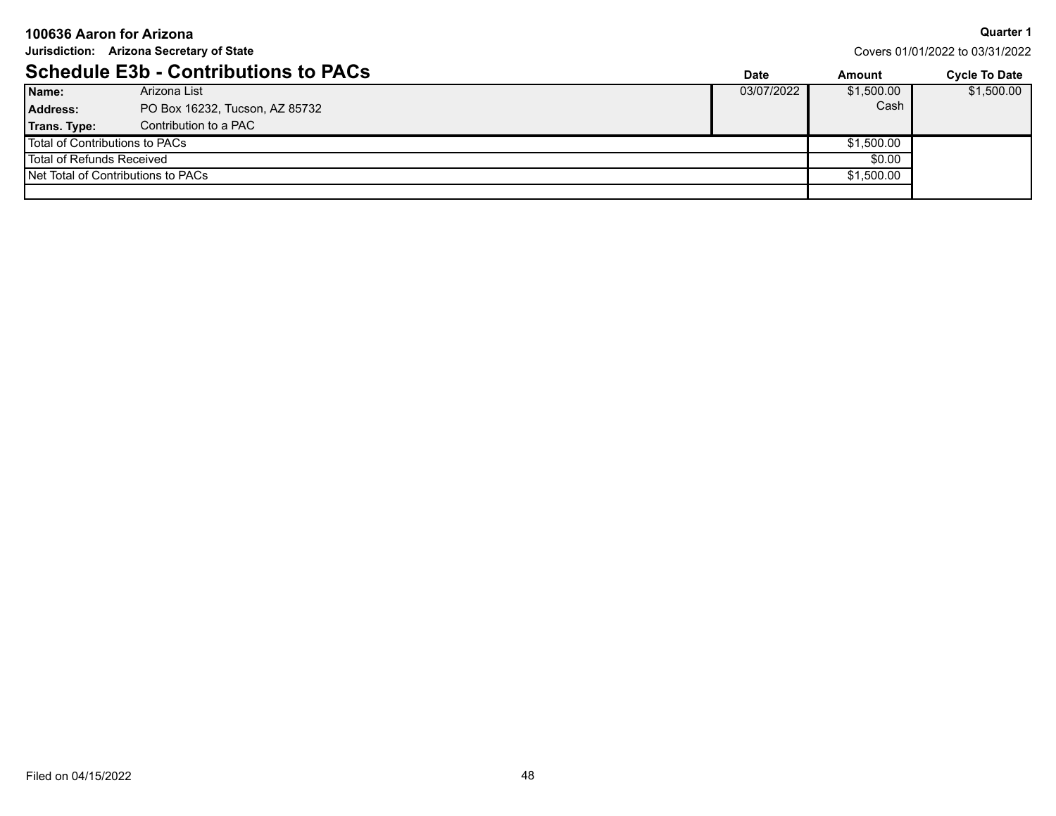**100636 Aaron for Arizona**

**Jurisdiction: Arizona Secretary of State**

**Quarter 1**

Covers 01/01/2022 to 03/31/2022

## Schedule E3b - Contributions to PACs

| | | Date | Amount | Cycle To Date |
|---|---|---|---|---|
| **Name:** | Arizona List | 03/07/2022 | $1,500.00 | $1,500.00 |
| **Address:** | PO Box 16232, Tucson, AZ 85732 | | Cash | |
| **Trans. Type:** | Contribution to a PAC | | | |
| Total of Contributions to PACs | | | $1,500.00 | |
| Total of Refunds Received | | | $0.00 | |
| Net Total of Contributions to PACs | | | $1,500.00 | |

Filed on 04/15/2022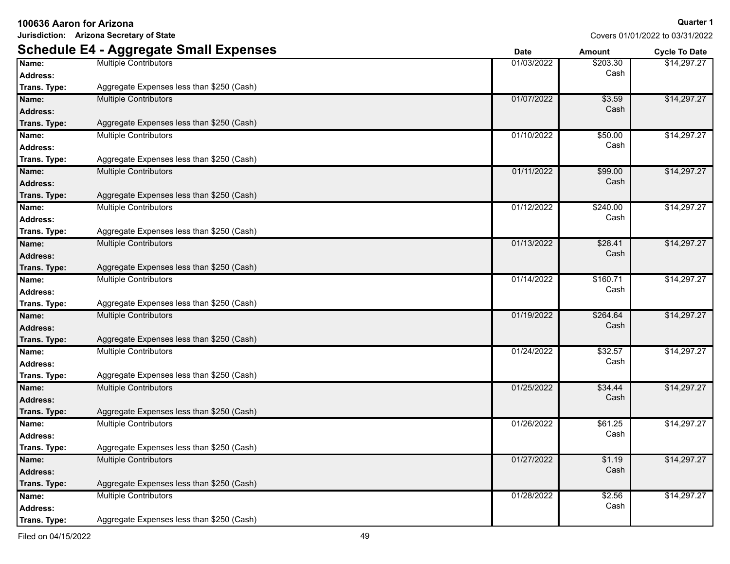**100636 Aaron for Arizona**

**Jurisdiction: Arizona Secretary of State**

**Quarter 1**

Covers 01/01/2022 to 03/31/2022

## Schedule E4 - Aggregate Small Expenses

| Name | Address | Trans. Type | Date | Amount | Cycle To Date |
|---|---|---|---|---|---|
| Multiple Contributors | | Aggregate Expenses less than $250 (Cash) | 01/03/2022 | $203.30 Cash | $14,297.27 |
| Multiple Contributors | | Aggregate Expenses less than $250 (Cash) | 01/07/2022 | $3.59 Cash | $14,297.27 |
| Multiple Contributors | | Aggregate Expenses less than $250 (Cash) | 01/10/2022 | $50.00 Cash | $14,297.27 |
| Multiple Contributors | | Aggregate Expenses less than $250 (Cash) | 01/11/2022 | $99.00 Cash | $14,297.27 |
| Multiple Contributors | | Aggregate Expenses less than $250 (Cash) | 01/12/2022 | $240.00 Cash | $14,297.27 |
| Multiple Contributors | | Aggregate Expenses less than $250 (Cash) | 01/13/2022 | $28.41 Cash | $14,297.27 |
| Multiple Contributors | | Aggregate Expenses less than $250 (Cash) | 01/14/2022 | $160.71 Cash | $14,297.27 |
| Multiple Contributors | | Aggregate Expenses less than $250 (Cash) | 01/19/2022 | $264.64 Cash | $14,297.27 |
| Multiple Contributors | | Aggregate Expenses less than $250 (Cash) | 01/24/2022 | $32.57 Cash | $14,297.27 |
| Multiple Contributors | | Aggregate Expenses less than $250 (Cash) | 01/25/2022 | $34.44 Cash | $14,297.27 |
| Multiple Contributors | | Aggregate Expenses less than $250 (Cash) | 01/26/2022 | $61.25 Cash | $14,297.27 |
| Multiple Contributors | | Aggregate Expenses less than $250 (Cash) | 01/27/2022 | $1.19 Cash | $14,297.27 |
| Multiple Contributors | | Aggregate Expenses less than $250 (Cash) | 01/28/2022 | $2.56 Cash | $14,297.27 |

Filed on 04/15/2022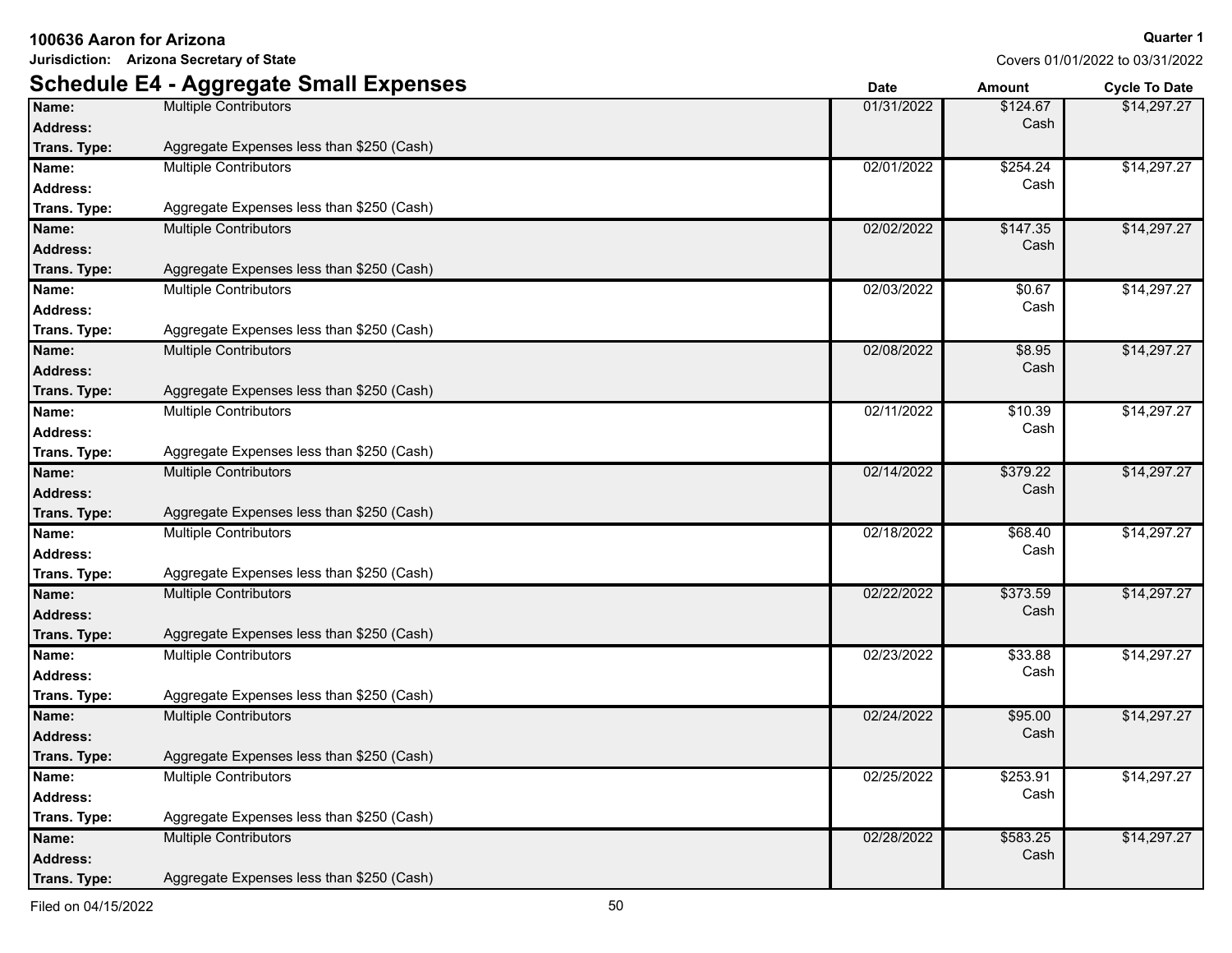**100636 Aaron for Arizona**

**Jurisdiction: Arizona Secretary of State**

**Quarter 1**

Covers 01/01/2022 to 03/31/2022

## Schedule E4 - Aggregate Small Expenses

| Name | Address | Trans. Type | Date | Amount | Cycle To Date |
|---|---|---|---|---|---|
| Multiple Contributors | | Aggregate Expenses less than $250 (Cash) | 01/31/2022 | $124.67 Cash | $14,297.27 |
| Multiple Contributors | | Aggregate Expenses less than $250 (Cash) | 02/01/2022 | $254.24 Cash | $14,297.27 |
| Multiple Contributors | | Aggregate Expenses less than $250 (Cash) | 02/02/2022 | $147.35 Cash | $14,297.27 |
| Multiple Contributors | | Aggregate Expenses less than $250 (Cash) | 02/03/2022 | $0.67 Cash | $14,297.27 |
| Multiple Contributors | | Aggregate Expenses less than $250 (Cash) | 02/08/2022 | $8.95 Cash | $14,297.27 |
| Multiple Contributors | | Aggregate Expenses less than $250 (Cash) | 02/11/2022 | $10.39 Cash | $14,297.27 |
| Multiple Contributors | | Aggregate Expenses less than $250 (Cash) | 02/14/2022 | $379.22 Cash | $14,297.27 |
| Multiple Contributors | | Aggregate Expenses less than $250 (Cash) | 02/18/2022 | $68.40 Cash | $14,297.27 |
| Multiple Contributors | | Aggregate Expenses less than $250 (Cash) | 02/22/2022 | $373.59 Cash | $14,297.27 |
| Multiple Contributors | | Aggregate Expenses less than $250 (Cash) | 02/23/2022 | $33.88 Cash | $14,297.27 |
| Multiple Contributors | | Aggregate Expenses less than $250 (Cash) | 02/24/2022 | $95.00 Cash | $14,297.27 |
| Multiple Contributors | | Aggregate Expenses less than $250 (Cash) | 02/25/2022 | $253.91 Cash | $14,297.27 |
| Multiple Contributors | | Aggregate Expenses less than $250 (Cash) | 02/28/2022 | $583.25 Cash | $14,297.27 |

Filed on 04/15/2022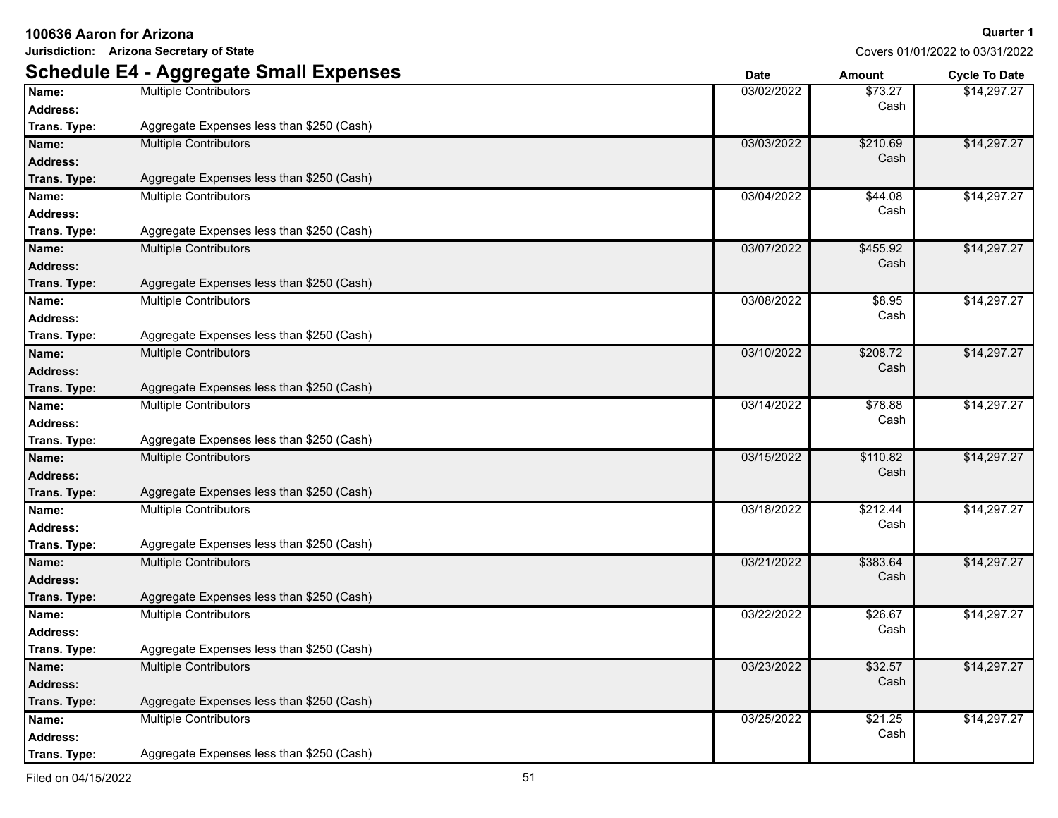**100636 Aaron for Arizona**

**Jurisdiction: Arizona Secretary of State**

**Quarter 1**

Covers 01/01/2022 to 03/31/2022

## Schedule E4 - Aggregate Small Expenses

| Name | Address | Trans. Type | Date | Amount | Cycle To Date |
|---|---|---|---|---|---|
| Multiple Contributors | | Aggregate Expenses less than $250 (Cash) | 03/02/2022 | $73.27 Cash | $14,297.27 |
| Multiple Contributors | | Aggregate Expenses less than $250 (Cash) | 03/03/2022 | $210.69 Cash | $14,297.27 |
| Multiple Contributors | | Aggregate Expenses less than $250 (Cash) | 03/04/2022 | $44.08 Cash | $14,297.27 |
| Multiple Contributors | | Aggregate Expenses less than $250 (Cash) | 03/07/2022 | $455.92 Cash | $14,297.27 |
| Multiple Contributors | | Aggregate Expenses less than $250 (Cash) | 03/08/2022 | $8.95 Cash | $14,297.27 |
| Multiple Contributors | | Aggregate Expenses less than $250 (Cash) | 03/10/2022 | $208.72 Cash | $14,297.27 |
| Multiple Contributors | | Aggregate Expenses less than $250 (Cash) | 03/14/2022 | $78.88 Cash | $14,297.27 |
| Multiple Contributors | | Aggregate Expenses less than $250 (Cash) | 03/15/2022 | $110.82 Cash | $14,297.27 |
| Multiple Contributors | | Aggregate Expenses less than $250 (Cash) | 03/18/2022 | $212.44 Cash | $14,297.27 |
| Multiple Contributors | | Aggregate Expenses less than $250 (Cash) | 03/21/2022 | $383.64 Cash | $14,297.27 |
| Multiple Contributors | | Aggregate Expenses less than $250 (Cash) | 03/22/2022 | $26.67 Cash | $14,297.27 |
| Multiple Contributors | | Aggregate Expenses less than $250 (Cash) | 03/23/2022 | $32.57 Cash | $14,297.27 |
| Multiple Contributors | | Aggregate Expenses less than $250 (Cash) | 03/25/2022 | $21.25 Cash | $14,297.27 |

Filed on 04/15/2022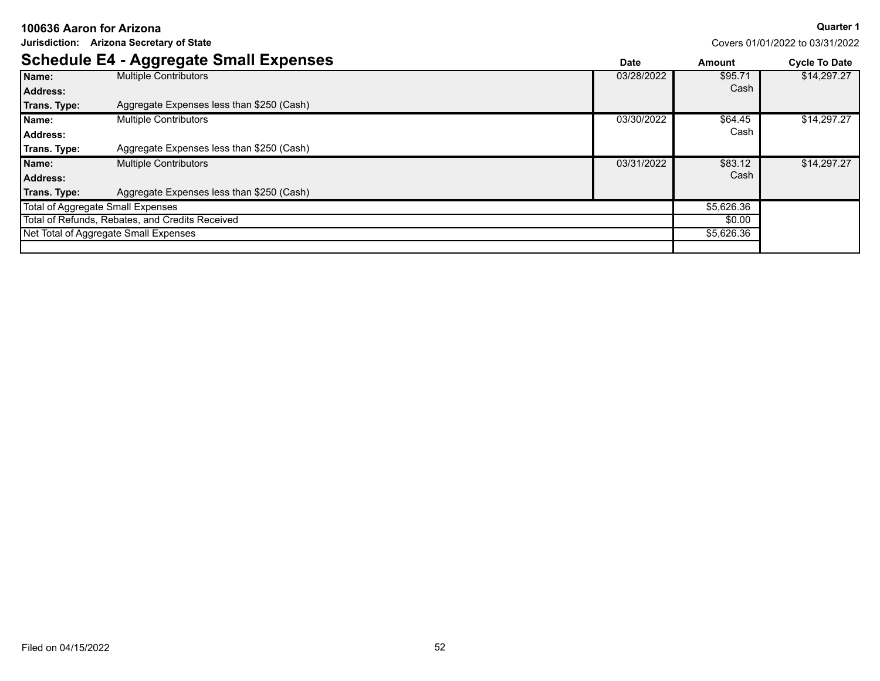**100636 Aaron for Arizona**

**Jurisdiction: Arizona Secretary of State**

**Quarter 1**

Covers 01/01/2022 to 03/31/2022

## Schedule E4 - Aggregate Small Expenses

| | | Date | Amount | Cycle To Date |
|---|---|---|---|---|
| **Name:** | Multiple Contributors | 03/28/2022 | $95.71 Cash | $14,297.27 |
| **Address:** | | | | |
| **Trans. Type:** | Aggregate Expenses less than $250 (Cash) | | | |
| **Name:** | Multiple Contributors | 03/30/2022 | $64.45 Cash | $14,297.27 |
| **Address:** | | | | |
| **Trans. Type:** | Aggregate Expenses less than $250 (Cash) | | | |
| **Name:** | Multiple Contributors | 03/31/2022 | $83.12 Cash | $14,297.27 |
| **Address:** | | | | |
| **Trans. Type:** | Aggregate Expenses less than $250 (Cash) | | | |
| Total of Aggregate Small Expenses | | | $5,626.36 | |
| Total of Refunds, Rebates, and Credits Received | | | $0.00 | |
| Net Total of Aggregate Small Expenses | | | $5,626.36 | |

Filed on 04/15/2022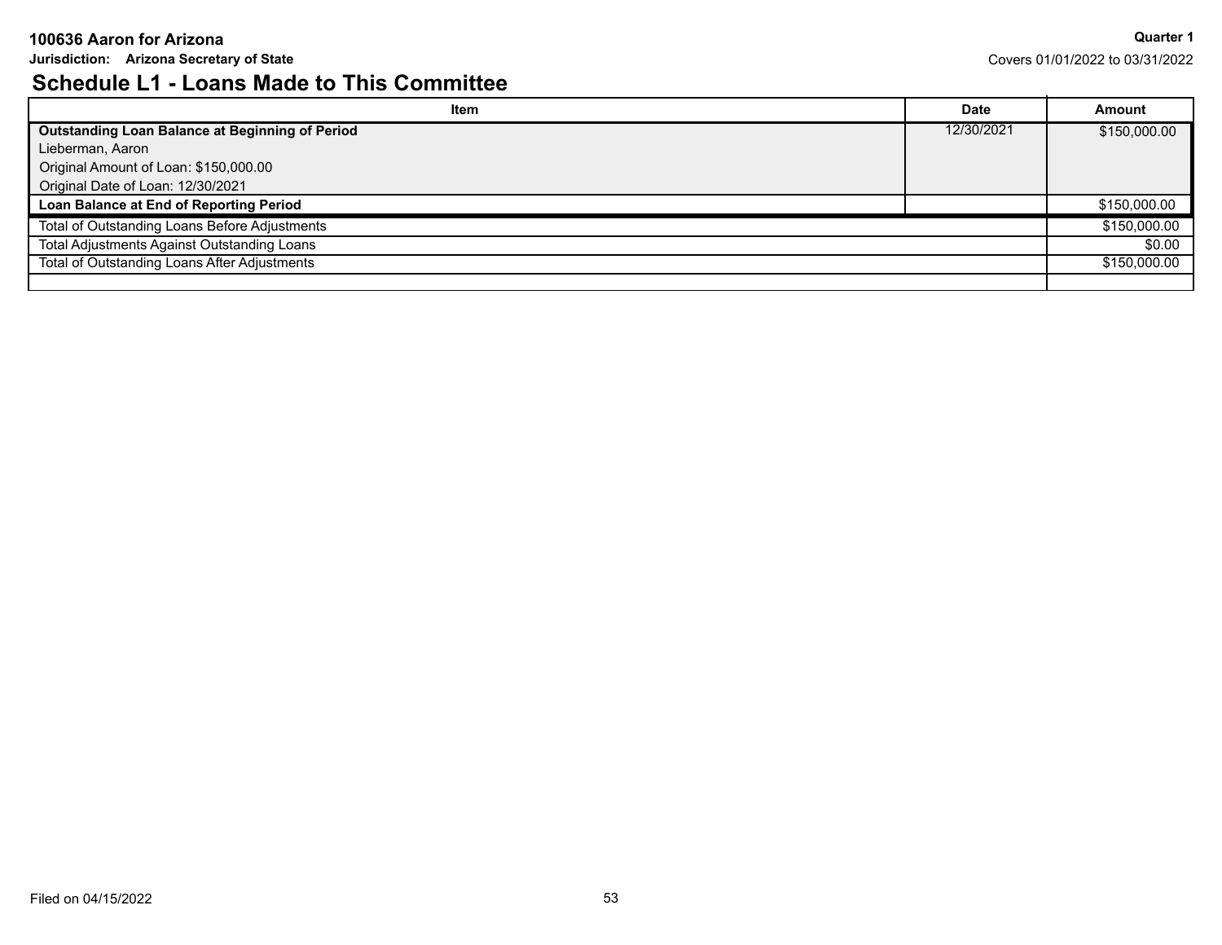100636 Aaron for Arizona

Jurisdiction: Arizona Secretary of State

Quarter 1

Covers 01/01/2022 to 03/31/2022

# Schedule L1 - Loans Made to This Committee

| Item | Date | Amount |
|---|---|---|
| **Outstanding Loan Balance at Beginning of Period**<br>Lieberman, Aaron<br>Original Amount of Loan: $150,000.00<br>Original Date of Loan: 12/30/2021 | 12/30/2021 | $150,000.00 |
| **Loan Balance at End of Reporting Period** | | $150,000.00 |
| Total of Outstanding Loans Before Adjustments | | $150,000.00 |
| Total Adjustments Against Outstanding Loans | | $0.00 |
| Total of Outstanding Loans After Adjustments | | $150,000.00 |

Filed on 04/15/2022